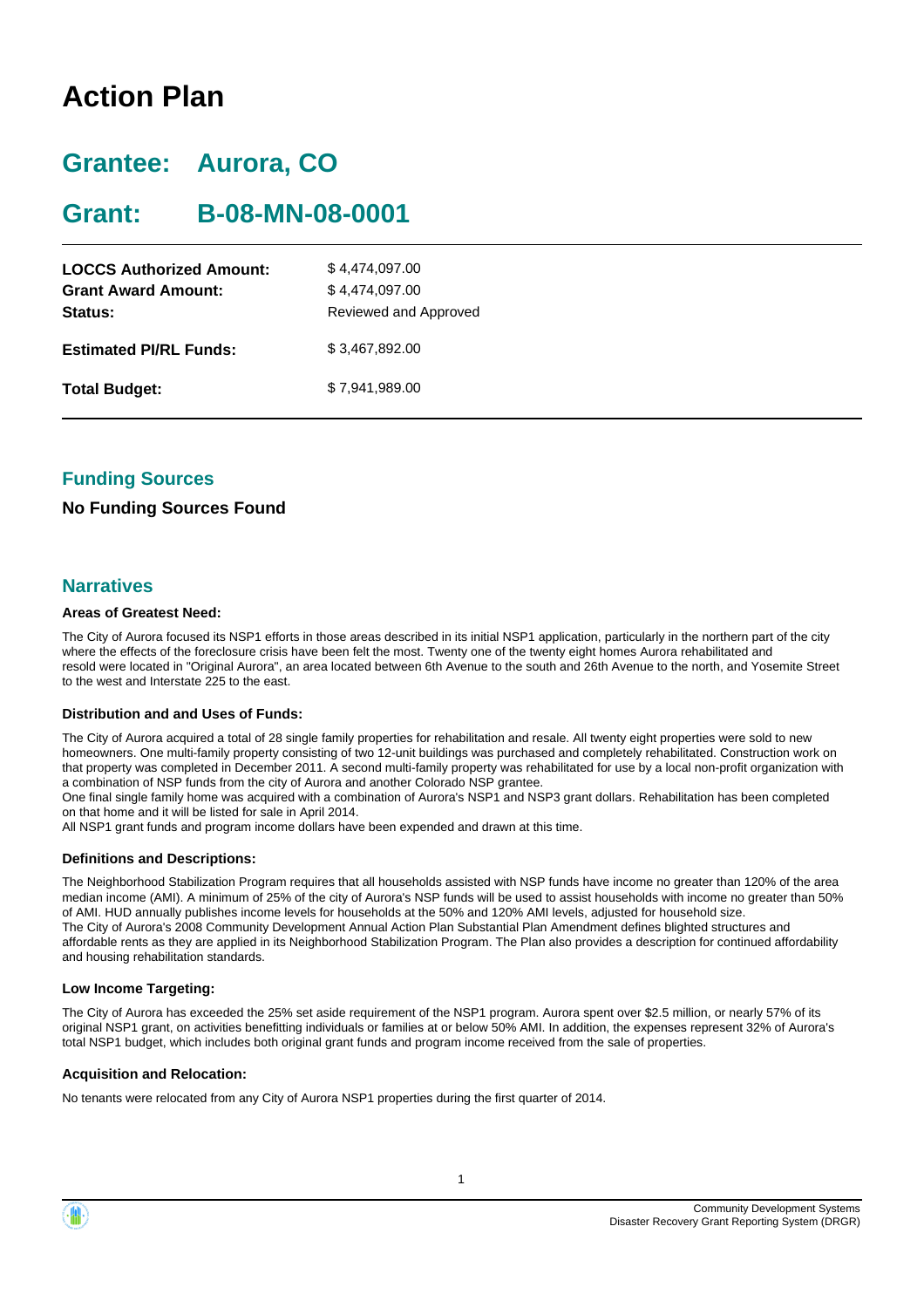# Action Plan

## Grantee: Aurora, CO

## Grant: B-08-MN-08-0001

| | |
|---|---|
| **LOCCS Authorized Amount:** | $ 4,474,097.00 |
| **Grant Award Amount:** | $ 4,474,097.00 |
| **Status:** | Reviewed and Approved |
| **Estimated PI/RL Funds:** | $ 3,467,892.00 |
| **Total Budget:** | $ 7,941,989.00 |

## Funding Sources

**No Funding Sources Found**

## Narratives

### Areas of Greatest Need:

The City of Aurora focused its NSP1 efforts in those areas described in its initial NSP1 application, particularly in the northern part of the city where the effects of the foreclosure crisis have been felt the most. Twenty one of the twenty eight homes Aurora rehabilitated and resold were located in "Original Aurora", an area located between 6th Avenue to the south and 26th Avenue to the north, and Yosemite Street to the west and Interstate 225 to the east.

### Distribution and and Uses of Funds:

The City of Aurora acquired a total of 28 single family properties for rehabilitation and resale. All twenty eight properties were sold to new homeowners. One multi-family property consisting of two 12-unit buildings was purchased and completely rehabilitated. Construction work on that property was completed in December 2011. A second multi-family property was rehabilitated for use by a local non-profit organization with a combination of NSP funds from the city of Aurora and another Colorado NSP grantee.
One final single family home was acquired with a combination of Aurora's NSP1 and NSP3 grant dollars. Rehabilitation has been completed on that home and it will be listed for sale in April 2014.
All NSP1 grant funds and program income dollars have been expended and drawn at this time.

### Definitions and Descriptions:

The Neighborhood Stabilization Program requires that all households assisted with NSP funds have income no greater than 120% of the area median income (AMI). A minimum of 25% of the city of Aurora's NSP funds will be used to assist households with income no greater than 50% of AMI. HUD annually publishes income levels for households at the 50% and 120% AMI levels, adjusted for household size.
The City of Aurora's 2008 Community Development Annual Action Plan Substantial Plan Amendment defines blighted structures and affordable rents as they are applied in its Neighborhood Stabilization Program. The Plan also provides a description for continued affordability and housing rehabilitation standards.

### Low Income Targeting:

The City of Aurora has exceeded the 25% set aside requirement of the NSP1 program. Aurora spent over $2.5 million, or nearly 57% of its original NSP1 grant, on activities benefitting individuals or families at or below 50% AMI. In addition, the expenses represent 32% of Aurora's total NSP1 budget, which includes both original grant funds and program income received from the sale of properties.

### Acquisition and Relocation:

No tenants were relocated from any City of Aurora NSP1 properties during the first quarter of 2014.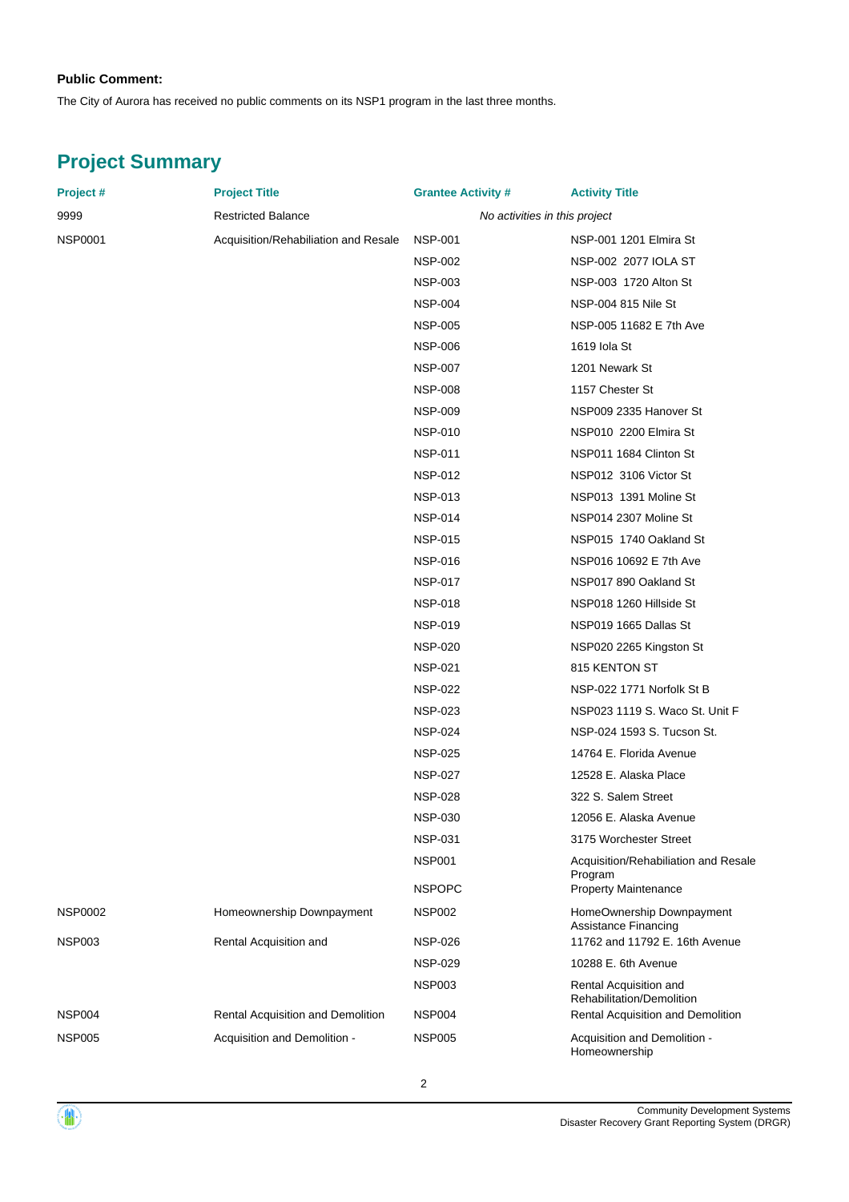**Public Comment:**

The City of Aurora has received no public comments on its NSP1 program in the last three months.

## Project Summary

| Project # | Project Title | Grantee Activity # | Activity Title |
|---|---|---|---|
| 9999 | Restricted Balance | *No activities in this project* | |
| NSP0001 | Acquisition/Rehabilitation and Resale | NSP-001 | NSP-001 1201 Elmira St |
| | | NSP-002 | NSP-002 2077 IOLA ST |
| | | NSP-003 | NSP-003 1720 Alton St |
| | | NSP-004 | NSP-004 815 Nile St |
| | | NSP-005 | NSP-005 11682 E 7th Ave |
| | | NSP-006 | 1619 Iola St |
| | | NSP-007 | 1201 Newark St |
| | | NSP-008 | 1157 Chester St |
| | | NSP-009 | NSP009 2335 Hanover St |
| | | NSP-010 | NSP010 2200 Elmira St |
| | | NSP-011 | NSP011 1684 Clinton St |
| | | NSP-012 | NSP012 3106 Victor St |
| | | NSP-013 | NSP013 1391 Moline St |
| | | NSP-014 | NSP014 2307 Moline St |
| | | NSP-015 | NSP015 1740 Oakland St |
| | | NSP-016 | NSP016 10692 E 7th Ave |
| | | NSP-017 | NSP017 890 Oakland St |
| | | NSP-018 | NSP018 1260 Hillside St |
| | | NSP-019 | NSP019 1665 Dallas St |
| | | NSP-020 | NSP020 2265 Kingston St |
| | | NSP-021 | 815 KENTON ST |
| | | NSP-022 | NSP-022 1771 Norfolk St B |
| | | NSP-023 | NSP023 1119 S. Waco St. Unit F |
| | | NSP-024 | NSP-024 1593 S. Tucson St. |
| | | NSP-025 | 14764 E. Florida Avenue |
| | | NSP-027 | 12528 E. Alaska Place |
| | | NSP-028 | 322 S. Salem Street |
| | | NSP-030 | 12056 E. Alaska Avenue |
| | | NSP-031 | 3175 Worchester Street |
| | | NSP001 | Acquisition/Rehabilitation and Resale Program |
| | | NSPOPC | Property Maintenance |
| NSP0002 | Homeownership Downpayment | NSP002 | HomeOwnership Downpayment Assistance Financing |
| NSP003 | Rental Acquisition and | NSP-026 | 11762 and 11792 E. 16th Avenue |
| | | NSP-029 | 10288 E. 6th Avenue |
| | | NSP003 | Rental Acquisition and Rehabilitation/Demolition |
| NSP004 | Rental Acquisition and Demolition | NSP004 | Rental Acquisition and Demolition |
| NSP005 | Acquisition and Demolition - | NSP005 | Acquisition and Demolition - Homeownership |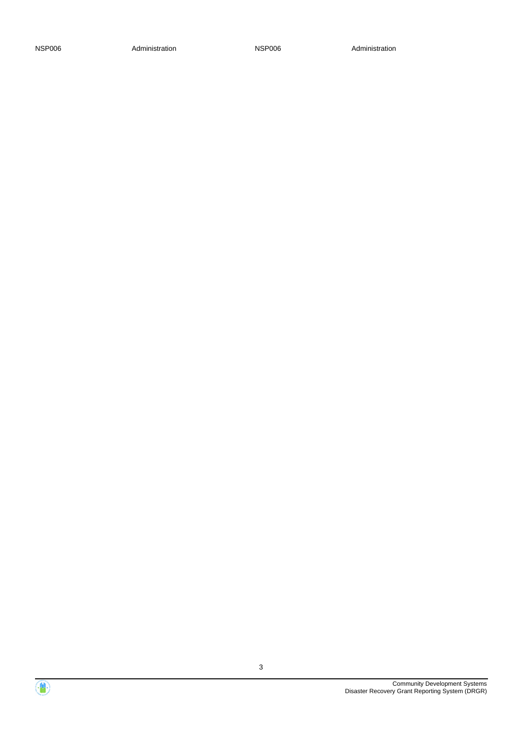| | | | |
|---|---|---|---|
| NSP006 | Administration | NSP006 | Administration |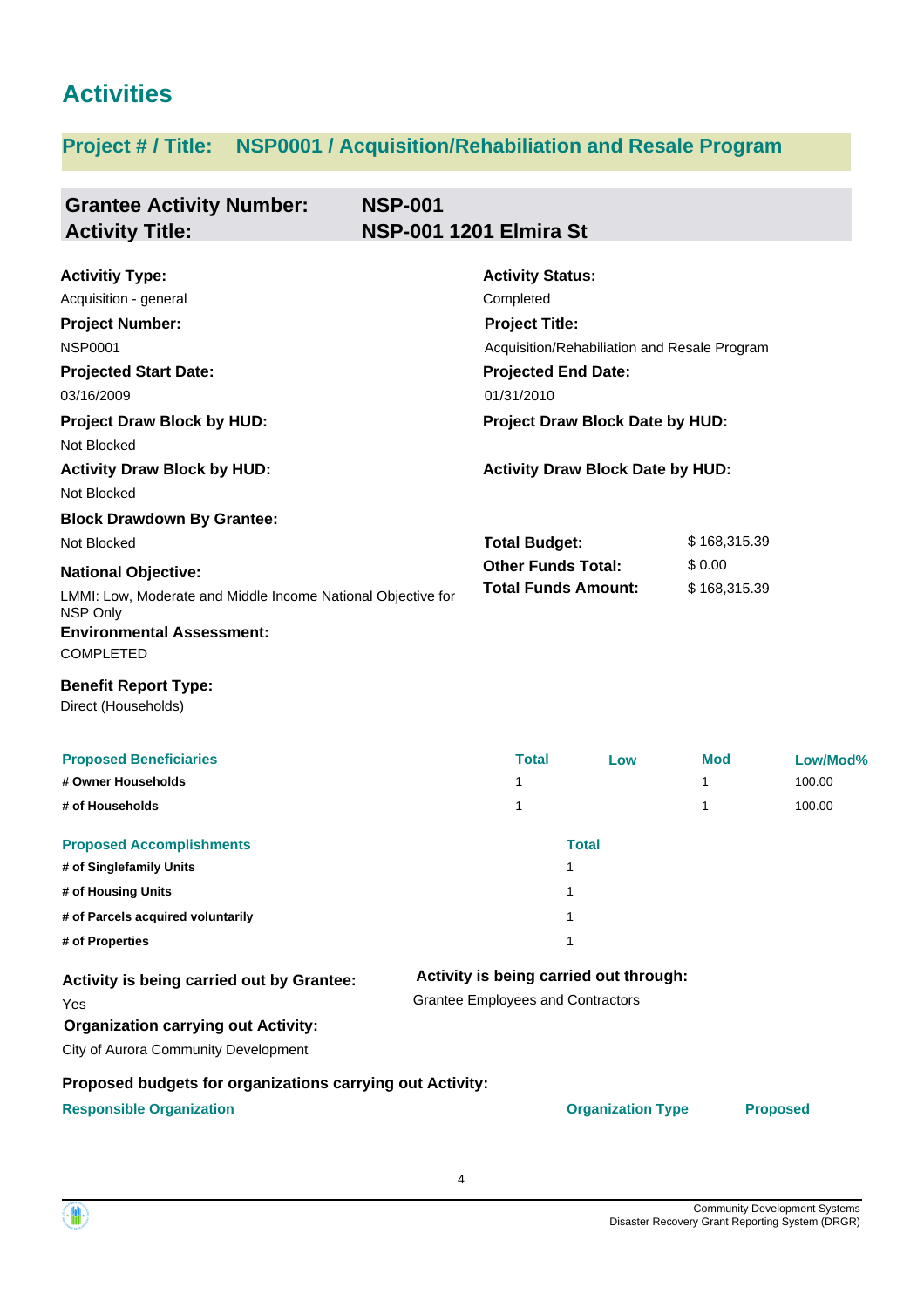# Activities

## Project # / Title: NSP0001 / Acquisition/Rehabiliation and Resale Program

### Grantee Activity Number: NSP-001
### Activity Title: NSP-001 1201 Elmira St

**Activitiy Type:**
Acquisition - general

**Activity Status:**
Completed

**Project Number:**
NSP0001

**Project Title:**
Acquisition/Rehabiliation and Resale Program

**Projected Start Date:**
03/16/2009

**Projected End Date:**
01/31/2010

**Project Draw Block by HUD:**
Not Blocked

**Project Draw Block Date by HUD:**

**Activity Draw Block by HUD:**
Not Blocked

**Activity Draw Block Date by HUD:**

**Block Drawdown By Grantee:**
Not Blocked

**Total Budget:** $ 168,315.39
**Other Funds Total:** $ 0.00
**Total Funds Amount:** $ 168,315.39

**National Objective:**
LMMI: Low, Moderate and Middle Income National Objective for NSP Only

**Environmental Assessment:**
COMPLETED

**Benefit Report Type:**
Direct (Households)

| Proposed Beneficiaries | Total | Low | Mod | Low/Mod% |
|---|---|---|---|---|
| # Owner Households | 1 | | 1 | 100.00 |
| # of Households | 1 | | 1 | 100.00 |

| Proposed Accomplishments | Total |
|---|---|
| # of Singlefamily Units | 1 |
| # of Housing Units | 1 |
| # of Parcels acquired voluntarily | 1 |
| # of Properties | 1 |

**Activity is being carried out by Grantee:**
Yes

**Activity is being carried out through:**
Grantee Employees and Contractors

**Organization carrying out Activity:**
City of Aurora Community Development

**Proposed budgets for organizations carrying out Activity:**

| Responsible Organization | Organization Type | Proposed |
|---|---|---|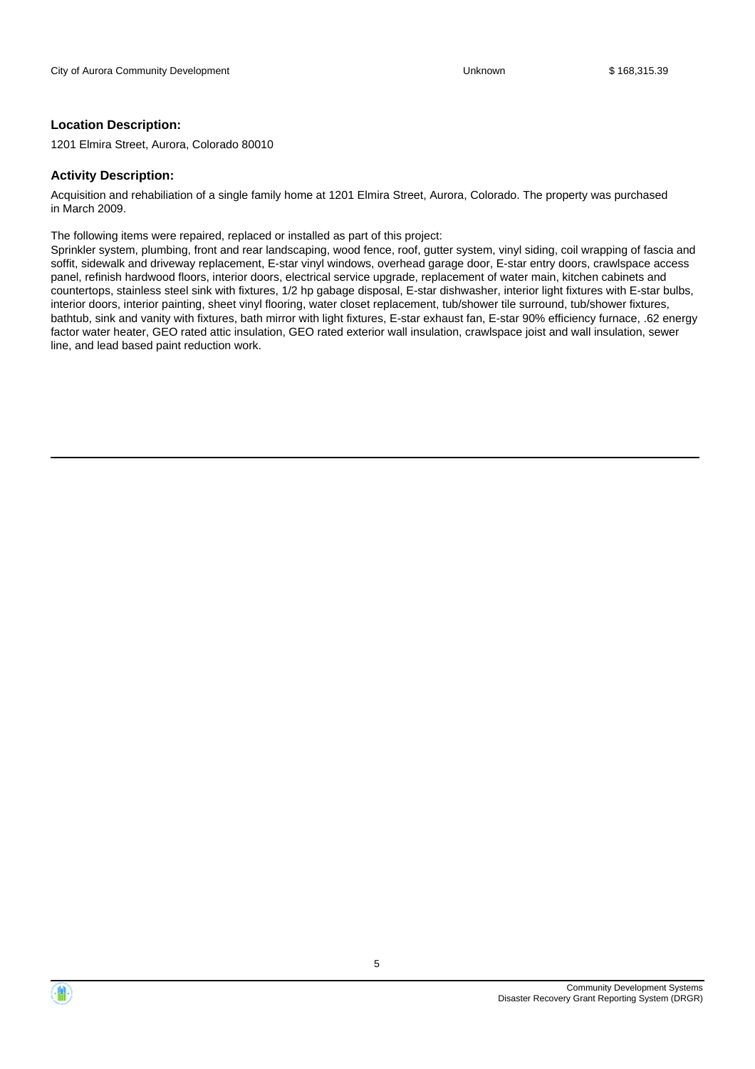| City of Aurora Community Development | Unknown | $ 168,315.39 |
| --- | --- | --- |

**Location Description:**

1201 Elmira Street, Aurora, Colorado 80010

**Activity Description:**

Acquisition and rehabiliation of a single family home at 1201 Elmira Street, Aurora, Colorado. The property was purchased in March 2009.

The following items were repaired, replaced or installed as part of this project:
Sprinkler system, plumbing, front and rear landscaping, wood fence, roof, gutter system, vinyl siding, coil wrapping of fascia and soffit, sidewalk and driveway replacement, E-star vinyl windows, overhead garage door, E-star entry doors, crawlspace access panel, refinish hardwood floors, interior doors, electrical service upgrade, replacement of water main, kitchen cabinets and countertops, stainless steel sink with fixtures, 1/2 hp gabage disposal, E-star dishwasher, interior light fixtures with E-star bulbs, interior doors, interior painting, sheet vinyl flooring, water closet replacement, tub/shower tile surround, tub/shower fixtures, bathtub, sink and vanity with fixtures, bath mirror with light fixtures, E-star exhaust fan, E-star 90% efficiency furnace, .62 energy factor water heater, GEO rated attic insulation, GEO rated exterior wall insulation, crawlspace joist and wall insulation, sewer line, and lead based paint reduction work.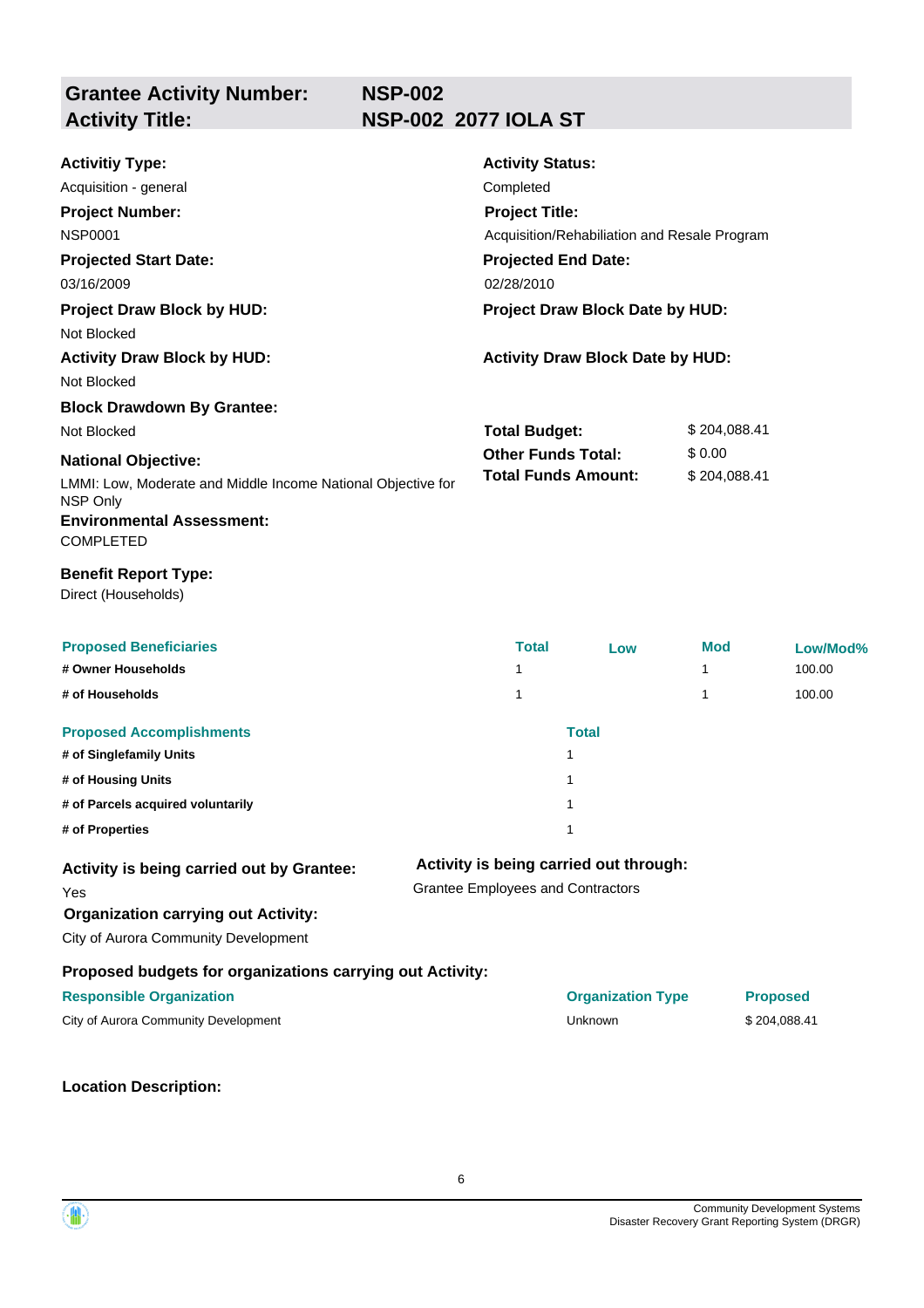## Grantee Activity Number: NSP-002
## Activity Title: NSP-002 2077 IOLA ST

**Activitiy Type:**
Acquisition - general

**Activity Status:**
Completed

**Project Number:**
NSP0001

**Project Title:**
Acquisition/Rehabiliation and Resale Program

**Projected Start Date:**
03/16/2009

**Projected End Date:**
02/28/2010

**Project Draw Block by HUD:**
Not Blocked

**Project Draw Block Date by HUD:**

**Activity Draw Block by HUD:**
Not Blocked

**Activity Draw Block Date by HUD:**

**Block Drawdown By Grantee:**
Not Blocked

**Total Budget:** $ 204,088.41
**Other Funds Total:** $ 0.00
**Total Funds Amount:** $ 204,088.41

**National Objective:**
LMMI: Low, Moderate and Middle Income National Objective for NSP Only

**Environmental Assessment:**
COMPLETED

**Benefit Report Type:**
Direct (Households)

| Proposed Beneficiaries | Total | Low | Mod | Low/Mod% |
|---|---|---|---|---|
| # Owner Households | 1 | | 1 | 100.00 |
| # of Households | 1 | | 1 | 100.00 |

| Proposed Accomplishments | Total |
|---|---|
| # of Singlefamily Units | 1 |
| # of Housing Units | 1 |
| # of Parcels acquired voluntarily | 1 |
| # of Properties | 1 |

**Activity is being carried out by Grantee:**
Yes

**Activity is being carried out through:**
Grantee Employees and Contractors

**Organization carrying out Activity:**
City of Aurora Community Development

**Proposed budgets for organizations carrying out Activity:**

| Responsible Organization | Organization Type | Proposed |
|---|---|---|
| City of Aurora Community Development | Unknown | $ 204,088.41 |

**Location Description:**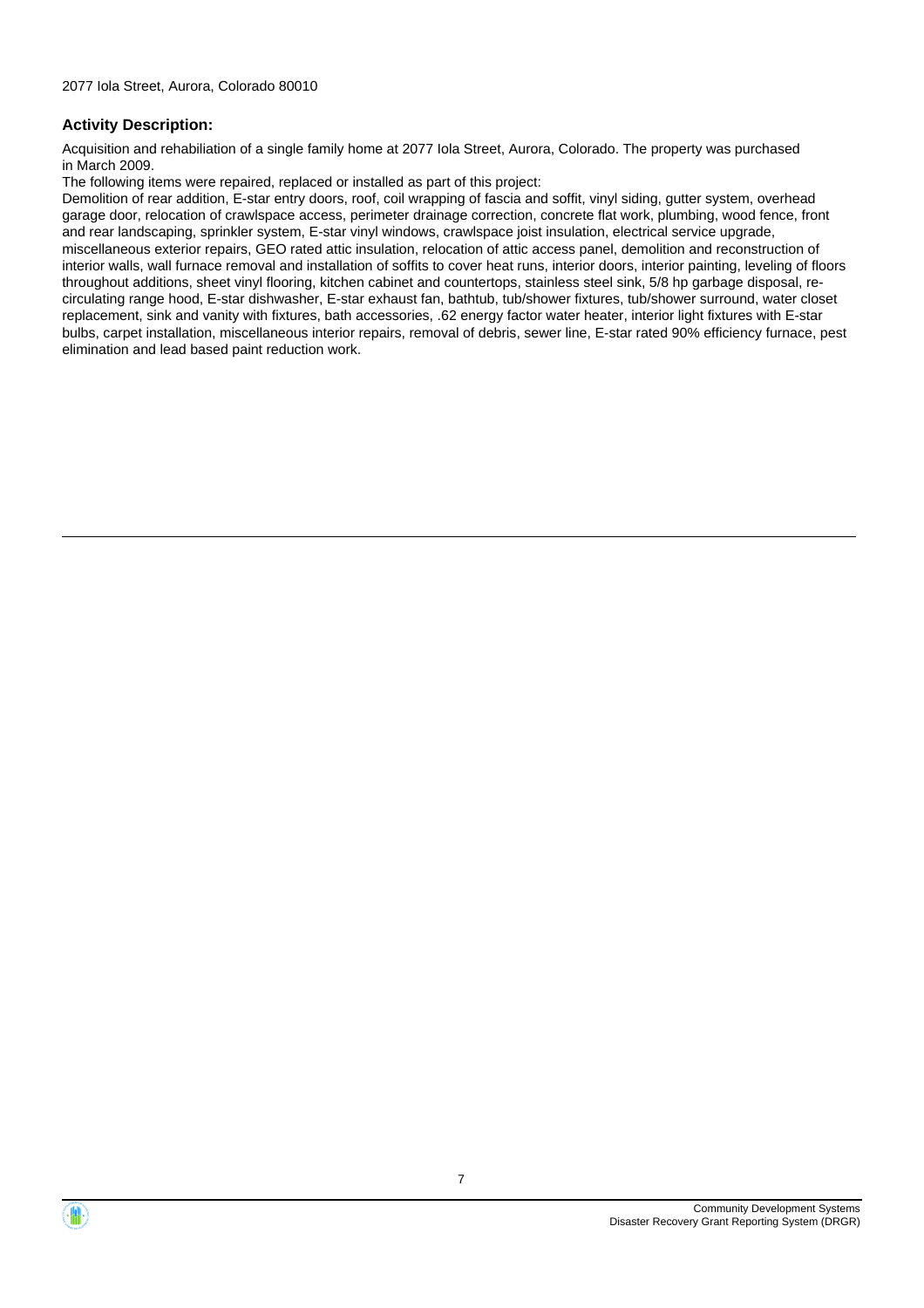2077 Iola Street, Aurora, Colorado 80010

**Activity Description:**

Acquisition and rehabiliation of a single family home at 2077 Iola Street, Aurora, Colorado. The property was purchased in March 2009.

The following items were repaired, replaced or installed as part of this project:

Demolition of rear addition, E-star entry doors, roof, coil wrapping of fascia and soffit, vinyl siding, gutter system, overhead garage door, relocation of crawlspace access, perimeter drainage correction, concrete flat work, plumbing, wood fence, front and rear landscaping, sprinkler system, E-star vinyl windows, crawlspace joist insulation, electrical service upgrade, miscellaneous exterior repairs, GEO rated attic insulation, relocation of attic access panel, demolition and reconstruction of interior walls, wall furnace removal and installation of soffits to cover heat runs, interior doors, interior painting, leveling of floors throughout additions, sheet vinyl flooring, kitchen cabinet and countertops, stainless steel sink, 5/8 hp garbage disposal, re-circulating range hood, E-star dishwasher, E-star exhaust fan, bathtub, tub/shower fixtures, tub/shower surround, water closet replacement, sink and vanity with fixtures, bath accessories, .62 energy factor water heater, interior light fixtures with E-star bulbs, carpet installation, miscellaneous interior repairs, removal of debris, sewer line, E-star rated 90% efficiency furnace, pest elimination and lead based paint reduction work.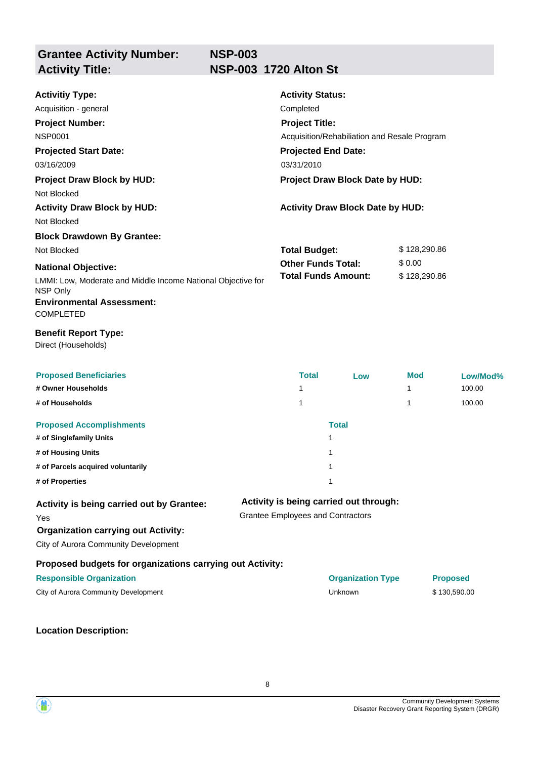## Grantee Activity Number: NSP-003
## Activity Title: NSP-003 1720 Alton St

**Activitiy Type:**
Acquisition - general

**Activity Status:**
Completed

**Project Number:**
NSP0001

**Project Title:**
Acquisition/Rehabilitation and Resale Program

**Projected Start Date:**
03/16/2009

**Projected End Date:**
03/31/2010

**Project Draw Block by HUD:**
Not Blocked

**Project Draw Block Date by HUD:**

**Activity Draw Block by HUD:**
Not Blocked

**Activity Draw Block Date by HUD:**

**Block Drawdown By Grantee:**
Not Blocked

**Total Budget:** $ 128,290.86
**Other Funds Total:** $ 0.00
**Total Funds Amount:** $ 128,290.86

**National Objective:**
LMMI: Low, Moderate and Middle Income National Objective for NSP Only

**Environmental Assessment:**
COMPLETED

**Benefit Report Type:**
Direct (Households)

| Proposed Beneficiaries | Total | Low | Mod | Low/Mod% |
| --- | --- | --- | --- | --- |
| # Owner Households | 1 | | 1 | 100.00 |
| # of Households | 1 | | 1 | 100.00 |

| Proposed Accomplishments | Total |
| --- | --- |
| # of Singlefamily Units | 1 |
| # of Housing Units | 1 |
| # of Parcels acquired voluntarily | 1 |
| # of Properties | 1 |

**Activity is being carried out by Grantee:**
Yes

**Activity is being carried out through:**
Grantee Employees and Contractors

**Organization carrying out Activity:**
City of Aurora Community Development

**Proposed budgets for organizations carrying out Activity:**

| Responsible Organization | Organization Type | Proposed |
| --- | --- | --- |
| City of Aurora Community Development | Unknown | $ 130,590.00 |

**Location Description:**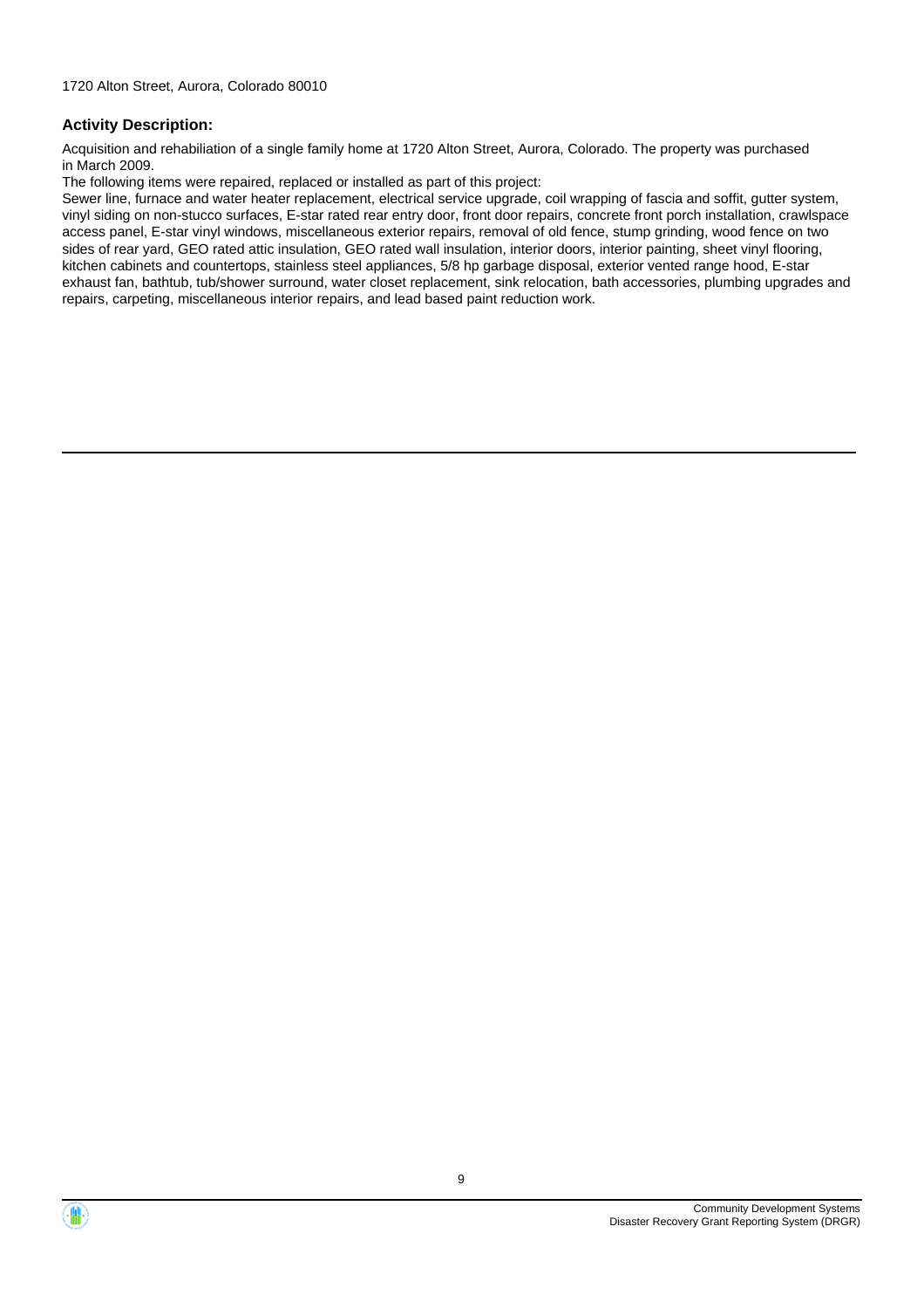1720 Alton Street, Aurora, Colorado 80010

### Activity Description:

Acquisition and rehabiliation of a single family home at 1720 Alton Street, Aurora, Colorado. The property was purchased in March 2009.

The following items were repaired, replaced or installed as part of this project:

Sewer line, furnace and water heater replacement, electrical service upgrade, coil wrapping of fascia and soffit, gutter system, vinyl siding on non-stucco surfaces, E-star rated rear entry door, front door repairs, concrete front porch installation, crawlspace access panel, E-star vinyl windows, miscellaneous exterior repairs, removal of old fence, stump grinding, wood fence on two sides of rear yard, GEO rated attic insulation, GEO rated wall insulation, interior doors, interior painting, sheet vinyl flooring, kitchen cabinets and countertops, stainless steel appliances, 5/8 hp garbage disposal, exterior vented range hood, E-star exhaust fan, bathtub, tub/shower surround, water closet replacement, sink relocation, bath accessories, plumbing upgrades and repairs, carpeting, miscellaneous interior repairs, and lead based paint reduction work.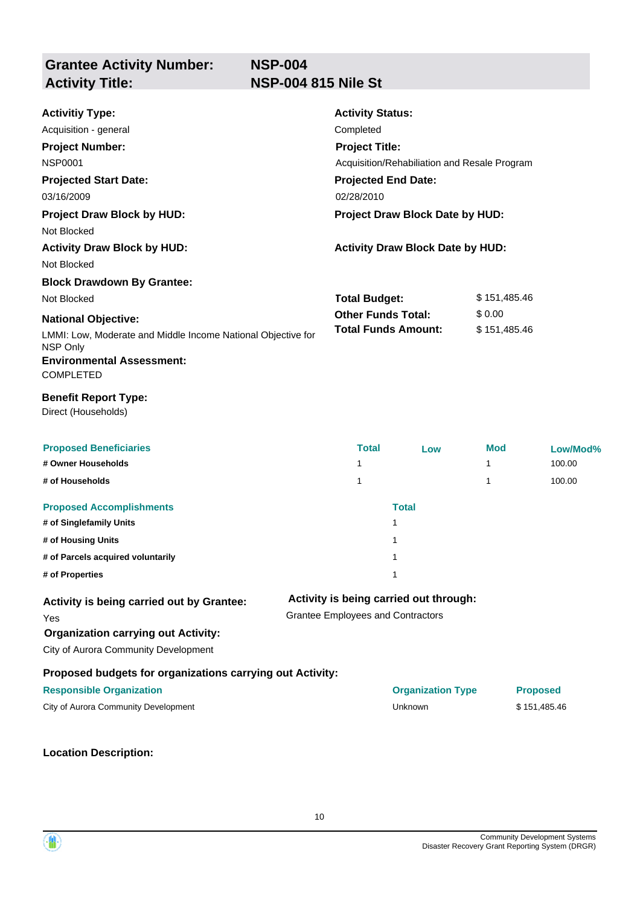## Grantee Activity Number: NSP-004
## Activity Title: NSP-004 815 Nile St

**Activitiy Type:**
Acquisition - general

**Activity Status:**
Completed

**Project Number:**
NSP0001

**Project Title:**
Acquisition/Rehabiliation and Resale Program

**Projected Start Date:**
03/16/2009

**Projected End Date:**
02/28/2010

**Project Draw Block by HUD:**
Not Blocked

**Project Draw Block Date by HUD:**

**Activity Draw Block by HUD:**
Not Blocked

**Activity Draw Block Date by HUD:**

**Block Drawdown By Grantee:**
Not Blocked

**Total Budget:** $ 151,485.46
**Other Funds Total:** $ 0.00
**Total Funds Amount:** $ 151,485.46

**National Objective:**
LMMI: Low, Moderate and Middle Income National Objective for NSP Only

**Environmental Assessment:**
COMPLETED

**Benefit Report Type:**
Direct (Households)

| Proposed Beneficiaries | Total | Low | Mod | Low/Mod% |
|---|---|---|---|---|
| # Owner Households | 1 | | 1 | 100.00 |
| # of Households | 1 | | 1 | 100.00 |

| Proposed Accomplishments | Total |
|---|---|
| # of Singlefamily Units | 1 |
| # of Housing Units | 1 |
| # of Parcels acquired voluntarily | 1 |
| # of Properties | 1 |

**Activity is being carried out by Grantee:**
Yes

**Activity is being carried out through:**
Grantee Employees and Contractors

**Organization carrying out Activity:**
City of Aurora Community Development

**Proposed budgets for organizations carrying out Activity:**

| Responsible Organization | Organization Type | Proposed |
|---|---|---|
| City of Aurora Community Development | Unknown | $ 151,485.46 |

**Location Description:**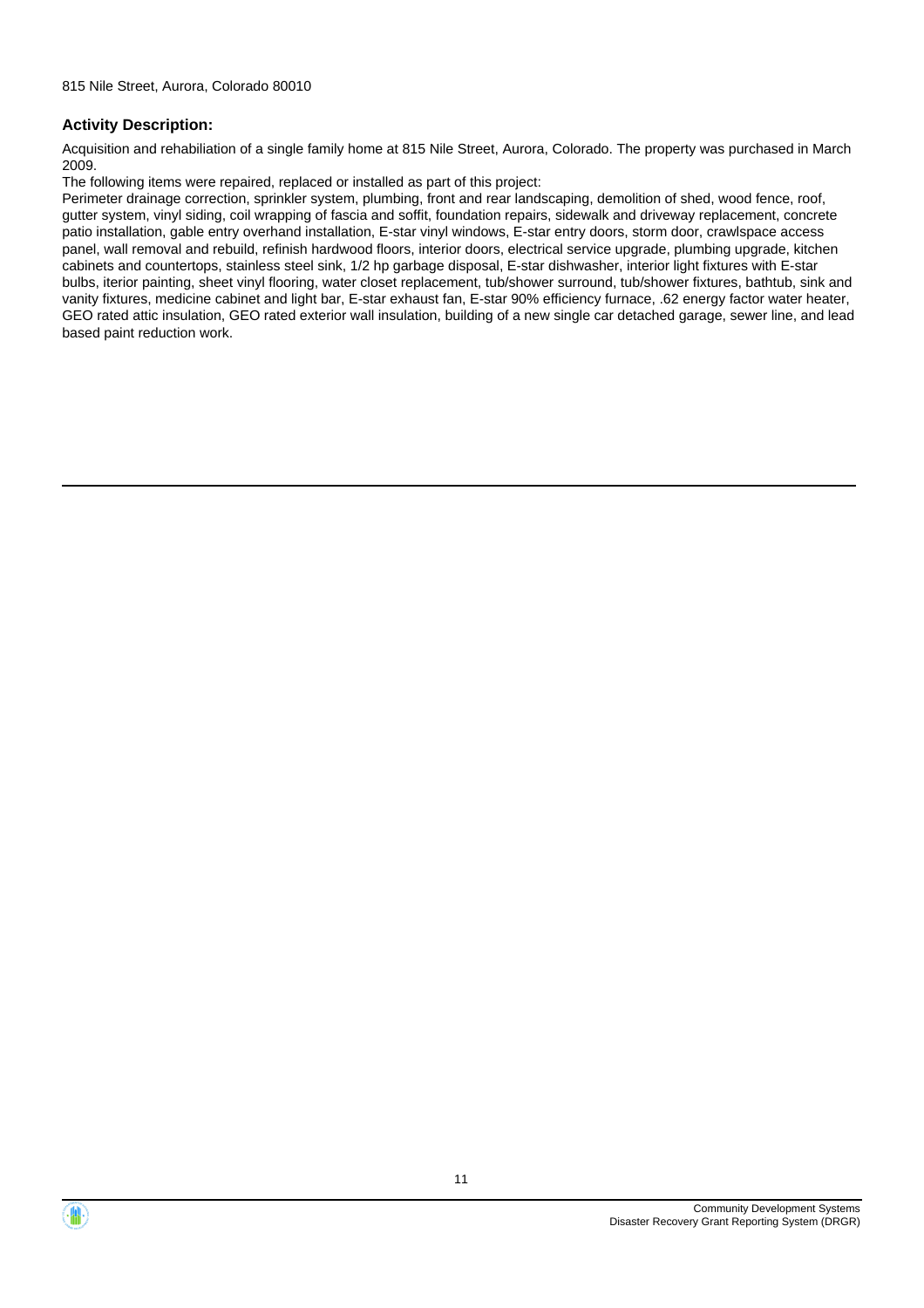815 Nile Street, Aurora, Colorado 80010

**Activity Description:**

Acquisition and rehabiliation of a single family home at 815 Nile Street, Aurora, Colorado. The property was purchased in March 2009.

The following items were repaired, replaced or installed as part of this project:

Perimeter drainage correction, sprinkler system, plumbing, front and rear landscaping, demolition of shed, wood fence, roof, gutter system, vinyl siding, coil wrapping of fascia and soffit, foundation repairs, sidewalk and driveway replacement, concrete patio installation, gable entry overhand installation, E-star vinyl windows, E-star entry doors, storm door, crawlspace access panel, wall removal and rebuild, refinish hardwood floors, interior doors, electrical service upgrade, plumbing upgrade, kitchen cabinets and countertops, stainless steel sink, 1/2 hp garbage disposal, E-star dishwasher, interior light fixtures with E-star bulbs, iterior painting, sheet vinyl flooring, water closet replacement, tub/shower surround, tub/shower fixtures, bathtub, sink and vanity fixtures, medicine cabinet and light bar, E-star exhaust fan, E-star 90% efficiency furnace, .62 energy factor water heater, GEO rated attic insulation, GEO rated exterior wall insulation, building of a new single car detached garage, sewer line, and lead based paint reduction work.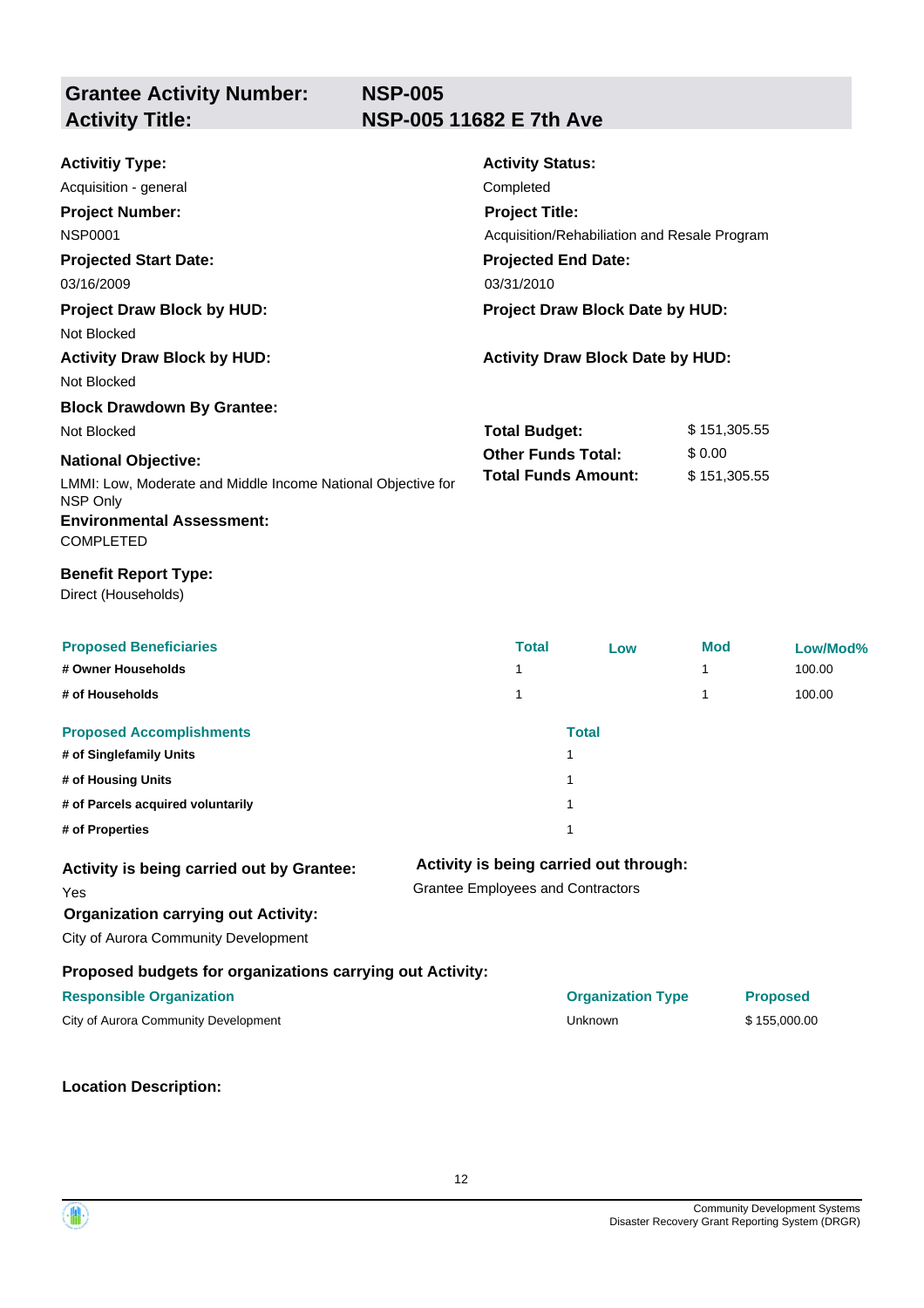## Grantee Activity Number: NSP-005
## Activity Title: NSP-005 11682 E 7th Ave

**Activitiy Type:**
Acquisition - general

**Activity Status:**
Completed

**Project Number:**
NSP0001

**Project Title:**
Acquisition/Rehabiliation and Resale Program

**Projected Start Date:**
03/16/2009

**Projected End Date:**
03/31/2010

**Project Draw Block by HUD:**
Not Blocked

**Project Draw Block Date by HUD:**

**Activity Draw Block by HUD:**
Not Blocked

**Activity Draw Block Date by HUD:**

**Block Drawdown By Grantee:**
Not Blocked

| | |
|---|---|
| **Total Budget:** | $ 151,305.55 |
| **Other Funds Total:** | $ 0.00 |
| **Total Funds Amount:** | $ 151,305.55 |

**National Objective:**
LMMI: Low, Moderate and Middle Income National Objective for NSP Only

**Environmental Assessment:**
COMPLETED

**Benefit Report Type:**
Direct (Households)

| Proposed Beneficiaries | Total | Low | Mod | Low/Mod% |
|---|---|---|---|---|
| # Owner Households | 1 | | 1 | 100.00 |
| # of Households | 1 | | 1 | 100.00 |

| Proposed Accomplishments | Total |
|---|---|
| # of Singlefamily Units | 1 |
| # of Housing Units | 1 |
| # of Parcels acquired voluntarily | 1 |
| # of Properties | 1 |

**Activity is being carried out by Grantee:**
Yes

**Activity is being carried out through:**
Grantee Employees and Contractors

**Organization carrying out Activity:**
City of Aurora Community Development

**Proposed budgets for organizations carrying out Activity:**

| Responsible Organization | Organization Type | Proposed |
|---|---|---|
| City of Aurora Community Development | Unknown | $ 155,000.00 |

**Location Description:**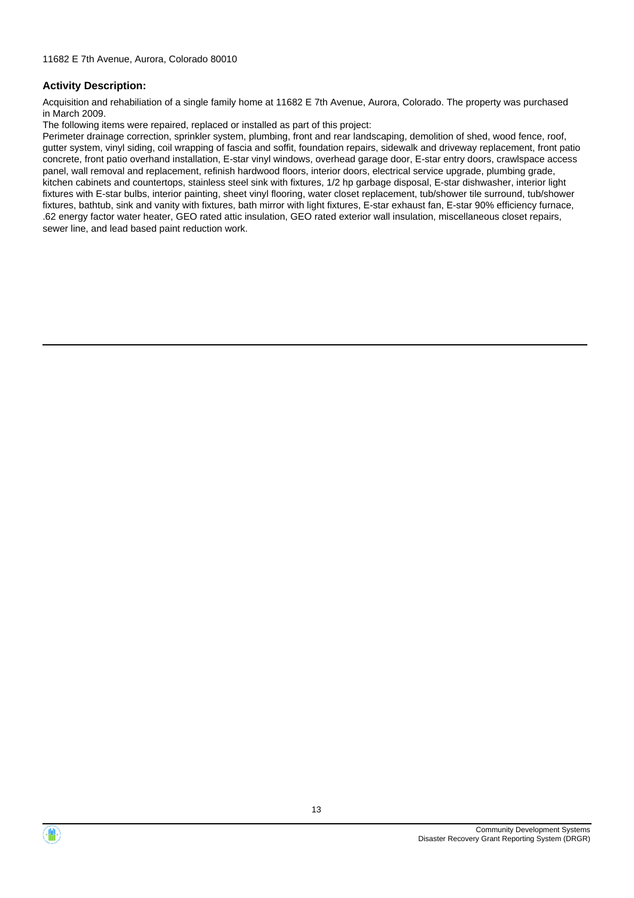11682 E 7th Avenue, Aurora, Colorado 80010

**Activity Description:**

Acquisition and rehabiliation of a single family home at 11682 E 7th Avenue, Aurora, Colorado. The property was purchased in March 2009.

The following items were repaired, replaced or installed as part of this project:

Perimeter drainage correction, sprinkler system, plumbing, front and rear landscaping, demolition of shed, wood fence, roof, gutter system, vinyl siding, coil wrapping of fascia and soffit, foundation repairs, sidewalk and driveway replacement, front patio concrete, front patio overhand installation, E-star vinyl windows, overhead garage door, E-star entry doors, crawlspace access panel, wall removal and replacement, refinish hardwood floors, interior doors, electrical service upgrade, plumbing grade, kitchen cabinets and countertops, stainless steel sink with fixtures, 1/2 hp garbage disposal, E-star dishwasher, interior light fixtures with E-star bulbs, interior painting, sheet vinyl flooring, water closet replacement, tub/shower tile surround, tub/shower fixtures, bathtub, sink and vanity with fixtures, bath mirror with light fixtures, E-star exhaust fan, E-star 90% efficiency furnace, .62 energy factor water heater, GEO rated attic insulation, GEO rated exterior wall insulation, miscellaneous closet repairs, sewer line, and lead based paint reduction work.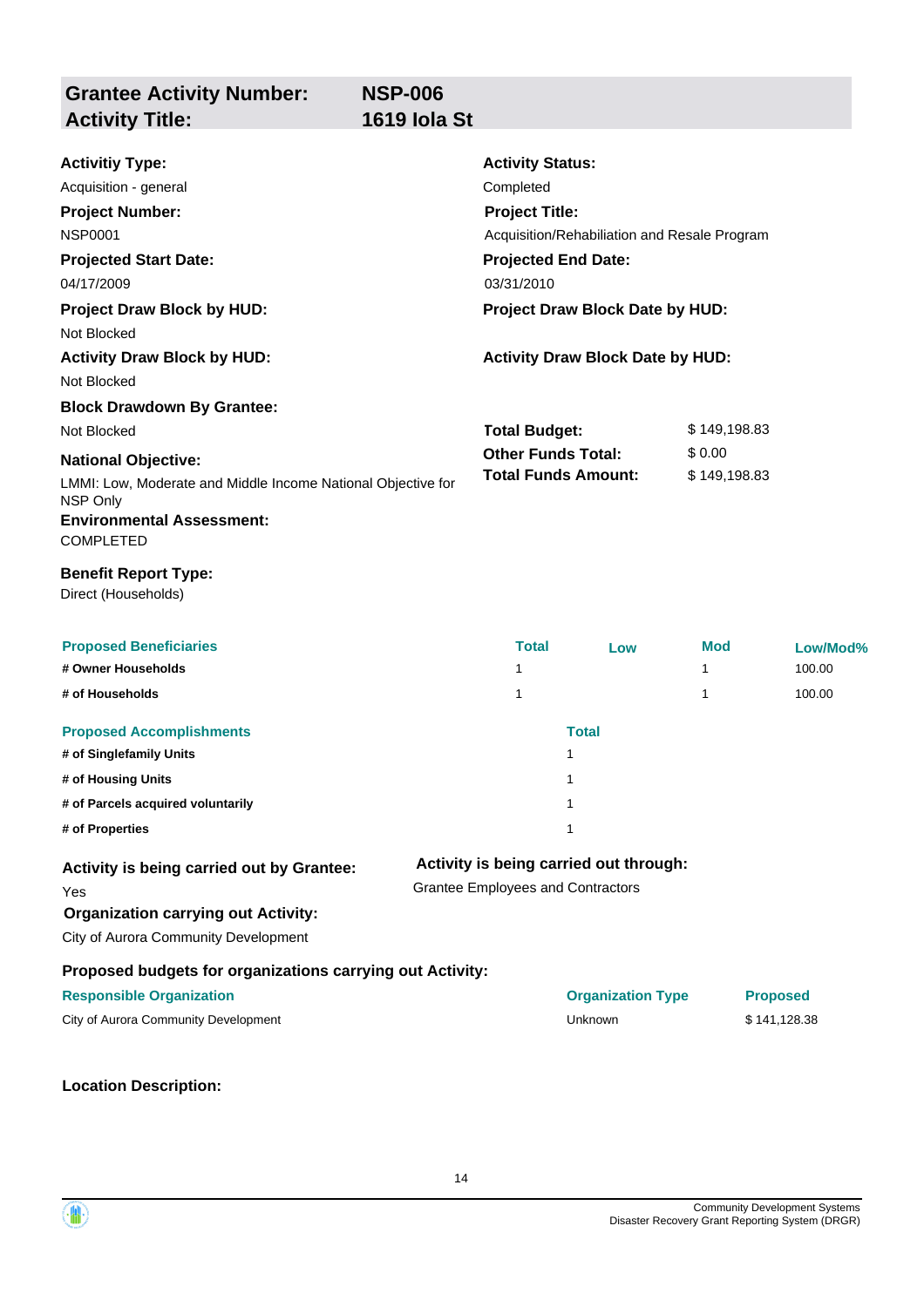## Grantee Activity Number: NSP-006
## Activity Title: 1619 Iola St

**Activitiy Type:**
Acquisition - general

**Activity Status:**
Completed

**Project Number:**
NSP0001

**Project Title:**
Acquisition/Rehabiliation and Resale Program

**Projected Start Date:**
04/17/2009

**Projected End Date:**
03/31/2010

**Project Draw Block by HUD:**
Not Blocked

**Project Draw Block Date by HUD:**

**Activity Draw Block by HUD:**
Not Blocked

**Activity Draw Block Date by HUD:**

**Block Drawdown By Grantee:**
Not Blocked

**Total Budget:** $ 149,198.83
**Other Funds Total:** $ 0.00
**Total Funds Amount:** $ 149,198.83

**National Objective:**
LMMI: Low, Moderate and Middle Income National Objective for NSP Only

**Environmental Assessment:**
COMPLETED

**Benefit Report Type:**
Direct (Households)

| Proposed Beneficiaries | Total | Low | Mod | Low/Mod% |
|---|---|---|---|---|
| # Owner Households | 1 | | 1 | 100.00 |
| # of Households | 1 | | 1 | 100.00 |

| Proposed Accomplishments | Total |
|---|---|
| # of Singlefamily Units | 1 |
| # of Housing Units | 1 |
| # of Parcels acquired voluntarily | 1 |
| # of Properties | 1 |

**Activity is being carried out by Grantee:**
Yes

**Activity is being carried out through:**
Grantee Employees and Contractors

**Organization carrying out Activity:**
City of Aurora Community Development

**Proposed budgets for organizations carrying out Activity:**

| Responsible Organization | Organization Type | Proposed |
|---|---|---|
| City of Aurora Community Development | Unknown | $ 141,128.38 |

**Location Description:**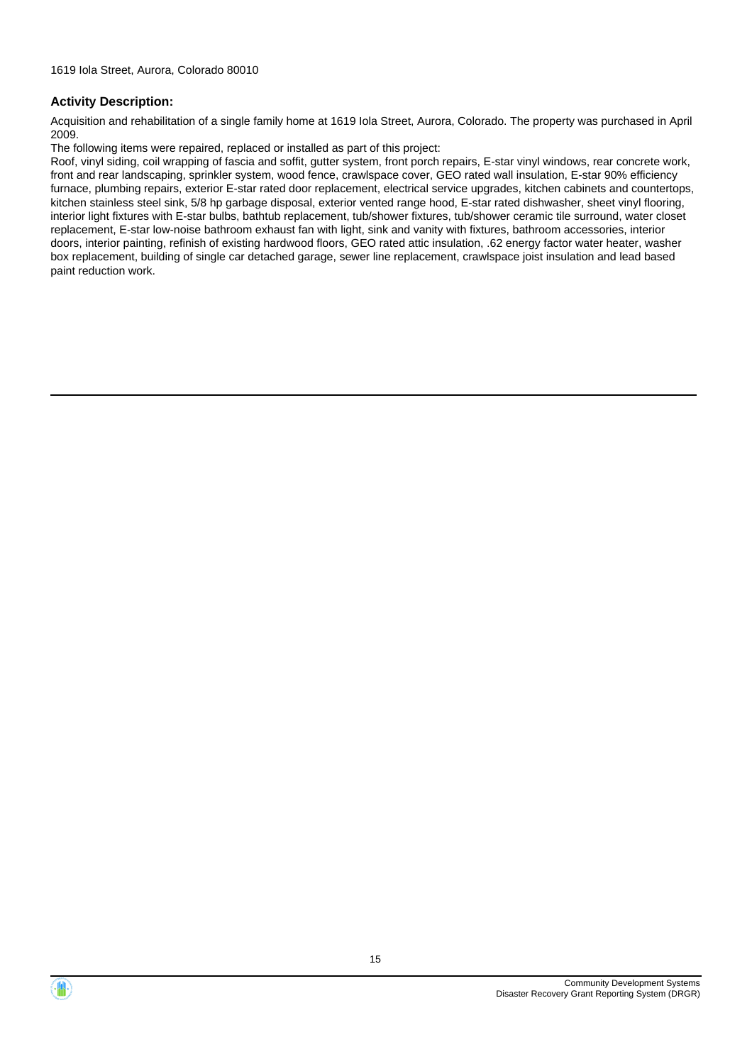1619 Iola Street, Aurora, Colorado 80010

**Activity Description:**

Acquisition and rehabilitation of a single family home at 1619 Iola Street, Aurora, Colorado. The property was purchased in April 2009.

The following items were repaired, replaced or installed as part of this project:

Roof, vinyl siding, coil wrapping of fascia and soffit, gutter system, front porch repairs, E-star vinyl windows, rear concrete work, front and rear landscaping, sprinkler system, wood fence, crawlspace cover, GEO rated wall insulation, E-star 90% efficiency furnace, plumbing repairs, exterior E-star rated door replacement, electrical service upgrades, kitchen cabinets and countertops, kitchen stainless steel sink, 5/8 hp garbage disposal, exterior vented range hood, E-star rated dishwasher, sheet vinyl flooring, interior light fixtures with E-star bulbs, bathtub replacement, tub/shower fixtures, tub/shower ceramic tile surround, water closet replacement, E-star low-noise bathroom exhaust fan with light, sink and vanity with fixtures, bathroom accessories, interior doors, interior painting, refinish of existing hardwood floors, GEO rated attic insulation, .62 energy factor water heater, washer box replacement, building of single car detached garage, sewer line replacement, crawlspace joist insulation and lead based paint reduction work.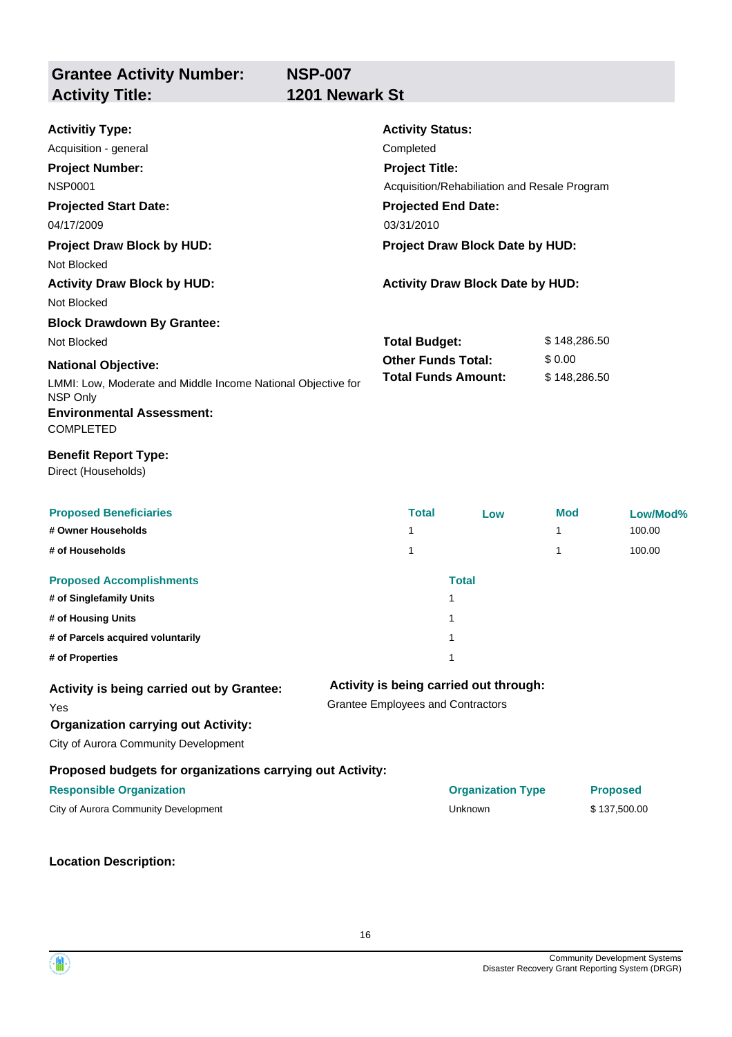| **Grantee Activity Number:** | **NSP-007** |
|---|---|
| **Activity Title:** | **1201 Newark St** |

**Activitiy Type:**
Acquisition - general

**Activity Status:**
Completed

**Project Number:**
NSP0001

**Project Title:**
Acquisition/Rehabilitation and Resale Program

**Projected Start Date:**
04/17/2009

**Projected End Date:**
03/31/2010

**Project Draw Block by HUD:**
Not Blocked

**Project Draw Block Date by HUD:**

**Activity Draw Block by HUD:**
Not Blocked

**Activity Draw Block Date by HUD:**

**Block Drawdown By Grantee:**
Not Blocked

| | |
|---|---|
| **Total Budget:** | $ 148,286.50 |
| **Other Funds Total:** | $ 0.00 |
| **Total Funds Amount:** | $ 148,286.50 |

**National Objective:**
LMMI: Low, Moderate and Middle Income National Objective for NSP Only

**Environmental Assessment:**
COMPLETED

**Benefit Report Type:**
Direct (Households)

| Proposed Beneficiaries | Total | Low | Mod | Low/Mod% |
|---|---|---|---|---|
| # Owner Households | 1 | | 1 | 100.00 |
| # of Households | 1 | | 1 | 100.00 |

| Proposed Accomplishments | Total |
|---|---|
| # of Singlefamily Units | 1 |
| # of Housing Units | 1 |
| # of Parcels acquired voluntarily | 1 |
| # of Properties | 1 |

**Activity is being carried out by Grantee:**
Yes

**Activity is being carried out through:**
Grantee Employees and Contractors

**Organization carrying out Activity:**
City of Aurora Community Development

**Proposed budgets for organizations carrying out Activity:**

| Responsible Organization | Organization Type | Proposed |
|---|---|---|
| City of Aurora Community Development | Unknown | $ 137,500.00 |

**Location Description:**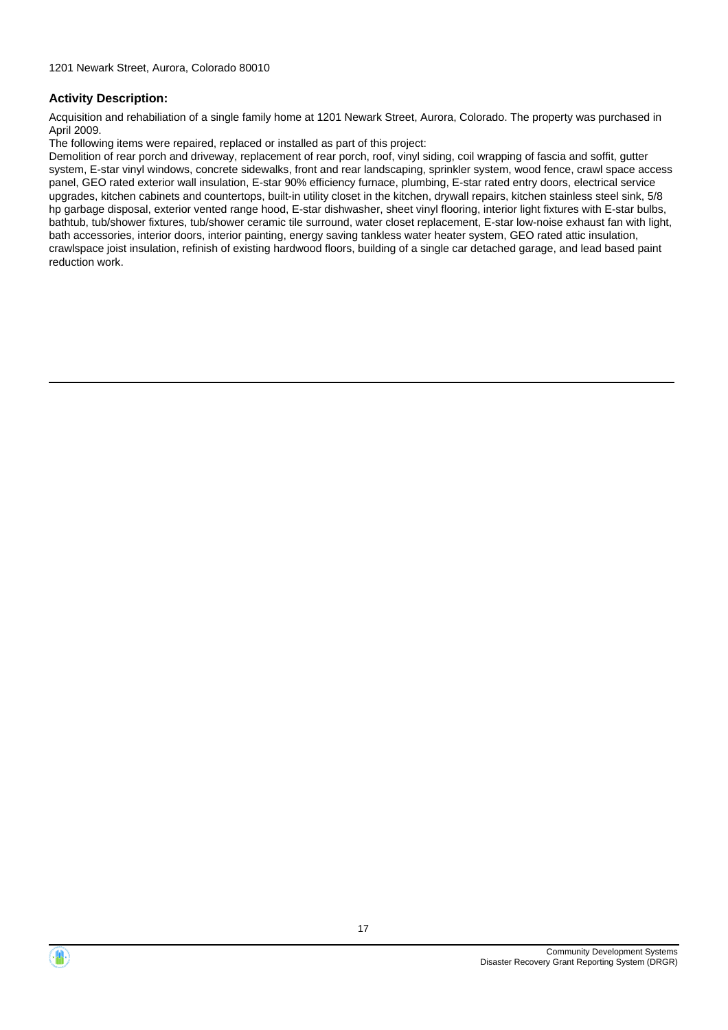1201 Newark Street, Aurora, Colorado 80010

**Activity Description:**

Acquisition and rehabiliation of a single family home at 1201 Newark Street, Aurora, Colorado. The property was purchased in April 2009.

The following items were repaired, replaced or installed as part of this project:

Demolition of rear porch and driveway, replacement of rear porch, roof, vinyl siding, coil wrapping of fascia and soffit, gutter system, E-star vinyl windows, concrete sidewalks, front and rear landscaping, sprinkler system, wood fence, crawl space access panel, GEO rated exterior wall insulation, E-star 90% efficiency furnace, plumbing, E-star rated entry doors, electrical service upgrades, kitchen cabinets and countertops, built-in utility closet in the kitchen, drywall repairs, kitchen stainless steel sink, 5/8 hp garbage disposal, exterior vented range hood, E-star dishwasher, sheet vinyl flooring, interior light fixtures with E-star bulbs, bathtub, tub/shower fixtures, tub/shower ceramic tile surround, water closet replacement, E-star low-noise exhaust fan with light, bath accessories, interior doors, interior painting, energy saving tankless water heater system, GEO rated attic insulation, crawlspace joist insulation, refinish of existing hardwood floors, building of a single car detached garage, and lead based paint reduction work.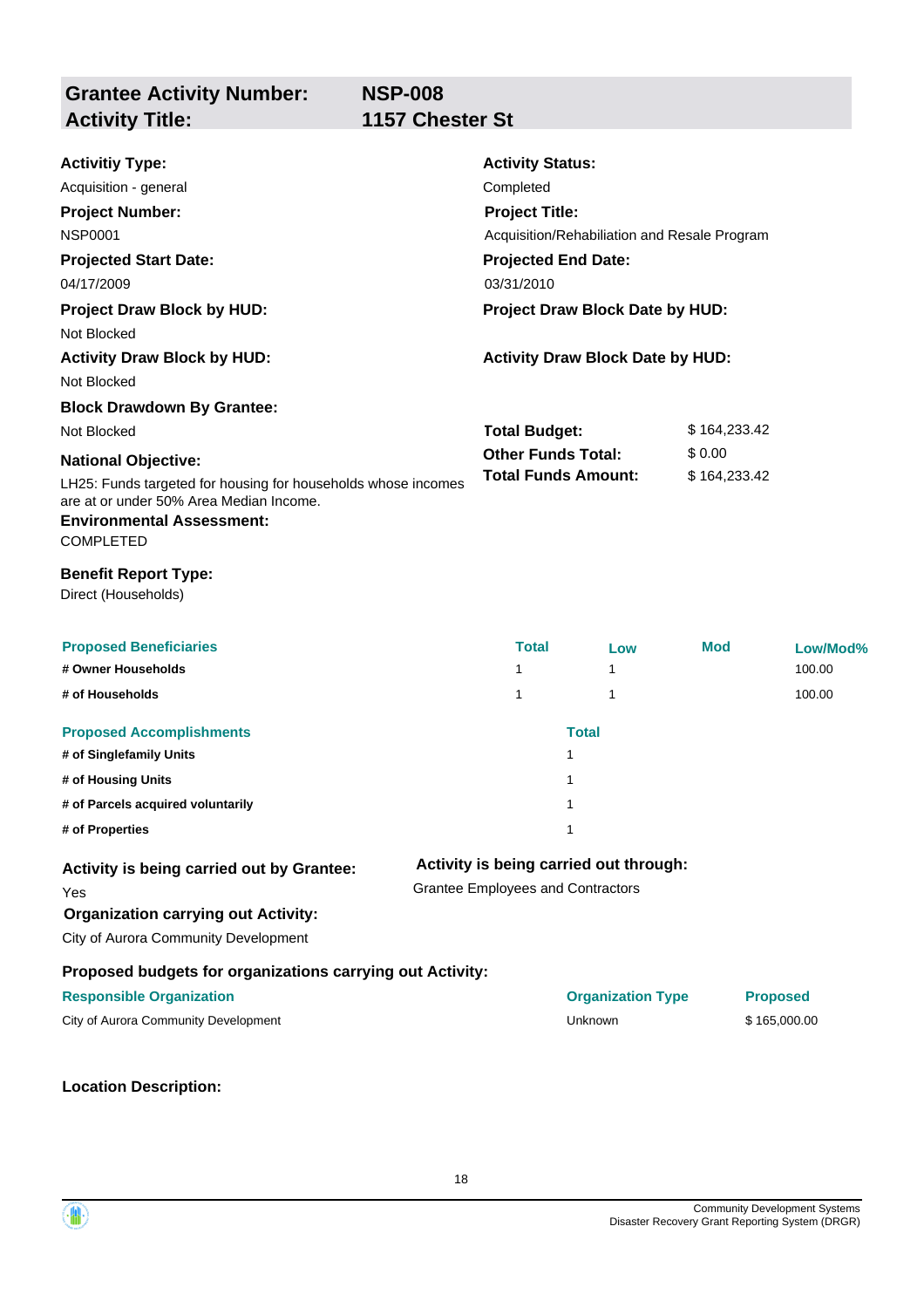## Grantee Activity Number: NSP-008
## Activity Title: 1157 Chester St

**Activitiy Type:**
Acquisition - general

**Activity Status:**
Completed

**Project Number:**
NSP0001

**Project Title:**
Acquisition/Rehabiliation and Resale Program

**Projected Start Date:**
04/17/2009

**Projected End Date:**
03/31/2010

**Project Draw Block by HUD:**
Not Blocked

**Project Draw Block Date by HUD:**

**Activity Draw Block by HUD:**
Not Blocked

**Activity Draw Block Date by HUD:**

**Block Drawdown By Grantee:**
Not Blocked

**Total Budget:** $ 164,233.42
**Other Funds Total:** $ 0.00
**Total Funds Amount:** $ 164,233.42

**National Objective:**
LH25: Funds targeted for housing for households whose incomes are at or under 50% Area Median Income.

**Environmental Assessment:**
COMPLETED

**Benefit Report Type:**
Direct (Households)

| Proposed Beneficiaries | Total | Low | Mod | Low/Mod% |
|---|---|---|---|---|
| # Owner Households | 1 | 1 | | 100.00 |
| # of Households | 1 | 1 | | 100.00 |

| Proposed Accomplishments | Total |
|---|---|
| # of Singlefamily Units | 1 |
| # of Housing Units | 1 |
| # of Parcels acquired voluntarily | 1 |
| # of Properties | 1 |

**Activity is being carried out by Grantee:**
Yes

**Activity is being carried out through:**
Grantee Employees and Contractors

**Organization carrying out Activity:**
City of Aurora Community Development

**Proposed budgets for organizations carrying out Activity:**

| Responsible Organization | Organization Type | Proposed |
|---|---|---|
| City of Aurora Community Development | Unknown | $ 165,000.00 |

**Location Description:**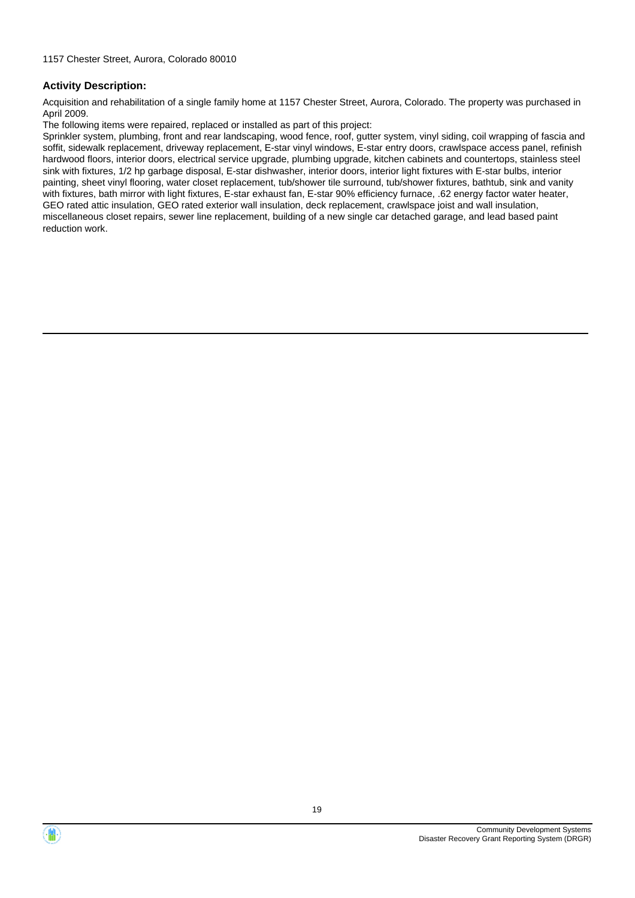1157 Chester Street, Aurora, Colorado 80010

**Activity Description:**

Acquisition and rehabilitation of a single family home at 1157 Chester Street, Aurora, Colorado. The property was purchased in April 2009.

The following items were repaired, replaced or installed as part of this project:

Sprinkler system, plumbing, front and rear landscaping, wood fence, roof, gutter system, vinyl siding, coil wrapping of fascia and soffit, sidewalk replacement, driveway replacement, E-star vinyl windows, E-star entry doors, crawlspace access panel, refinish hardwood floors, interior doors, electrical service upgrade, plumbing upgrade, kitchen cabinets and countertops, stainless steel sink with fixtures, 1/2 hp garbage disposal, E-star dishwasher, interior doors, interior light fixtures with E-star bulbs, interior painting, sheet vinyl flooring, water closet replacement, tub/shower tile surround, tub/shower fixtures, bathtub, sink and vanity with fixtures, bath mirror with light fixtures, E-star exhaust fan, E-star 90% efficiency furnace, .62 energy factor water heater, GEO rated attic insulation, GEO rated exterior wall insulation, deck replacement, crawlspace joist and wall insulation, miscellaneous closet repairs, sewer line replacement, building of a new single car detached garage, and lead based paint reduction work.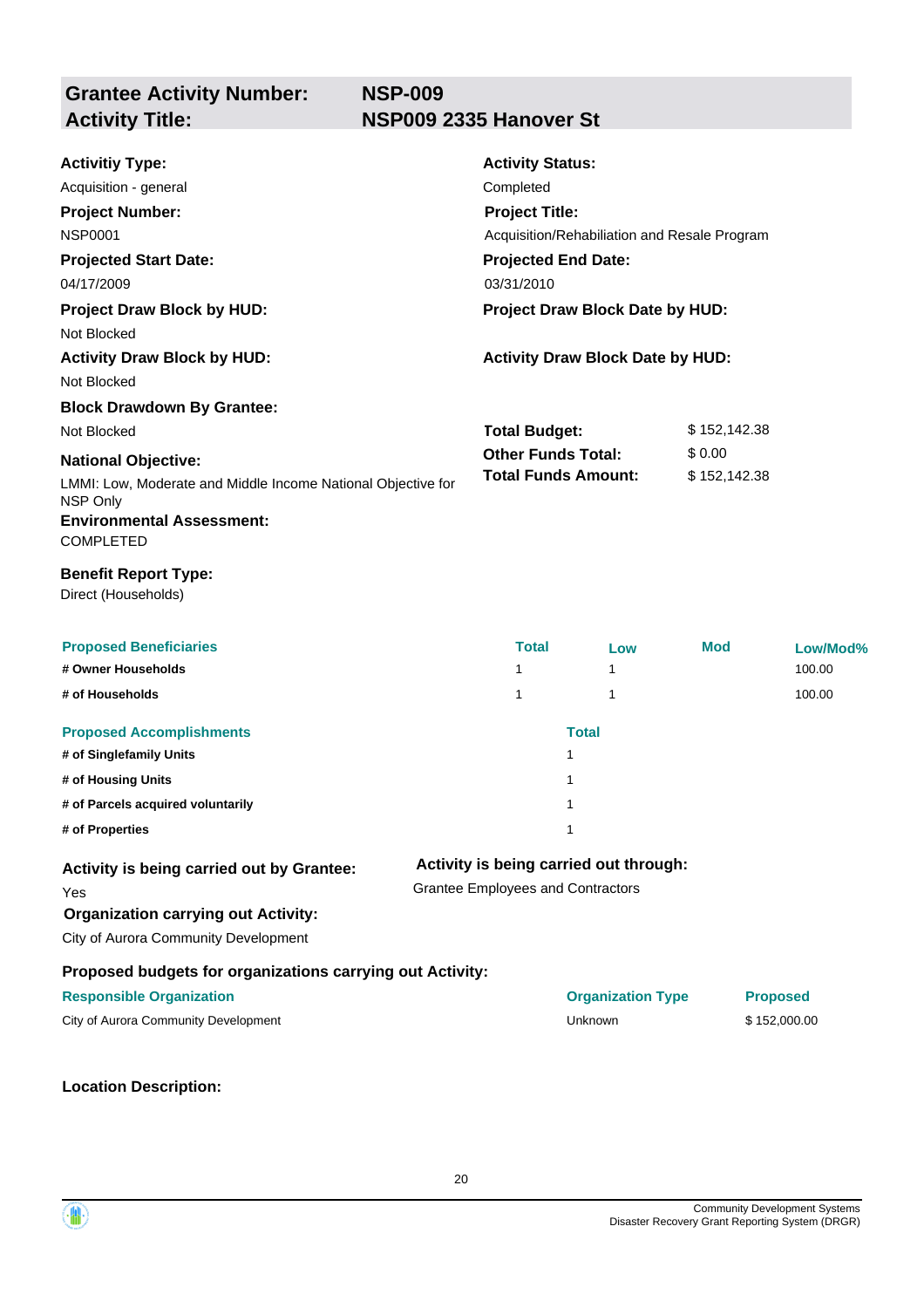## Grantee Activity Number: NSP-009
## Activity Title: NSP009 2335 Hanover St

**Activitiy Type:**
Acquisition - general

**Activity Status:**
Completed

**Project Number:**
NSP0001

**Project Title:**
Acquisition/Rehabiliation and Resale Program

**Projected Start Date:**
04/17/2009

**Projected End Date:**
03/31/2010

**Project Draw Block by HUD:**
Not Blocked

**Project Draw Block Date by HUD:**

**Activity Draw Block by HUD:**
Not Blocked

**Activity Draw Block Date by HUD:**

**Block Drawdown By Grantee:**
Not Blocked

**Total Budget:** $ 152,142.38
**Other Funds Total:** $ 0.00
**Total Funds Amount:** $ 152,142.38

**National Objective:**
LMMI: Low, Moderate and Middle Income National Objective for NSP Only

**Environmental Assessment:**
COMPLETED

**Benefit Report Type:**
Direct (Households)

| Proposed Beneficiaries | Total | Low | Mod | Low/Mod% |
|---|---|---|---|---|
| # Owner Households | 1 | 1 | | 100.00 |
| # of Households | 1 | 1 | | 100.00 |

| Proposed Accomplishments | Total |
|---|---|
| # of Singlefamily Units | 1 |
| # of Housing Units | 1 |
| # of Parcels acquired voluntarily | 1 |
| # of Properties | 1 |

**Activity is being carried out by Grantee:**
Yes

**Activity is being carried out through:**
Grantee Employees and Contractors

**Organization carrying out Activity:**
City of Aurora Community Development

**Proposed budgets for organizations carrying out Activity:**

| Responsible Organization | Organization Type | Proposed |
|---|---|---|
| City of Aurora Community Development | Unknown | $ 152,000.00 |

**Location Description:**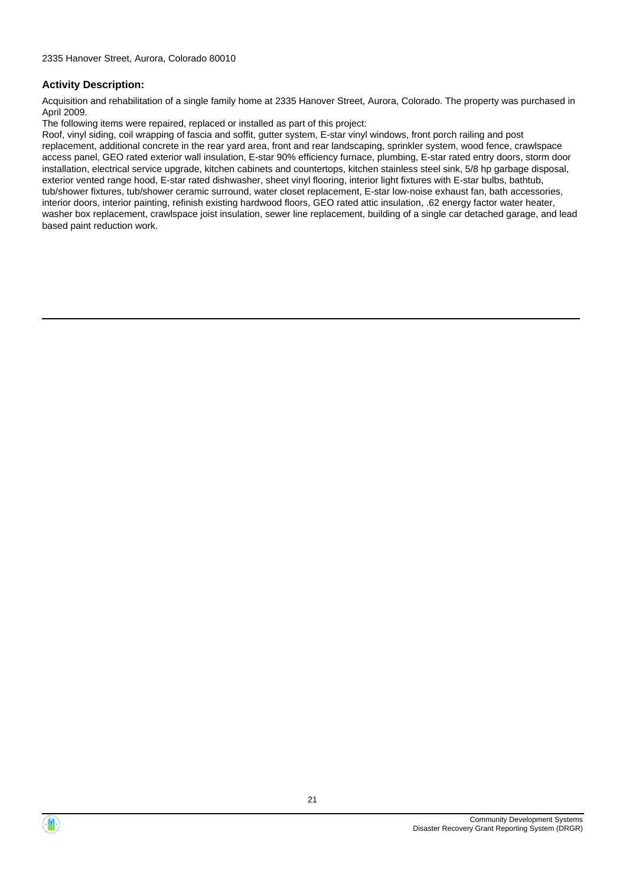2335 Hanover Street, Aurora, Colorado 80010

**Activity Description:**

Acquisition and rehabilitation of a single family home at 2335 Hanover Street, Aurora, Colorado. The property was purchased in April 2009.

The following items were repaired, replaced or installed as part of this project:

Roof, vinyl siding, coil wrapping of fascia and soffit, gutter system, E-star vinyl windows, front porch railing and post replacement, additional concrete in the rear yard area, front and rear landscaping, sprinkler system, wood fence, crawlspace access panel, GEO rated exterior wall insulation, E-star 90% efficiency furnace, plumbing, E-star rated entry doors, storm door installation, electrical service upgrade, kitchen cabinets and countertops, kitchen stainless steel sink, 5/8 hp garbage disposal, exterior vented range hood, E-star rated dishwasher, sheet vinyl flooring, interior light fixtures with E-star bulbs, bathtub, tub/shower fixtures, tub/shower ceramic surround, water closet replacement, E-star low-noise exhaust fan, bath accessories, interior doors, interior painting, refinish existing hardwood floors, GEO rated attic insulation, .62 energy factor water heater, washer box replacement, crawlspace joist insulation, sewer line replacement, building of a single car detached garage, and lead based paint reduction work.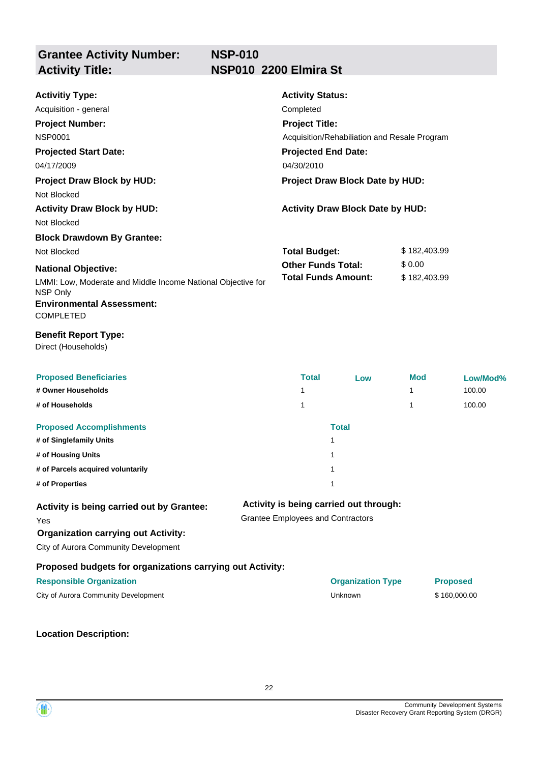## Grantee Activity Number: NSP-010
## Activity Title: NSP010 2200 Elmira St

**Activitiy Type:**
Acquisition - general

**Activity Status:**
Completed

**Project Number:**
NSP0001

**Project Title:**
Acquisition/Rehabiliation and Resale Program

**Projected Start Date:**
04/17/2009

**Projected End Date:**
04/30/2010

**Project Draw Block by HUD:**
Not Blocked

**Project Draw Block Date by HUD:**

**Activity Draw Block by HUD:**
Not Blocked

**Activity Draw Block Date by HUD:**

**Block Drawdown By Grantee:**
Not Blocked

**Total Budget:** $ 182,403.99
**Other Funds Total:** $ 0.00
**Total Funds Amount:** $ 182,403.99

**National Objective:**
LMMI: Low, Moderate and Middle Income National Objective for NSP Only

**Environmental Assessment:**
COMPLETED

**Benefit Report Type:**
Direct (Households)

| Proposed Beneficiaries | Total | Low | Mod | Low/Mod% |
|---|---|---|---|---|
| # Owner Households | 1 | | 1 | 100.00 |
| # of Households | 1 | | 1 | 100.00 |

| Proposed Accomplishments | Total |
|---|---|
| # of Singlefamily Units | 1 |
| # of Housing Units | 1 |
| # of Parcels acquired voluntarily | 1 |
| # of Properties | 1 |

**Activity is being carried out by Grantee:**
Yes

**Activity is being carried out through:**
Grantee Employees and Contractors

**Organization carrying out Activity:**
City of Aurora Community Development

**Proposed budgets for organizations carrying out Activity:**

| Responsible Organization | Organization Type | Proposed |
|---|---|---|
| City of Aurora Community Development | Unknown | $ 160,000.00 |

**Location Description:**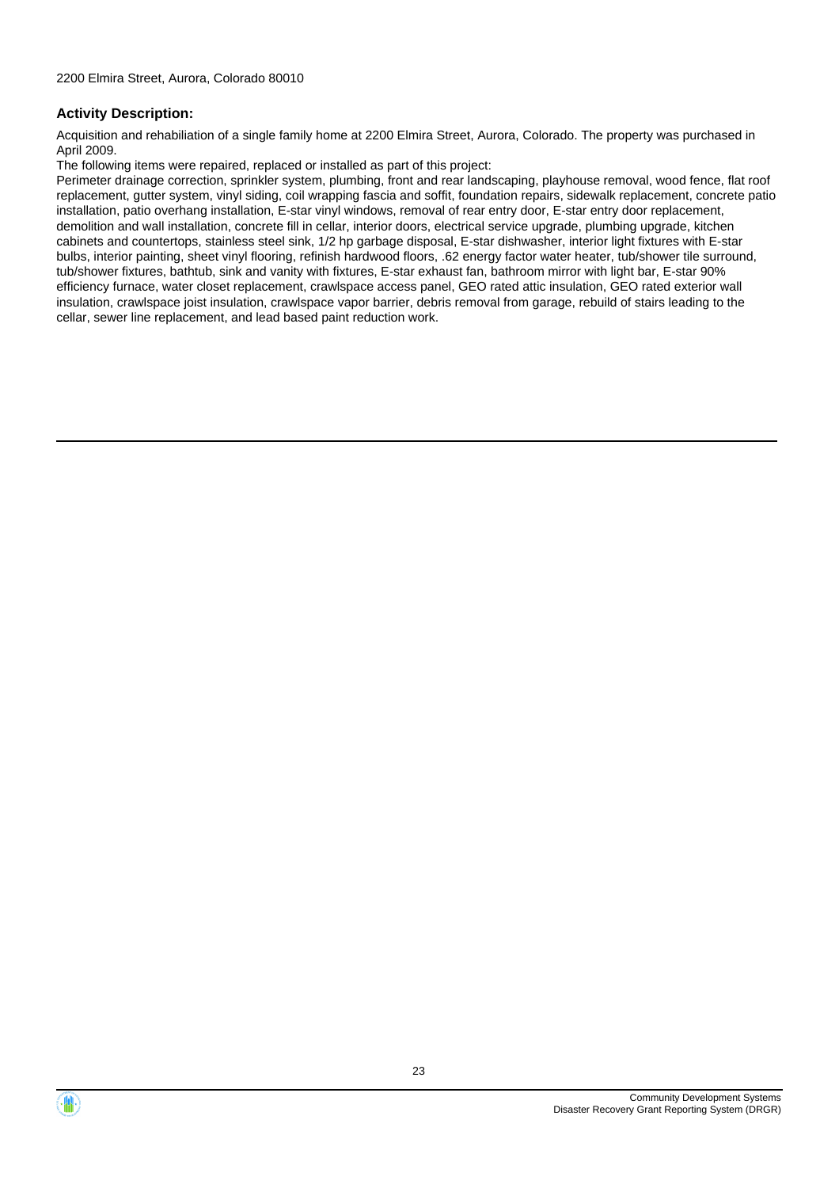2200 Elmira Street, Aurora, Colorado 80010

**Activity Description:**

Acquisition and rehabiliation of a single family home at 2200 Elmira Street, Aurora, Colorado. The property was purchased in April 2009.

The following items were repaired, replaced or installed as part of this project:

Perimeter drainage correction, sprinkler system, plumbing, front and rear landscaping, playhouse removal, wood fence, flat roof replacement, gutter system, vinyl siding, coil wrapping fascia and soffit, foundation repairs, sidewalk replacement, concrete patio installation, patio overhang installation, E-star vinyl windows, removal of rear entry door, E-star entry door replacement, demolition and wall installation, concrete fill in cellar, interior doors, electrical service upgrade, plumbing upgrade, kitchen cabinets and countertops, stainless steel sink, 1/2 hp garbage disposal, E-star dishwasher, interior light fixtures with E-star bulbs, interior painting, sheet vinyl flooring, refinish hardwood floors, .62 energy factor water heater, tub/shower tile surround, tub/shower fixtures, bathtub, sink and vanity with fixtures, E-star exhaust fan, bathroom mirror with light bar, E-star 90% efficiency furnace, water closet replacement, crawlspace access panel, GEO rated attic insulation, GEO rated exterior wall insulation, crawlspace joist insulation, crawlspace vapor barrier, debris removal from garage, rebuild of stairs leading to the cellar, sewer line replacement, and lead based paint reduction work.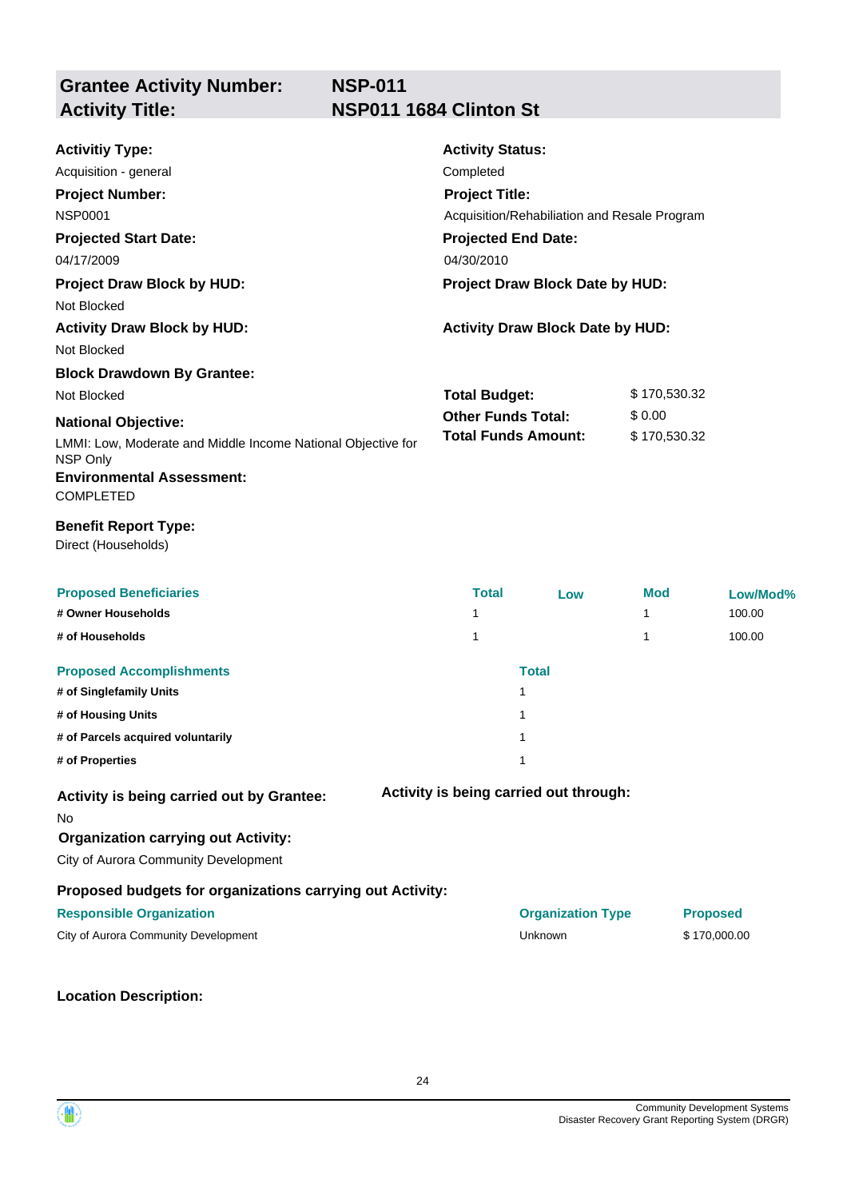## Grantee Activity Number: NSP-011
## Activity Title: NSP011 1684 Clinton St

**Activitiy Type:**
Acquisition - general

**Activity Status:**
Completed

**Project Number:**
NSP0001

**Project Title:**
Acquisition/Rehabilitation and Resale Program

**Projected Start Date:**
04/17/2009

**Projected End Date:**
04/30/2010

**Project Draw Block by HUD:**
Not Blocked

**Project Draw Block Date by HUD:**

**Activity Draw Block by HUD:**
Not Blocked

**Activity Draw Block Date by HUD:**

**Block Drawdown By Grantee:**
Not Blocked

**Total Budget:** $ 170,530.32
**Other Funds Total:** $ 0.00
**Total Funds Amount:** $ 170,530.32

**National Objective:**
LMMI: Low, Moderate and Middle Income National Objective for NSP Only

**Environmental Assessment:**
COMPLETED

**Benefit Report Type:**
Direct (Households)

| Proposed Beneficiaries | Total | Low | Mod | Low/Mod% |
|---|---|---|---|---|
| # Owner Households | 1 | | 1 | 100.00 |
| # of Households | 1 | | 1 | 100.00 |

| Proposed Accomplishments | Total |
|---|---|
| # of Singlefamily Units | 1 |
| # of Housing Units | 1 |
| # of Parcels acquired voluntarily | 1 |
| # of Properties | 1 |

**Activity is being carried out by Grantee:**
No

**Activity is being carried out through:**

**Organization carrying out Activity:**
City of Aurora Community Development

**Proposed budgets for organizations carrying out Activity:**

| Responsible Organization | Organization Type | Proposed |
|---|---|---|
| City of Aurora Community Development | Unknown | $ 170,000.00 |

**Location Description:**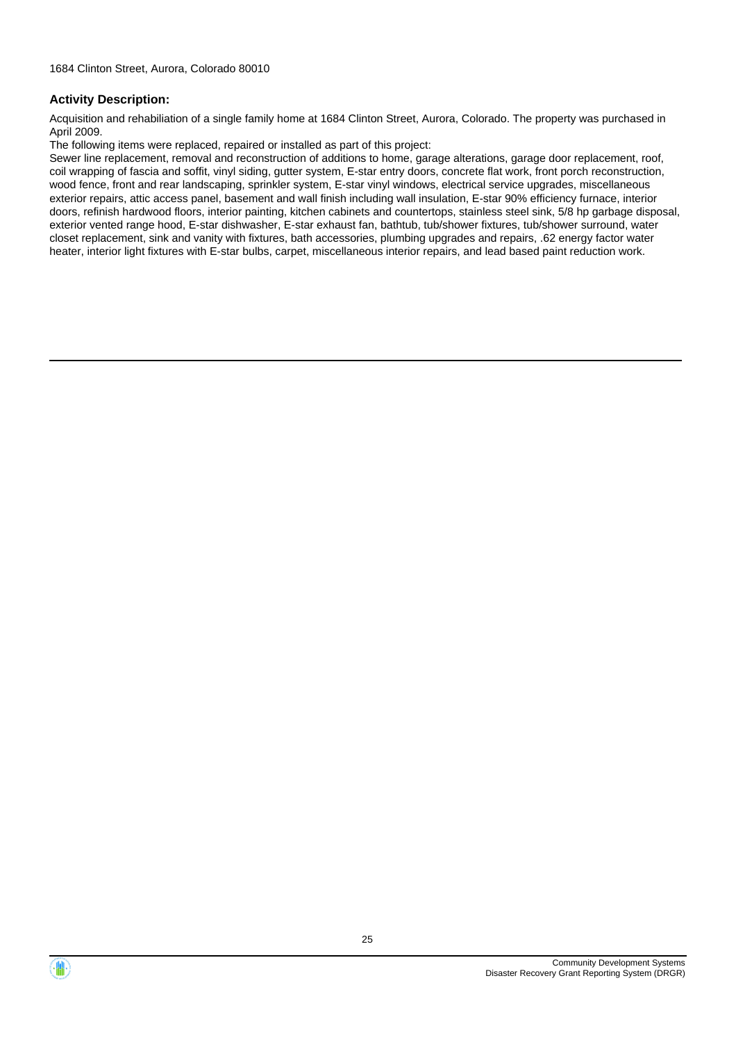1684 Clinton Street, Aurora, Colorado 80010

### Activity Description:

Acquisition and rehabiliation of a single family home at 1684 Clinton Street, Aurora, Colorado. The property was purchased in April 2009.

The following items were replaced, repaired or installed as part of this project:

Sewer line replacement, removal and reconstruction of additions to home, garage alterations, garage door replacement, roof, coil wrapping of fascia and soffit, vinyl siding, gutter system, E-star entry doors, concrete flat work, front porch reconstruction, wood fence, front and rear landscaping, sprinkler system, E-star vinyl windows, electrical service upgrades, miscellaneous exterior repairs, attic access panel, basement and wall finish including wall insulation, E-star 90% efficiency furnace, interior doors, refinish hardwood floors, interior painting, kitchen cabinets and countertops, stainless steel sink, 5/8 hp garbage disposal, exterior vented range hood, E-star dishwasher, E-star exhaust fan, bathtub, tub/shower fixtures, tub/shower surround, water closet replacement, sink and vanity with fixtures, bath accessories, plumbing upgrades and repairs, .62 energy factor water heater, interior light fixtures with E-star bulbs, carpet, miscellaneous interior repairs, and lead based paint reduction work.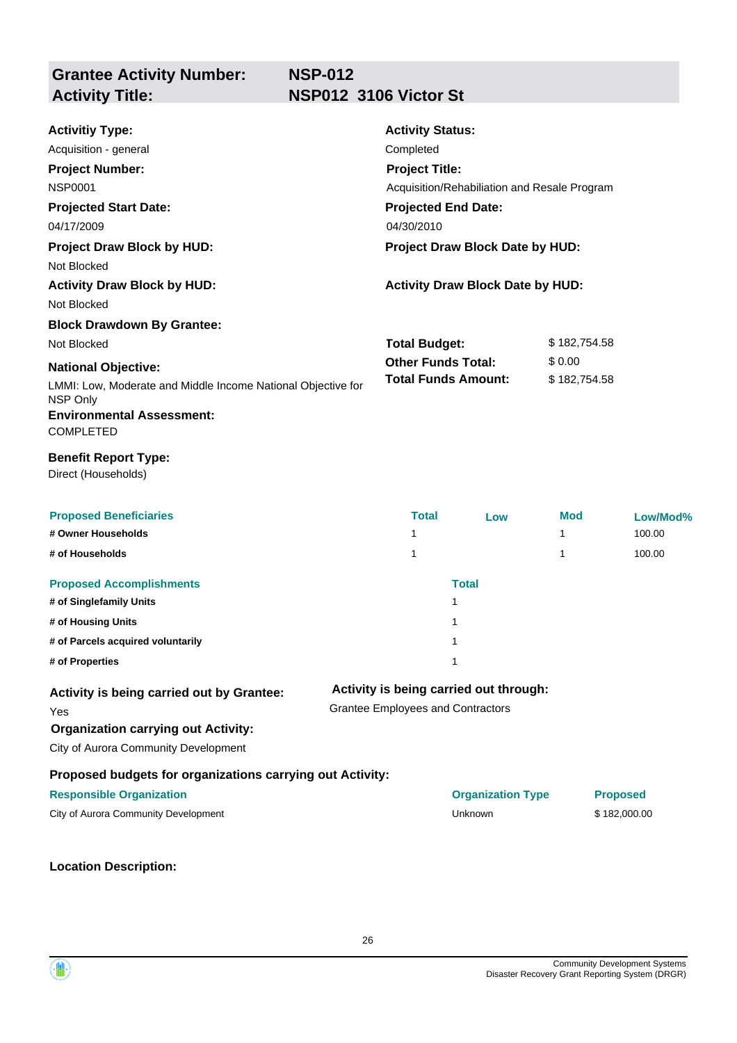## Grantee Activity Number: NSP-012
## Activity Title: NSP012 3106 Victor St

**Activitiy Type:**
Acquisition - general

**Activity Status:**
Completed

**Project Number:**
NSP0001

**Project Title:**
Acquisition/Rehabiliation and Resale Program

**Projected Start Date:**
04/17/2009

**Projected End Date:**
04/30/2010

**Project Draw Block by HUD:**
Not Blocked

**Project Draw Block Date by HUD:**

**Activity Draw Block by HUD:**
Not Blocked

**Activity Draw Block Date by HUD:**

**Block Drawdown By Grantee:**
Not Blocked

**Total Budget:** $ 182,754.58
**Other Funds Total:** $ 0.00
**Total Funds Amount:** $ 182,754.58

**National Objective:**
LMMI: Low, Moderate and Middle Income National Objective for NSP Only

**Environmental Assessment:**
COMPLETED

**Benefit Report Type:**
Direct (Households)

| Proposed Beneficiaries | Total | Low | Mod | Low/Mod% |
|---|---|---|---|---|
| # Owner Households | 1 | | 1 | 100.00 |
| # of Households | 1 | | 1 | 100.00 |

| Proposed Accomplishments | Total |
|---|---|
| # of Singlefamily Units | 1 |
| # of Housing Units | 1 |
| # of Parcels acquired voluntarily | 1 |
| # of Properties | 1 |

**Activity is being carried out by Grantee:**
Yes

**Activity is being carried out through:**
Grantee Employees and Contractors

**Organization carrying out Activity:**
City of Aurora Community Development

**Proposed budgets for organizations carrying out Activity:**

| Responsible Organization | Organization Type | Proposed |
|---|---|---|
| City of Aurora Community Development | Unknown | $ 182,000.00 |

**Location Description:**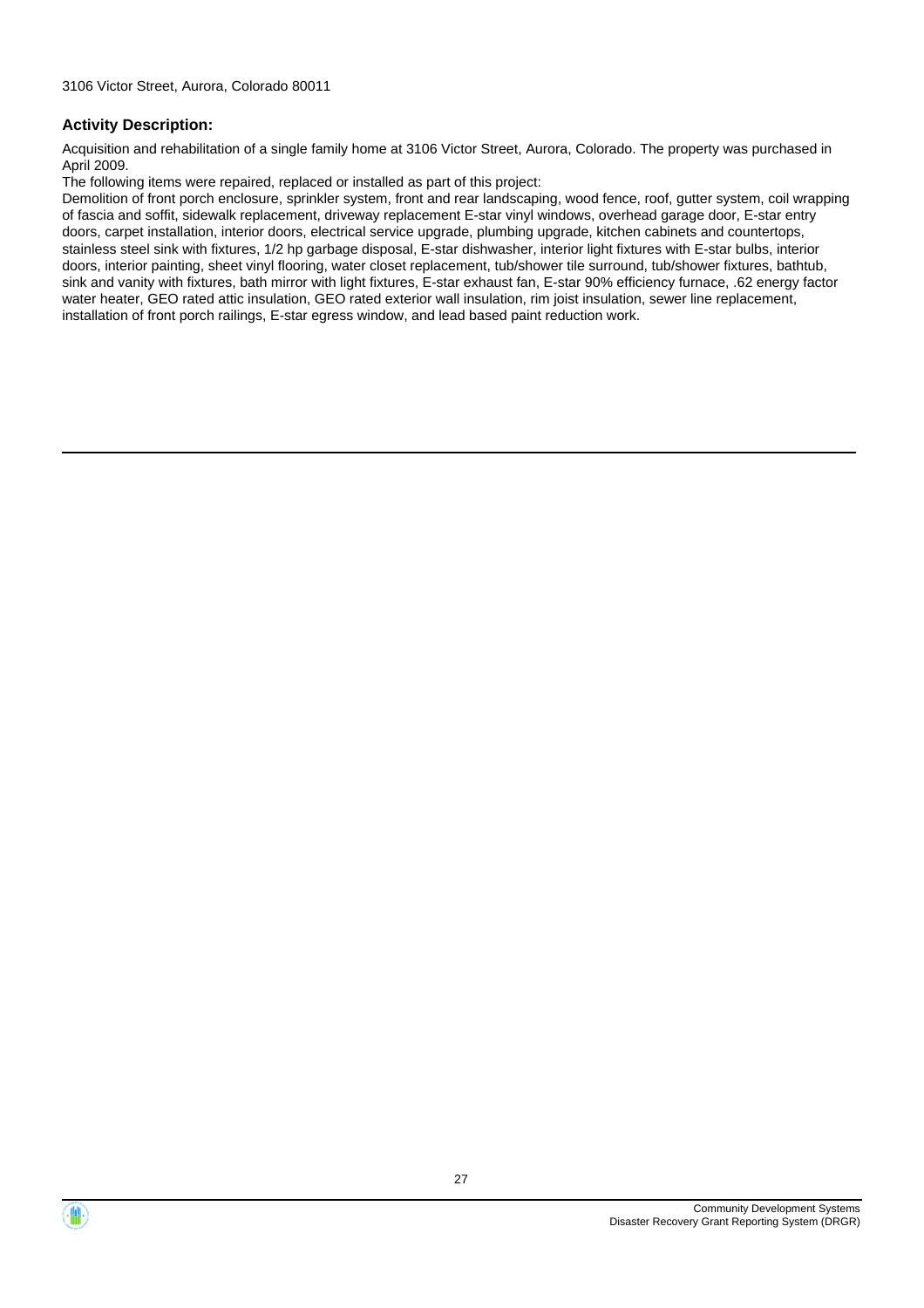3106 Victor Street, Aurora, Colorado 80011

**Activity Description:**

Acquisition and rehabilitation of a single family home at 3106 Victor Street, Aurora, Colorado. The property was purchased in April 2009.

The following items were repaired, replaced or installed as part of this project:

Demolition of front porch enclosure, sprinkler system, front and rear landscaping, wood fence, roof, gutter system, coil wrapping of fascia and soffit, sidewalk replacement, driveway replacement E-star vinyl windows, overhead garage door, E-star entry doors, carpet installation, interior doors, electrical service upgrade, plumbing upgrade, kitchen cabinets and countertops, stainless steel sink with fixtures, 1/2 hp garbage disposal, E-star dishwasher, interior light fixtures with E-star bulbs, interior doors, interior painting, sheet vinyl flooring, water closet replacement, tub/shower tile surround, tub/shower fixtures, bathtub, sink and vanity with fixtures, bath mirror with light fixtures, E-star exhaust fan, E-star 90% efficiency furnace, .62 energy factor water heater, GEO rated attic insulation, GEO rated exterior wall insulation, rim joist insulation, sewer line replacement, installation of front porch railings, E-star egress window, and lead based paint reduction work.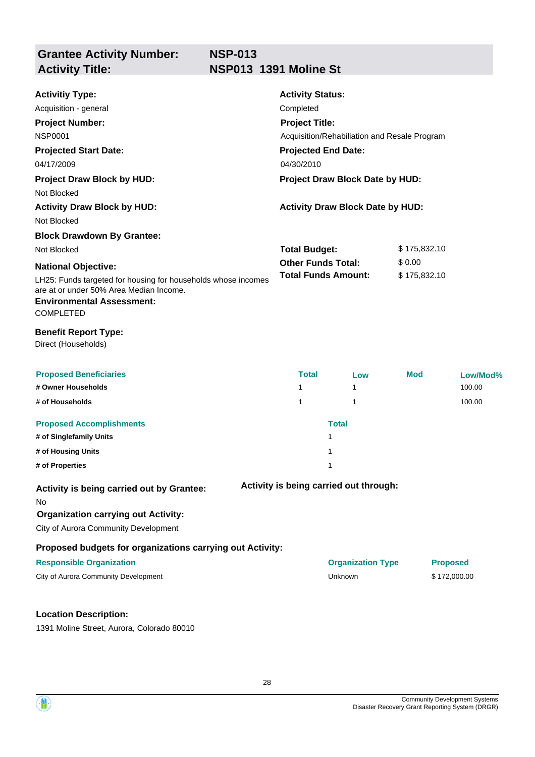## Grantee Activity Number: NSP-013
## Activity Title: NSP013 1391 Moline St

**Activitiy Type:**
Acquisition - general

**Activity Status:**
Completed

**Project Number:**
NSP0001

**Project Title:**
Acquisition/Rehabiliation and Resale Program

**Projected Start Date:**
04/17/2009

**Projected End Date:**
04/30/2010

**Project Draw Block by HUD:**
Not Blocked

**Project Draw Block Date by HUD:**

**Activity Draw Block by HUD:**
Not Blocked

**Activity Draw Block Date by HUD:**

**Block Drawdown By Grantee:**
Not Blocked

| | |
|---|---|
| **Total Budget:** | $ 175,832.10 |
| **Other Funds Total:** | $ 0.00 |
| **Total Funds Amount:** | $ 175,832.10 |

**National Objective:**
LH25: Funds targeted for housing for households whose incomes are at or under 50% Area Median Income.

**Environmental Assessment:**
COMPLETED

**Benefit Report Type:**
Direct (Households)

| Proposed Beneficiaries | Total | Low | Mod | Low/Mod% |
|---|---|---|---|---|
| # Owner Households | 1 | 1 | | 100.00 |
| # of Households | 1 | 1 | | 100.00 |

| Proposed Accomplishments | Total |
|---|---|
| # of Singlefamily Units | 1 |
| # of Housing Units | 1 |
| # of Properties | 1 |

**Activity is being carried out by Grantee:**
No

**Activity is being carried out through:**

**Organization carrying out Activity:**
City of Aurora Community Development

**Proposed budgets for organizations carrying out Activity:**

| Responsible Organization | Organization Type | Proposed |
|---|---|---|
| City of Aurora Community Development | Unknown | $ 172,000.00 |

**Location Description:**
1391 Moline Street, Aurora, Colorado 80010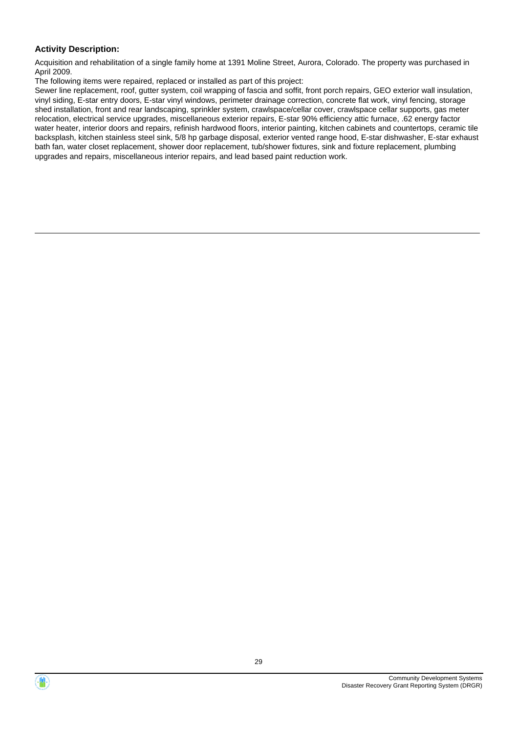**Activity Description:**

Acquisition and rehabilitation of a single family home at 1391 Moline Street, Aurora, Colorado. The property was purchased in April 2009.

The following items were repaired, replaced or installed as part of this project:

Sewer line replacement, roof, gutter system, coil wrapping of fascia and soffit, front porch repairs, GEO exterior wall insulation, vinyl siding, E-star entry doors, E-star vinyl windows, perimeter drainage correction, concrete flat work, vinyl fencing, storage shed installation, front and rear landscaping, sprinkler system, crawlspace/cellar cover, crawlspace cellar supports, gas meter relocation, electrical service upgrades, miscellaneous exterior repairs, E-star 90% efficiency attic furnace, .62 energy factor water heater, interior doors and repairs, refinish hardwood floors, interior painting, kitchen cabinets and countertops, ceramic tile backsplash, kitchen stainless steel sink, 5/8 hp garbage disposal, exterior vented range hood, E-star dishwasher, E-star exhaust bath fan, water closet replacement, shower door replacement, tub/shower fixtures, sink and fixture replacement, plumbing upgrades and repairs, miscellaneous interior repairs, and lead based paint reduction work.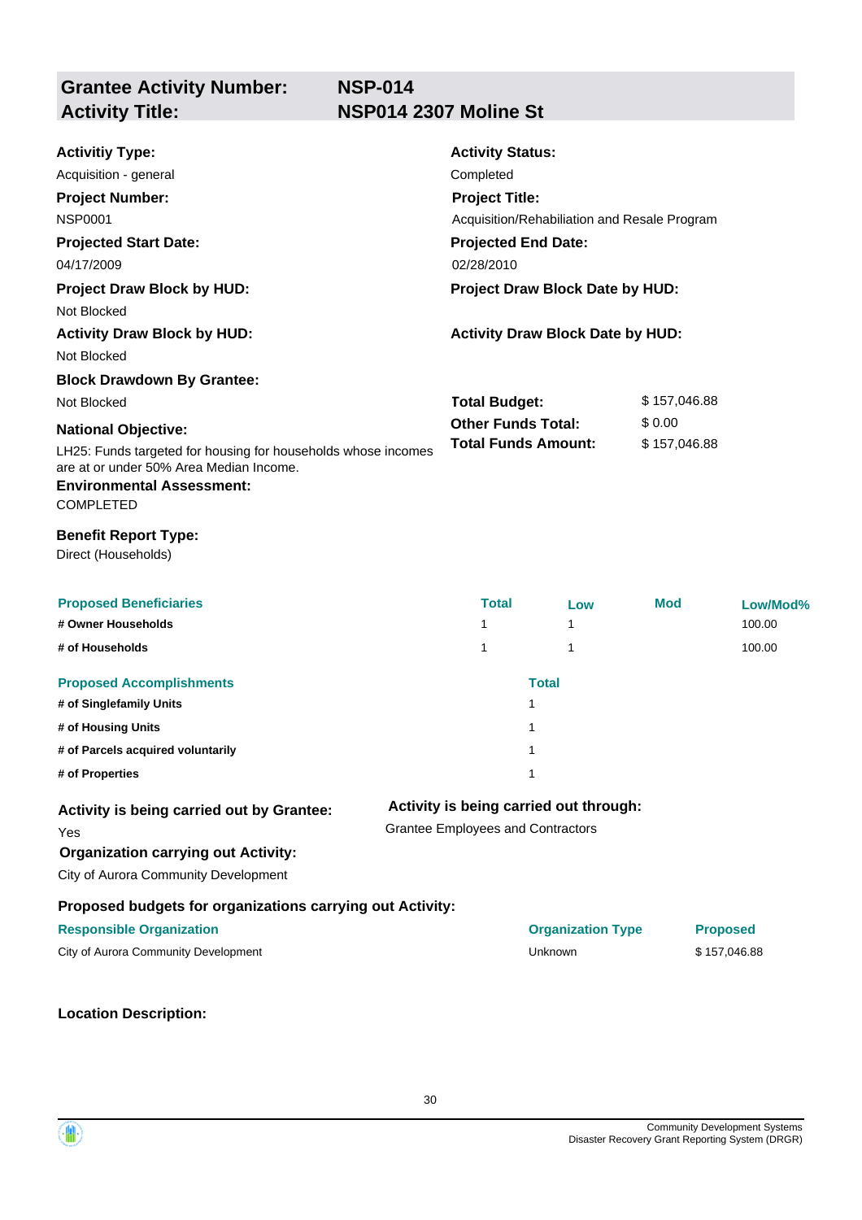## Grantee Activity Number: NSP-014
## Activity Title: NSP014 2307 Moline St

**Activitiy Type:**
Acquisition - general

**Activity Status:**
Completed

**Project Number:**
NSP0001

**Project Title:**
Acquisition/Rehabiliation and Resale Program

**Projected Start Date:**
04/17/2009

**Projected End Date:**
02/28/2010

**Project Draw Block by HUD:**
Not Blocked

**Project Draw Block Date by HUD:**

**Activity Draw Block by HUD:**
Not Blocked

**Activity Draw Block Date by HUD:**

**Block Drawdown By Grantee:**
Not Blocked

| | |
|---|---|
| **Total Budget:** | $ 157,046.88 |
| **Other Funds Total:** | $ 0.00 |
| **Total Funds Amount:** | $ 157,046.88 |

**National Objective:**
LH25: Funds targeted for housing for households whose incomes are at or under 50% Area Median Income.

**Environmental Assessment:**
COMPLETED

**Benefit Report Type:**
Direct (Households)

| Proposed Beneficiaries | Total | Low | Mod | Low/Mod% |
|---|---|---|---|---|
| # Owner Households | 1 | 1 | | 100.00 |
| # of Households | 1 | 1 | | 100.00 |

| Proposed Accomplishments | Total |
|---|---|
| # of Singlefamily Units | 1 |
| # of Housing Units | 1 |
| # of Parcels acquired voluntarily | 1 |
| # of Properties | 1 |

**Activity is being carried out by Grantee:**
Yes

**Activity is being carried out through:**
Grantee Employees and Contractors

**Organization carrying out Activity:**
City of Aurora Community Development

**Proposed budgets for organizations carrying out Activity:**

| Responsible Organization | Organization Type | Proposed |
|---|---|---|
| City of Aurora Community Development | Unknown | $ 157,046.88 |

**Location Description:**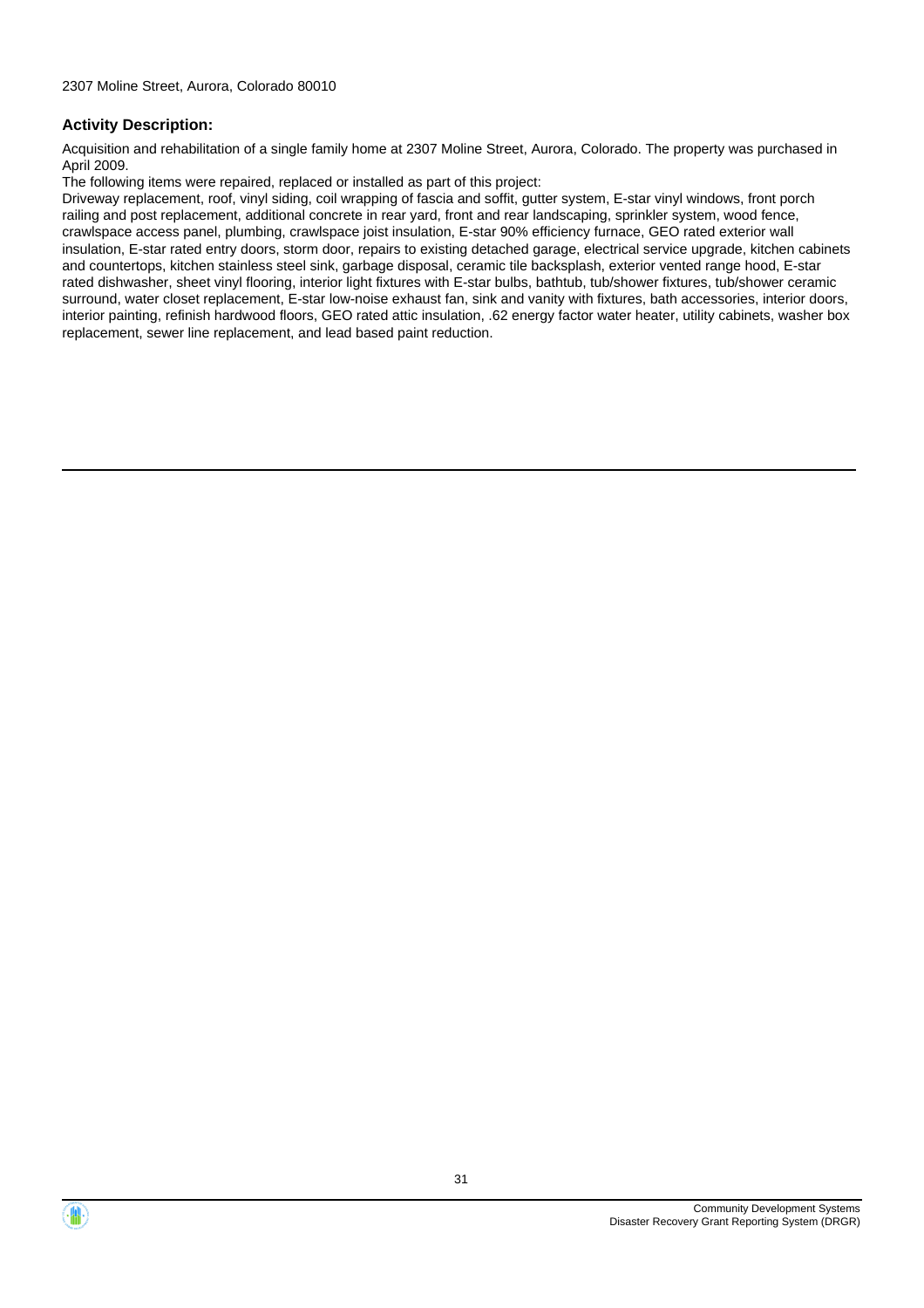2307 Moline Street, Aurora, Colorado 80010

**Activity Description:**

Acquisition and rehabilitation of a single family home at 2307 Moline Street, Aurora, Colorado. The property was purchased in April 2009.

The following items were repaired, replaced or installed as part of this project:

Driveway replacement, roof, vinyl siding, coil wrapping of fascia and soffit, gutter system, E-star vinyl windows, front porch railing and post replacement, additional concrete in rear yard, front and rear landscaping, sprinkler system, wood fence, crawlspace access panel, plumbing, crawlspace joist insulation, E-star 90% efficiency furnace, GEO rated exterior wall insulation, E-star rated entry doors, storm door, repairs to existing detached garage, electrical service upgrade, kitchen cabinets and countertops, kitchen stainless steel sink, garbage disposal, ceramic tile backsplash, exterior vented range hood, E-star rated dishwasher, sheet vinyl flooring, interior light fixtures with E-star bulbs, bathtub, tub/shower fixtures, tub/shower ceramic surround, water closet replacement, E-star low-noise exhaust fan, sink and vanity with fixtures, bath accessories, interior doors, interior painting, refinish hardwood floors, GEO rated attic insulation, .62 energy factor water heater, utility cabinets, washer box replacement, sewer line replacement, and lead based paint reduction.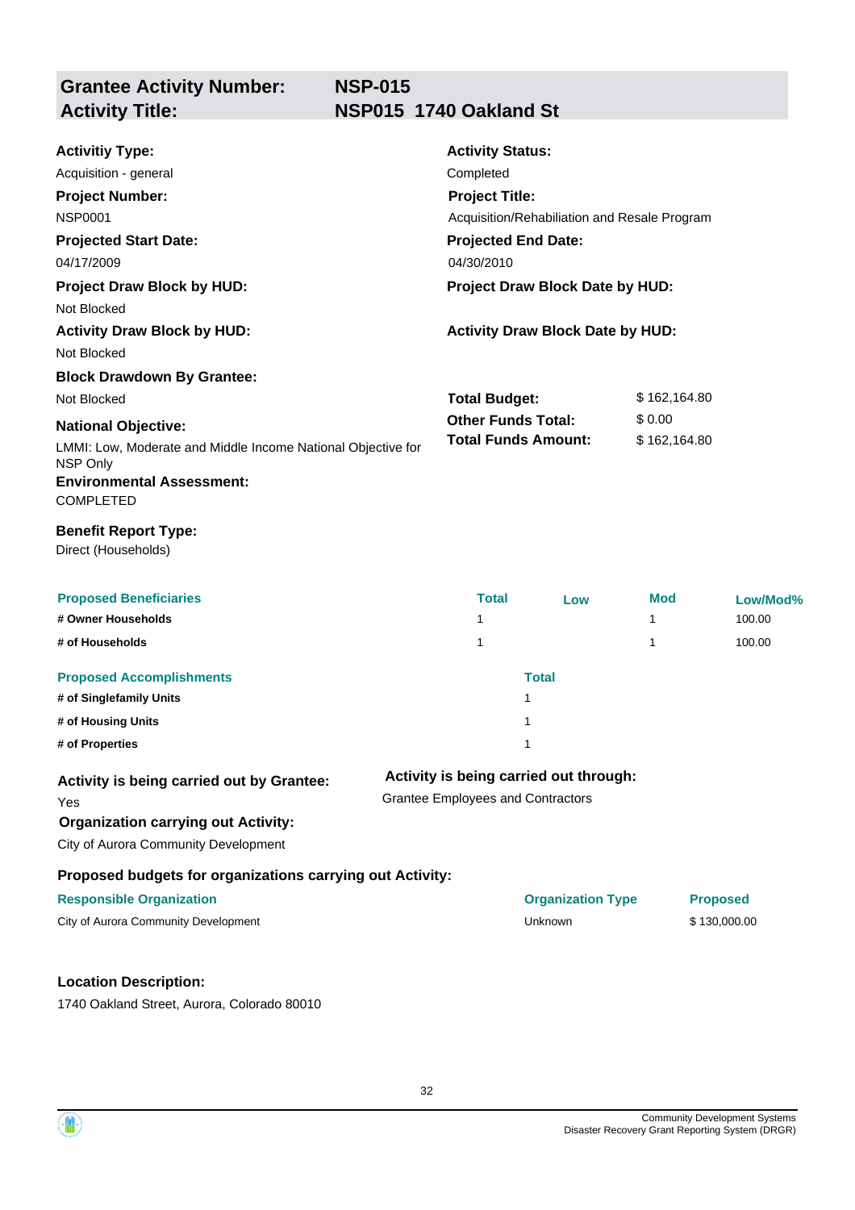**Grantee Activity Number:** NSP-015
**Activity Title:** NSP015 1740 Oakland St

**Activitiy Type:**
Acquisition - general

**Activity Status:**
Completed

**Project Number:**
NSP0001

**Project Title:**
Acquisition/Rehabilitation and Resale Program

**Projected Start Date:**
04/17/2009

**Projected End Date:**
04/30/2010

**Project Draw Block by HUD:**
Not Blocked

**Project Draw Block Date by HUD:**

**Activity Draw Block by HUD:**
Not Blocked

**Activity Draw Block Date by HUD:**

**Block Drawdown By Grantee:**
Not Blocked

**Total Budget:** $ 162,164.80
**Other Funds Total:** $ 0.00
**Total Funds Amount:** $ 162,164.80

**National Objective:**
LMMI: Low, Moderate and Middle Income National Objective for NSP Only

**Environmental Assessment:**
COMPLETED

**Benefit Report Type:**
Direct (Households)

| Proposed Beneficiaries | Total | Low | Mod | Low/Mod% |
|---|---|---|---|---|
| # Owner Households | 1 | | 1 | 100.00 |
| # of Households | 1 | | 1 | 100.00 |

| Proposed Accomplishments | Total |
|---|---|
| # of Singlefamily Units | 1 |
| # of Housing Units | 1 |
| # of Properties | 1 |

**Activity is being carried out by Grantee:**
Yes

**Activity is being carried out through:**
Grantee Employees and Contractors

**Organization carrying out Activity:**
City of Aurora Community Development

**Proposed budgets for organizations carrying out Activity:**

| Responsible Organization | Organization Type | Proposed |
|---|---|---|
| City of Aurora Community Development | Unknown | $ 130,000.00 |

**Location Description:**
1740 Oakland Street, Aurora, Colorado 80010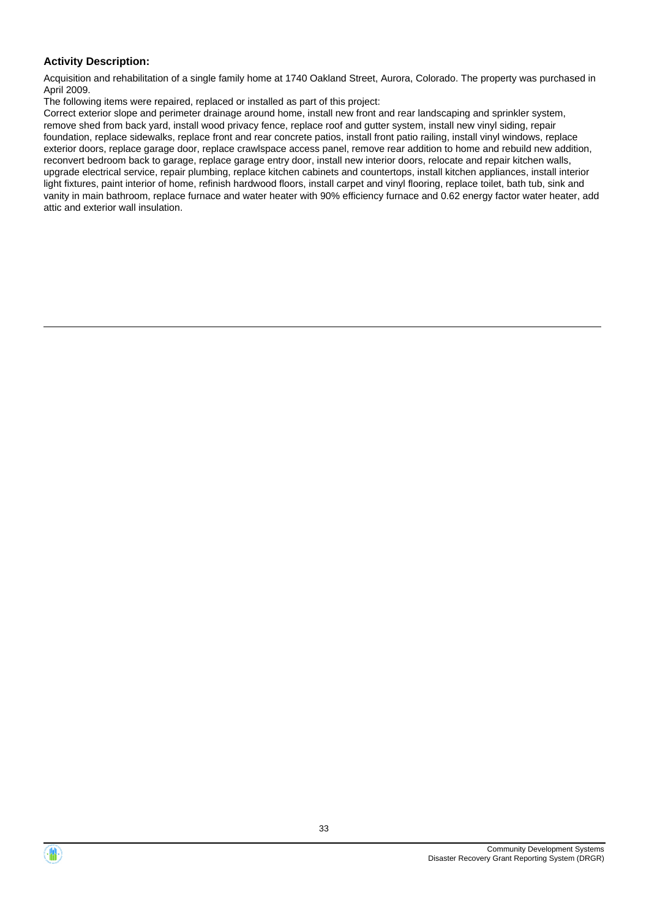**Activity Description:**

Acquisition and rehabilitation of a single family home at 1740 Oakland Street, Aurora, Colorado. The property was purchased in April 2009.

The following items were repaired, replaced or installed as part of this project:

Correct exterior slope and perimeter drainage around home, install new front and rear landscaping and sprinkler system, remove shed from back yard, install wood privacy fence, replace roof and gutter system, install new vinyl siding, repair foundation, replace sidewalks, replace front and rear concrete patios, install front patio railing, install vinyl windows, replace exterior doors, replace garage door, replace crawlspace access panel, remove rear addition to home and rebuild new addition, reconvert bedroom back to garage, replace garage entry door, install new interior doors, relocate and repair kitchen walls, upgrade electrical service, repair plumbing, replace kitchen cabinets and countertops, install kitchen appliances, install interior light fixtures, paint interior of home, refinish hardwood floors, install carpet and vinyl flooring, replace toilet, bath tub, sink and vanity in main bathroom, replace furnace and water heater with 90% efficiency furnace and 0.62 energy factor water heater, add attic and exterior wall insulation.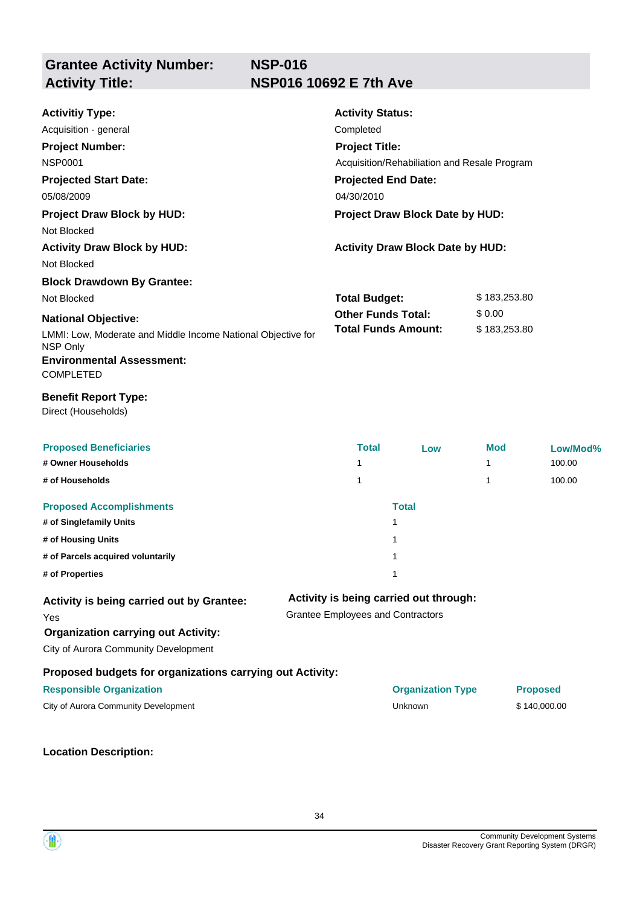## Grantee Activity Number: NSP-016
## Activity Title: NSP016 10692 E 7th Ave

**Activitiy Type:**
Acquisition - general

**Activity Status:**
Completed

**Project Number:**
NSP0001

**Project Title:**
Acquisition/Rehabiliation and Resale Program

**Projected Start Date:**
05/08/2009

**Projected End Date:**
04/30/2010

**Project Draw Block by HUD:**
Not Blocked

**Project Draw Block Date by HUD:**

**Activity Draw Block by HUD:**
Not Blocked

**Activity Draw Block Date by HUD:**

**Block Drawdown By Grantee:**
Not Blocked

**Total Budget:** $ 183,253.80
**Other Funds Total:** $ 0.00
**Total Funds Amount:** $ 183,253.80

**National Objective:**
LMMI: Low, Moderate and Middle Income National Objective for NSP Only

**Environmental Assessment:**
COMPLETED

**Benefit Report Type:**
Direct (Households)

| Proposed Beneficiaries | Total | Low | Mod | Low/Mod% |
|---|---|---|---|---|
| # Owner Households | 1 | | 1 | 100.00 |
| # of Households | 1 | | 1 | 100.00 |

| Proposed Accomplishments | Total |
|---|---|
| # of Singlefamily Units | 1 |
| # of Housing Units | 1 |
| # of Parcels acquired voluntarily | 1 |
| # of Properties | 1 |

**Activity is being carried out by Grantee:**
Yes

**Activity is being carried out through:**
Grantee Employees and Contractors

**Organization carrying out Activity:**
City of Aurora Community Development

**Proposed budgets for organizations carrying out Activity:**

| Responsible Organization | Organization Type | Proposed |
|---|---|---|
| City of Aurora Community Development | Unknown | $ 140,000.00 |

**Location Description:**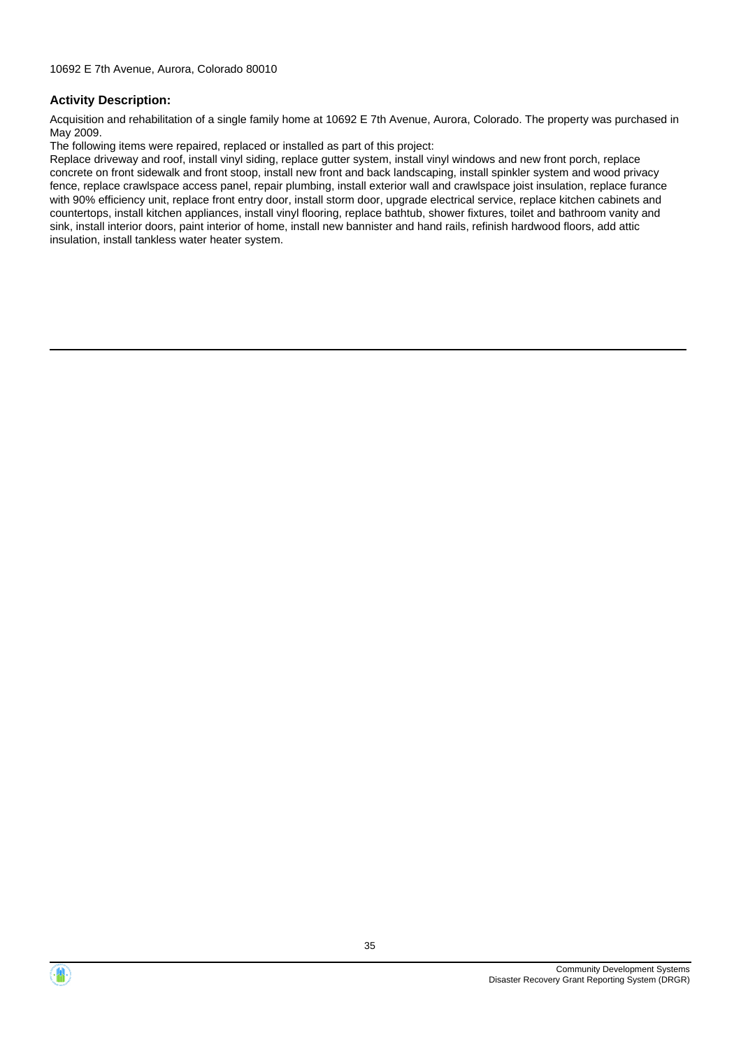10692 E 7th Avenue, Aurora, Colorado 80010

**Activity Description:**

Acquisition and rehabilitation of a single family home at 10692 E 7th Avenue, Aurora, Colorado. The property was purchased in May 2009.

The following items were repaired, replaced or installed as part of this project:

Replace driveway and roof, install vinyl siding, replace gutter system, install vinyl windows and new front porch, replace concrete on front sidewalk and front stoop, install new front and back landscaping, install spinkler system and wood privacy fence, replace crawlspace access panel, repair plumbing, install exterior wall and crawlspace joist insulation, replace furance with 90% efficiency unit, replace front entry door, install storm door, upgrade electrical service, replace kitchen cabinets and countertops, install kitchen appliances, install vinyl flooring, replace bathtub, shower fixtures, toilet and bathroom vanity and sink, install interior doors, paint interior of home, install new bannister and hand rails, refinish hardwood floors, add attic insulation, install tankless water heater system.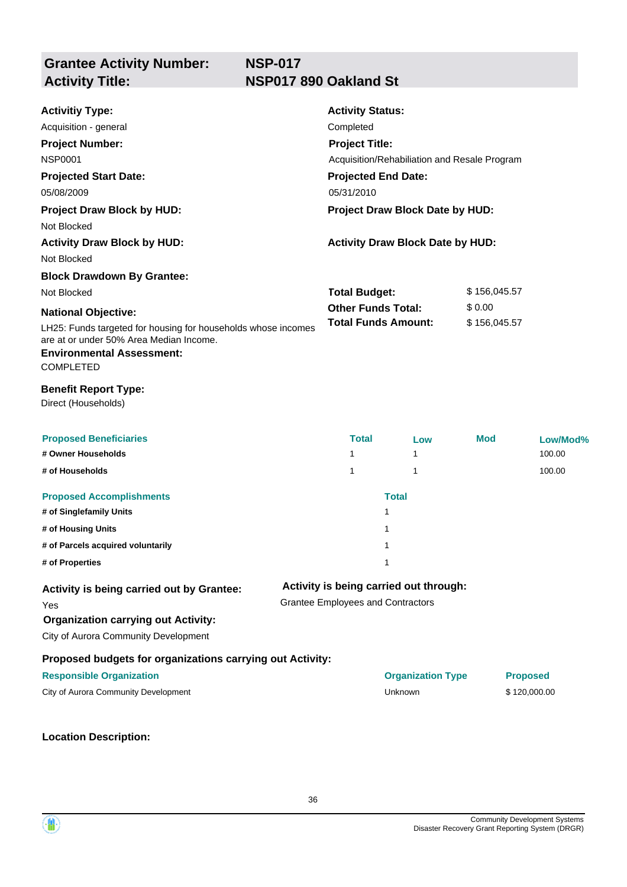## Grantee Activity Number: NSP-017
## Activity Title: NSP017 890 Oakland St

**Activitiy Type:**
Acquisition - general

**Activity Status:**
Completed

**Project Number:**
NSP0001

**Project Title:**
Acquisition/Rehabilitation and Resale Program

**Projected Start Date:**
05/08/2009

**Projected End Date:**
05/31/2010

**Project Draw Block by HUD:**
Not Blocked

**Project Draw Block Date by HUD:**

**Activity Draw Block by HUD:**
Not Blocked

**Activity Draw Block Date by HUD:**

**Block Drawdown By Grantee:**
Not Blocked

| | |
|---|---|
| **Total Budget:** | $ 156,045.57 |
| **Other Funds Total:** | $ 0.00 |
| **Total Funds Amount:** | $ 156,045.57 |

**National Objective:**
LH25: Funds targeted for housing for households whose incomes are at or under 50% Area Median Income.

**Environmental Assessment:**
COMPLETED

**Benefit Report Type:**
Direct (Households)

| Proposed Beneficiaries | Total | Low | Mod | Low/Mod% |
|---|---|---|---|---|
| # Owner Households | 1 | 1 | | 100.00 |
| # of Households | 1 | 1 | | 100.00 |

| Proposed Accomplishments | Total |
|---|---|
| # of Singlefamily Units | 1 |
| # of Housing Units | 1 |
| # of Parcels acquired voluntarily | 1 |
| # of Properties | 1 |

**Activity is being carried out by Grantee:**
Yes

**Activity is being carried out through:**
Grantee Employees and Contractors

**Organization carrying out Activity:**
City of Aurora Community Development

**Proposed budgets for organizations carrying out Activity:**

| Responsible Organization | Organization Type | Proposed |
|---|---|---|
| City of Aurora Community Development | Unknown | $ 120,000.00 |

**Location Description:**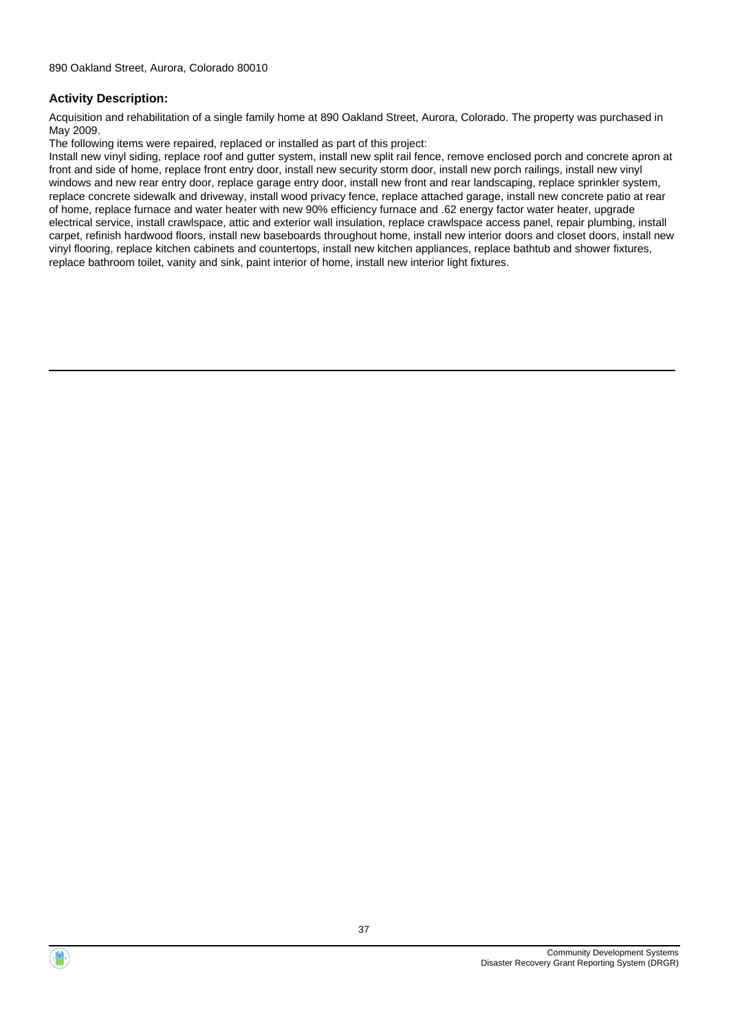890 Oakland Street, Aurora, Colorado 80010

### Activity Description:

Acquisition and rehabilitation of a single family home at 890 Oakland Street, Aurora, Colorado. The property was purchased in May 2009.

The following items were repaired, replaced or installed as part of this project:

Install new vinyl siding, replace roof and gutter system, install new split rail fence, remove enclosed porch and concrete apron at front and side of home, replace front entry door, install new security storm door, install new porch railings, install new vinyl windows and new rear entry door, replace garage entry door, install new front and rear landscaping, replace sprinkler system, replace concrete sidewalk and driveway, install wood privacy fence, replace attached garage, install new concrete patio at rear of home, replace furnace and water heater with new 90% efficiency furnace and .62 energy factor water heater, upgrade electrical service, install crawlspace, attic and exterior wall insulation, replace crawlspace access panel, repair plumbing, install carpet, refinish hardwood floors, install new baseboards throughout home, install new interior doors and closet doors, install new vinyl flooring, replace kitchen cabinets and countertops, install new kitchen appliances, replace bathtub and shower fixtures, replace bathroom toilet, vanity and sink, paint interior of home, install new interior light fixtures.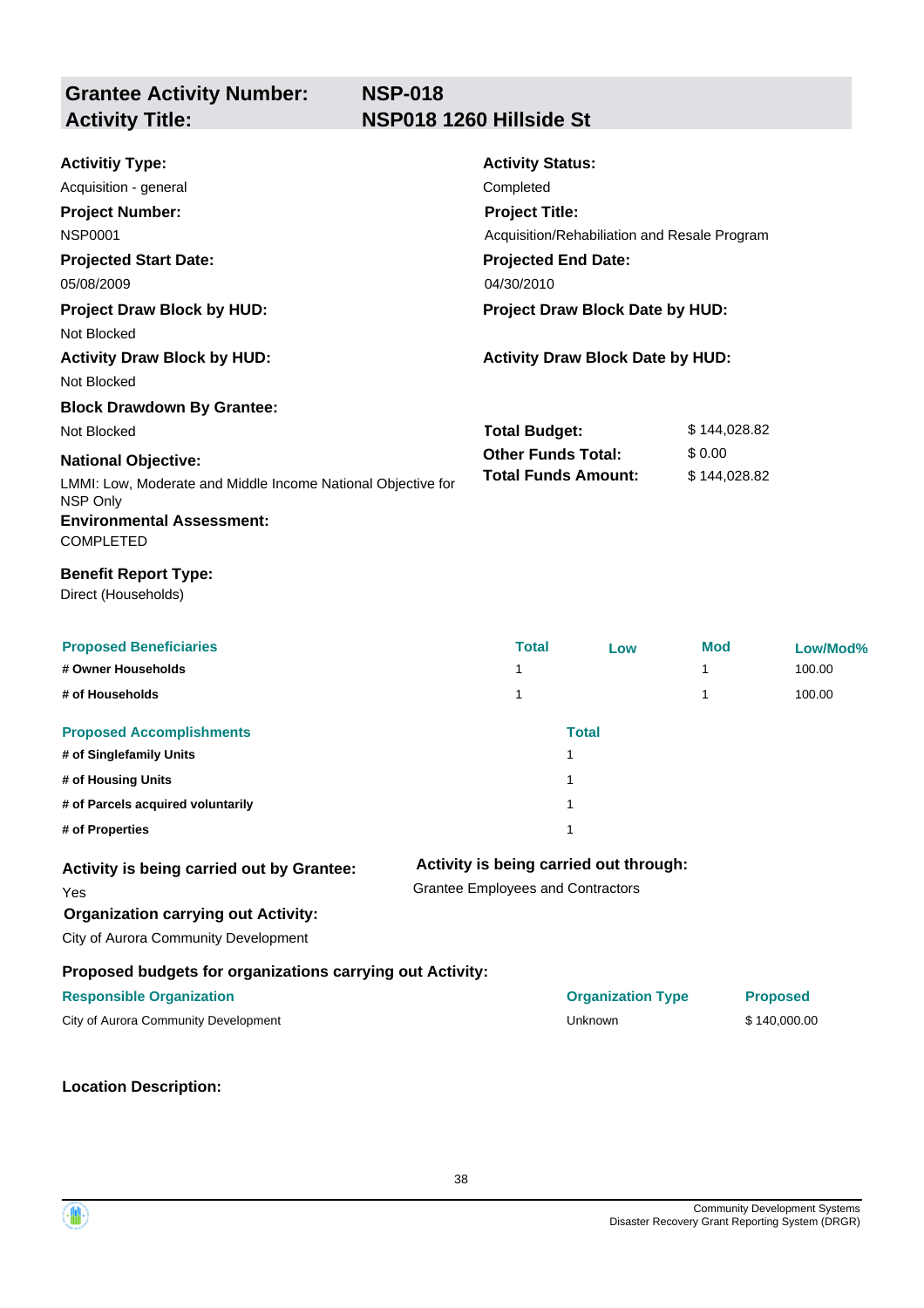## Grantee Activity Number: NSP-018
## Activity Title: NSP018 1260 Hillside St

**Activitiy Type:**
Acquisition - general

**Activity Status:**
Completed

**Project Number:**
NSP0001

**Project Title:**
Acquisition/Rehabiliation and Resale Program

**Projected Start Date:**
05/08/2009

**Projected End Date:**
04/30/2010

**Project Draw Block by HUD:**
Not Blocked

**Project Draw Block Date by HUD:**

**Activity Draw Block by HUD:**
Not Blocked

**Activity Draw Block Date by HUD:**

**Block Drawdown By Grantee:**
Not Blocked

| | |
|---|---|
| **Total Budget:** | $ 144,028.82 |
| **Other Funds Total:** | $ 0.00 |
| **Total Funds Amount:** | $ 144,028.82 |

**National Objective:**
LMMI: Low, Moderate and Middle Income National Objective for NSP Only

**Environmental Assessment:**
COMPLETED

**Benefit Report Type:**
Direct (Households)

| Proposed Beneficiaries | Total | Low | Mod | Low/Mod% |
|---|---|---|---|---|
| # Owner Households | 1 | | 1 | 100.00 |
| # of Households | 1 | | 1 | 100.00 |

| Proposed Accomplishments | Total |
|---|---|
| # of Singlefamily Units | 1 |
| # of Housing Units | 1 |
| # of Parcels acquired voluntarily | 1 |
| # of Properties | 1 |

**Activity is being carried out by Grantee:**
Yes

**Activity is being carried out through:**
Grantee Employees and Contractors

**Organization carrying out Activity:**
City of Aurora Community Development

**Proposed budgets for organizations carrying out Activity:**

| Responsible Organization | Organization Type | Proposed |
|---|---|---|
| City of Aurora Community Development | Unknown | $ 140,000.00 |

**Location Description:**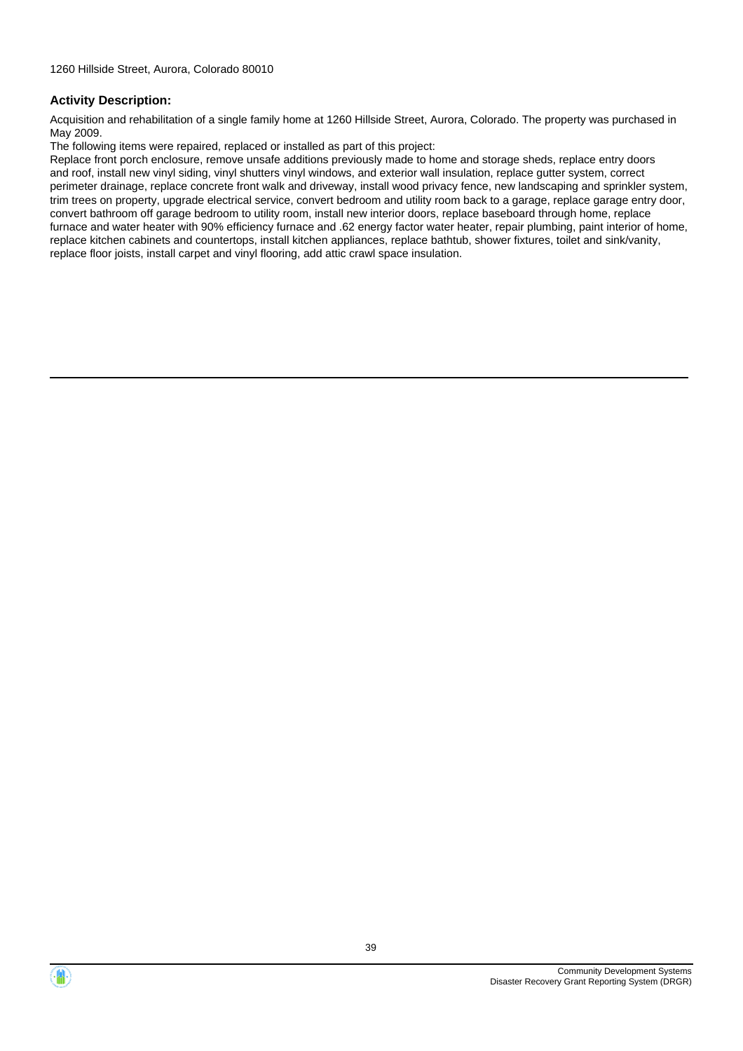1260 Hillside Street, Aurora, Colorado 80010

**Activity Description:**

Acquisition and rehabilitation of a single family home at 1260 Hillside Street, Aurora, Colorado. The property was purchased in May 2009.

The following items were repaired, replaced or installed as part of this project:

Replace front porch enclosure, remove unsafe additions previously made to home and storage sheds, replace entry doors and roof, install new vinyl siding, vinyl shutters vinyl windows, and exterior wall insulation, replace gutter system, correct perimeter drainage, replace concrete front walk and driveway, install wood privacy fence, new landscaping and sprinkler system, trim trees on property, upgrade electrical service, convert bedroom and utility room back to a garage, replace garage entry door, convert bathroom off garage bedroom to utility room, install new interior doors, replace baseboard through home, replace furnace and water heater with 90% efficiency furnace and .62 energy factor water heater, repair plumbing, paint interior of home, replace kitchen cabinets and countertops, install kitchen appliances, replace bathtub, shower fixtures, toilet and sink/vanity, replace floor joists, install carpet and vinyl flooring, add attic crawl space insulation.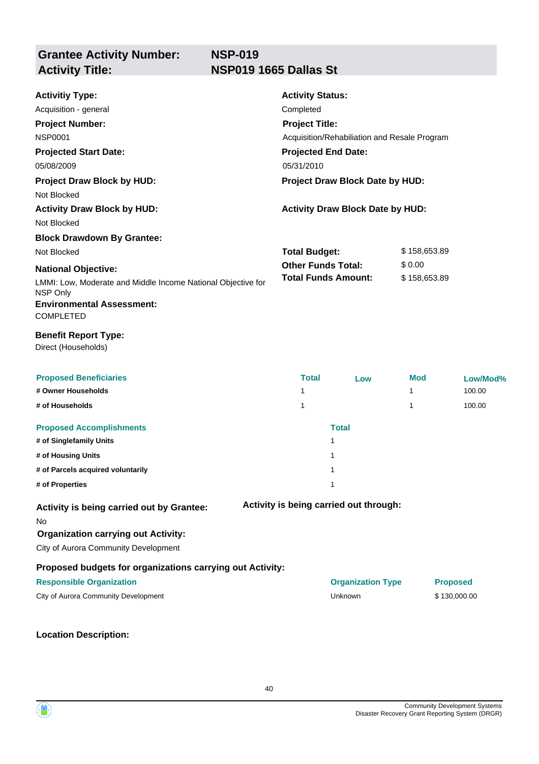## Grantee Activity Number: NSP-019
## Activity Title: NSP019 1665 Dallas St

**Activitiy Type:**
Acquisition - general

**Activity Status:**
Completed

**Project Number:**
NSP0001

**Project Title:**
Acquisition/Rehabiliation and Resale Program

**Projected Start Date:**
05/08/2009

**Projected End Date:**
05/31/2010

**Project Draw Block by HUD:**
Not Blocked

**Project Draw Block Date by HUD:**

**Activity Draw Block by HUD:**
Not Blocked

**Activity Draw Block Date by HUD:**

**Block Drawdown By Grantee:**
Not Blocked

| | |
|---|---|
| **Total Budget:** | $ 158,653.89 |
| **Other Funds Total:** | $ 0.00 |
| **Total Funds Amount:** | $ 158,653.89 |

**National Objective:**
LMMI: Low, Moderate and Middle Income National Objective for NSP Only

**Environmental Assessment:**
COMPLETED

**Benefit Report Type:**
Direct (Households)

| Proposed Beneficiaries | Total | Low | Mod | Low/Mod% |
|---|---|---|---|---|
| # Owner Households | 1 | | 1 | 100.00 |
| # of Households | 1 | | 1 | 100.00 |

| Proposed Accomplishments | Total |
|---|---|
| # of Singlefamily Units | 1 |
| # of Housing Units | 1 |
| # of Parcels acquired voluntarily | 1 |
| # of Properties | 1 |

**Activity is being carried out by Grantee:**
No

**Activity is being carried out through:**

**Organization carrying out Activity:**
City of Aurora Community Development

**Proposed budgets for organizations carrying out Activity:**

| Responsible Organization | Organization Type | Proposed |
|---|---|---|
| City of Aurora Community Development | Unknown | $ 130,000.00 |

**Location Description:**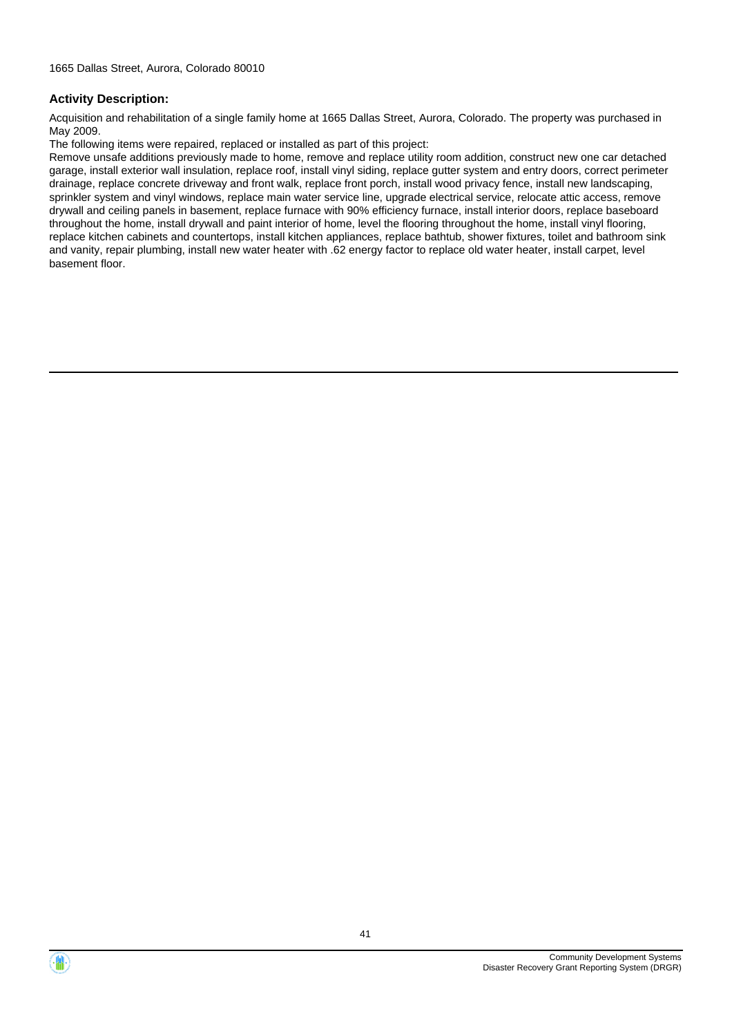1665 Dallas Street, Aurora, Colorado 80010

**Activity Description:**

Acquisition and rehabilitation of a single family home at 1665 Dallas Street, Aurora, Colorado. The property was purchased in May 2009.

The following items were repaired, replaced or installed as part of this project:

Remove unsafe additions previously made to home, remove and replace utility room addition, construct new one car detached garage, install exterior wall insulation, replace roof, install vinyl siding, replace gutter system and entry doors, correct perimeter drainage, replace concrete driveway and front walk, replace front porch, install wood privacy fence, install new landscaping, sprinkler system and vinyl windows, replace main water service line, upgrade electrical service, relocate attic access, remove drywall and ceiling panels in basement, replace furnace with 90% efficiency furnace, install interior doors, replace baseboard throughout the home, install drywall and paint interior of home, level the flooring throughout the home, install vinyl flooring, replace kitchen cabinets and countertops, install kitchen appliances, replace bathtub, shower fixtures, toilet and bathroom sink and vanity, repair plumbing, install new water heater with .62 energy factor to replace old water heater, install carpet, level basement floor.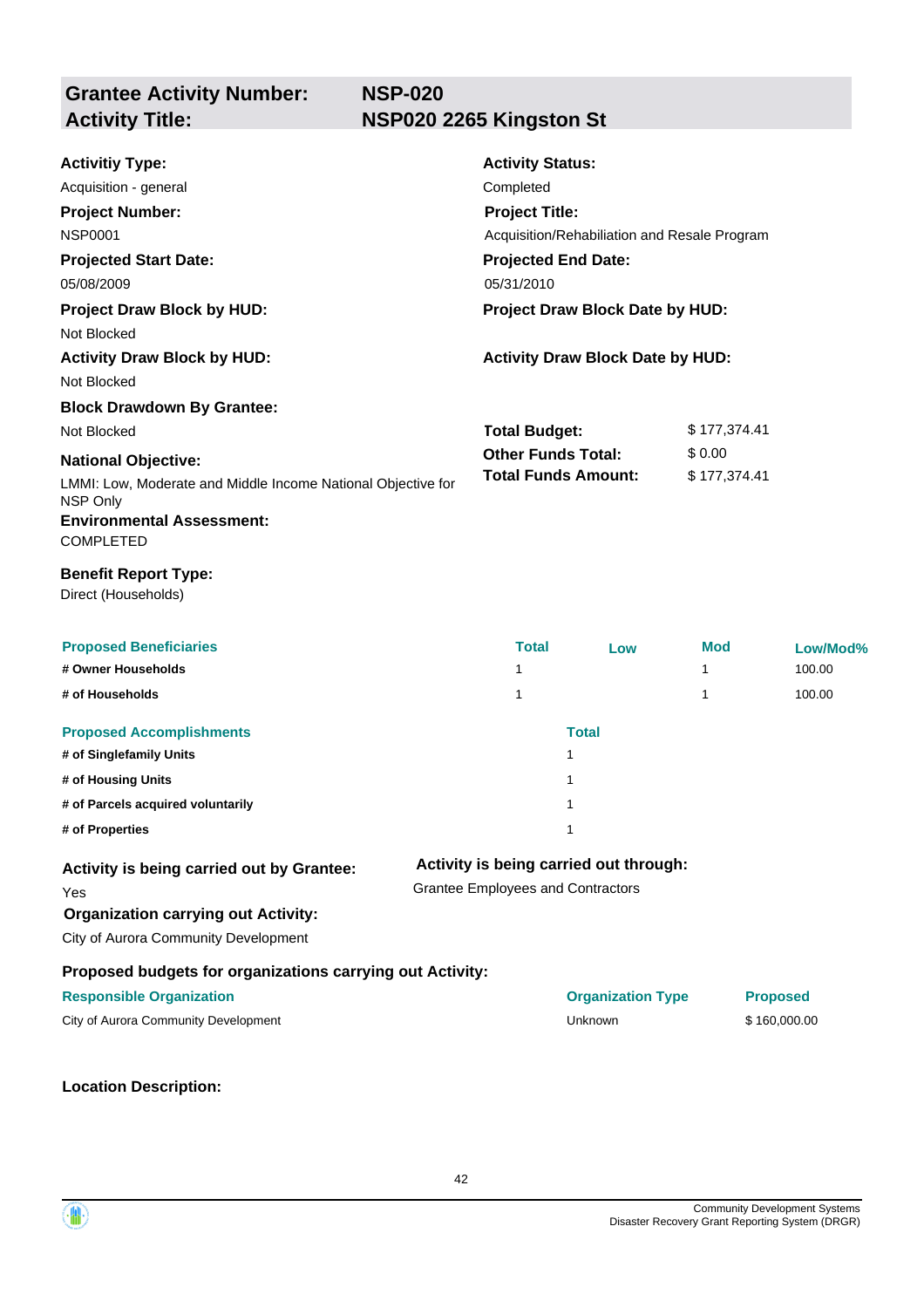## Grantee Activity Number: NSP-020
## Activity Title: NSP020 2265 Kingston St

**Activitiy Type:**
Acquisition - general

**Activity Status:**
Completed

**Project Number:**
NSP0001

**Project Title:**
Acquisition/Rehabilitation and Resale Program

**Projected Start Date:**
05/08/2009

**Projected End Date:**
05/31/2010

**Project Draw Block by HUD:**
Not Blocked

**Project Draw Block Date by HUD:**

**Activity Draw Block by HUD:**
Not Blocked

**Activity Draw Block Date by HUD:**

**Block Drawdown By Grantee:**
Not Blocked

**Total Budget:** $ 177,374.41
**Other Funds Total:** $ 0.00
**Total Funds Amount:** $ 177,374.41

**National Objective:**
LMMI: Low, Moderate and Middle Income National Objective for NSP Only

**Environmental Assessment:**
COMPLETED

**Benefit Report Type:**
Direct (Households)

| Proposed Beneficiaries | Total | Low | Mod | Low/Mod% |
|---|---|---|---|---|
| # Owner Households | 1 | | 1 | 100.00 |
| # of Households | 1 | | 1 | 100.00 |

| Proposed Accomplishments | Total |
|---|---|
| # of Singlefamily Units | 1 |
| # of Housing Units | 1 |
| # of Parcels acquired voluntarily | 1 |
| # of Properties | 1 |

**Activity is being carried out by Grantee:**
Yes

**Activity is being carried out through:**
Grantee Employees and Contractors

**Organization carrying out Activity:**
City of Aurora Community Development

**Proposed budgets for organizations carrying out Activity:**

| Responsible Organization | Organization Type | Proposed |
|---|---|---|
| City of Aurora Community Development | Unknown | $ 160,000.00 |

**Location Description:**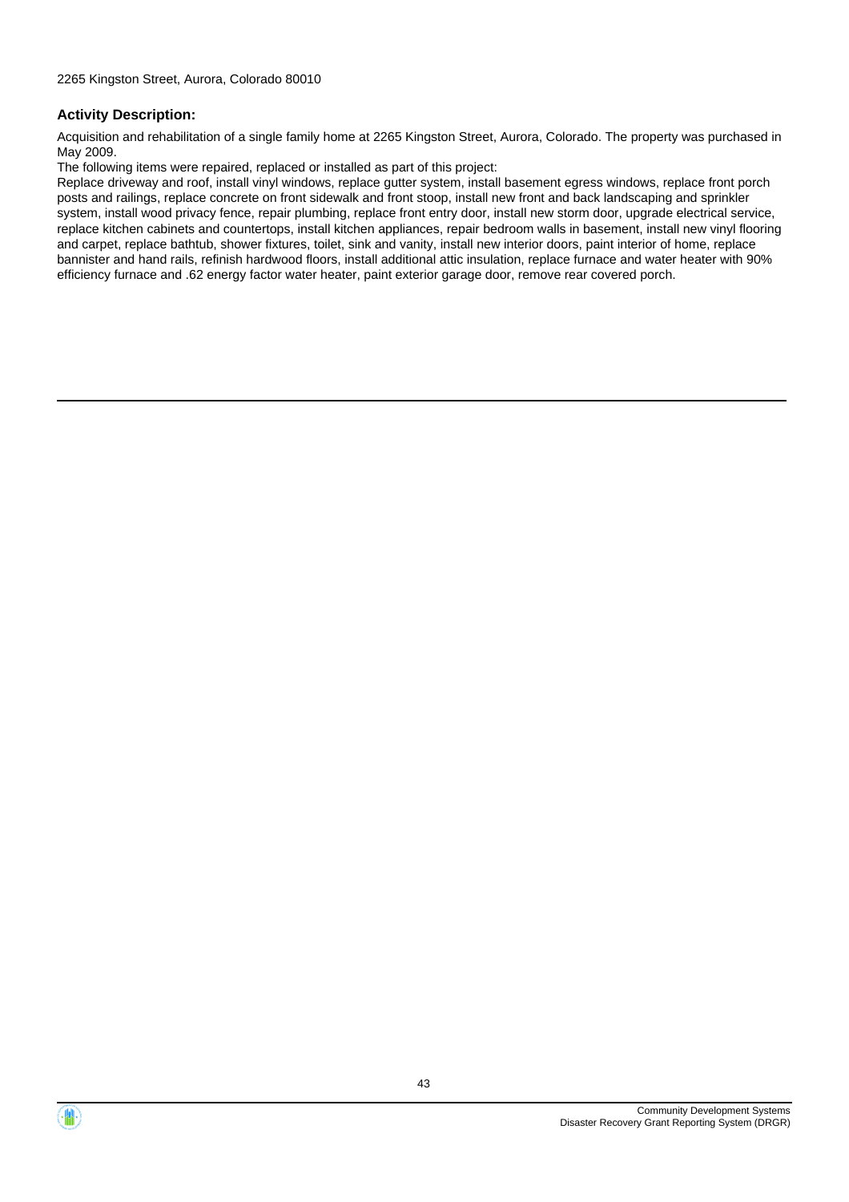2265 Kingston Street, Aurora, Colorado 80010

### Activity Description:

Acquisition and rehabilitation of a single family home at 2265 Kingston Street, Aurora, Colorado. The property was purchased in May 2009.

The following items were repaired, replaced or installed as part of this project:

Replace driveway and roof, install vinyl windows, replace gutter system, install basement egress windows, replace front porch posts and railings, replace concrete on front sidewalk and front stoop, install new front and back landscaping and sprinkler system, install wood privacy fence, repair plumbing, replace front entry door, install new storm door, upgrade electrical service, replace kitchen cabinets and countertops, install kitchen appliances, repair bedroom walls in basement, install new vinyl flooring and carpet, replace bathtub, shower fixtures, toilet, sink and vanity, install new interior doors, paint interior of home, replace bannister and hand rails, refinish hardwood floors, install additional attic insulation, replace furnace and water heater with 90% efficiency furnace and .62 energy factor water heater, paint exterior garage door, remove rear covered porch.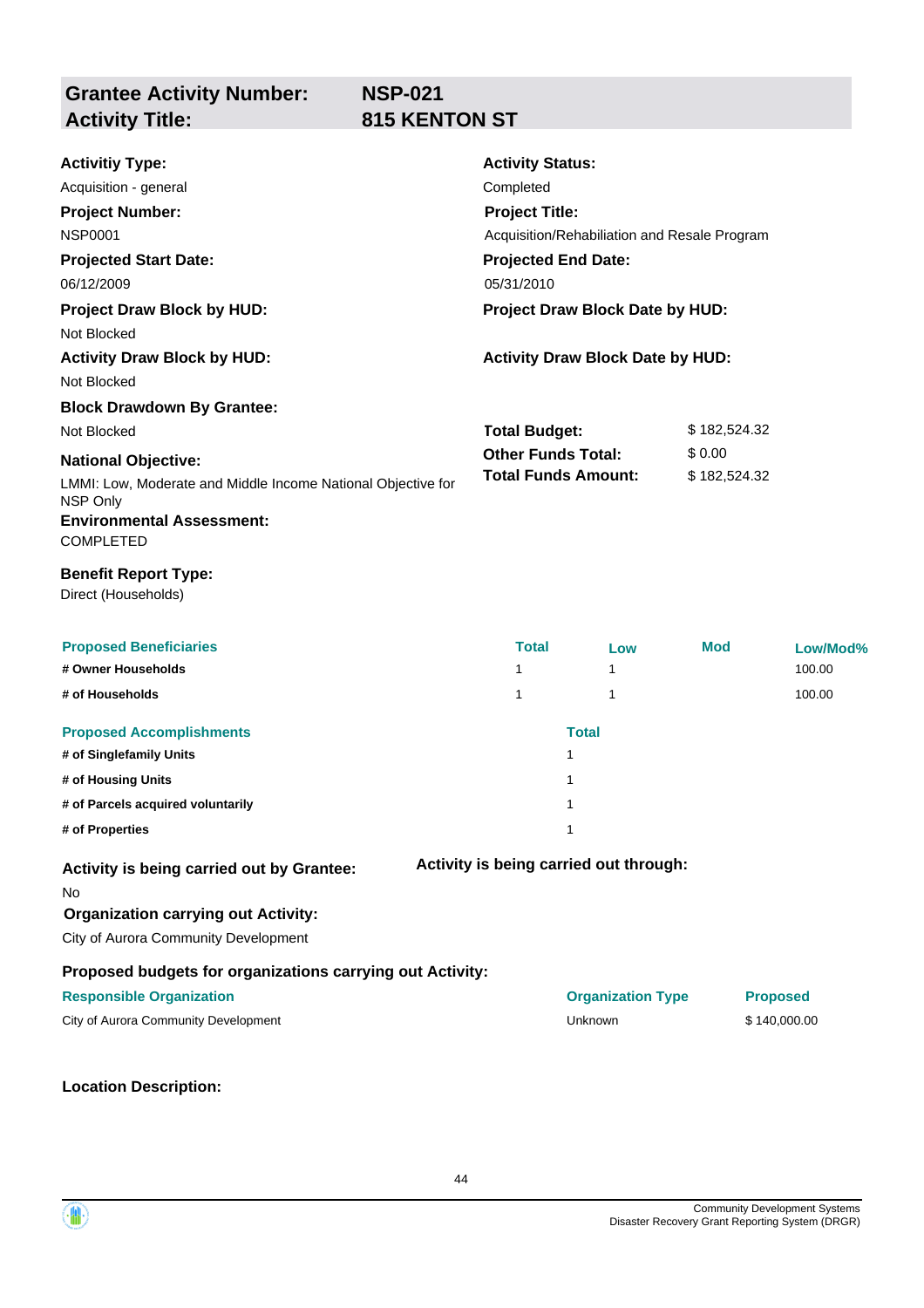## Grantee Activity Number: NSP-021
## Activity Title: 815 KENTON ST

**Activitiy Type:**
Acquisition - general

**Activity Status:**
Completed

**Project Number:**
NSP0001

**Project Title:**
Acquisition/Rehabilitation and Resale Program

**Projected Start Date:**
06/12/2009

**Projected End Date:**
05/31/2010

**Project Draw Block by HUD:**
Not Blocked

**Project Draw Block Date by HUD:**

**Activity Draw Block by HUD:**
Not Blocked

**Activity Draw Block Date by HUD:**

**Block Drawdown By Grantee:**
Not Blocked

**Total Budget:** $ 182,524.32
**Other Funds Total:** $ 0.00
**Total Funds Amount:** $ 182,524.32

**National Objective:**
LMMI: Low, Moderate and Middle Income National Objective for NSP Only

**Environmental Assessment:**
COMPLETED

**Benefit Report Type:**
Direct (Households)

| Proposed Beneficiaries | Total | Low | Mod | Low/Mod% |
|---|---|---|---|---|
| # Owner Households | 1 | 1 | | 100.00 |
| # of Households | 1 | 1 | | 100.00 |

| Proposed Accomplishments | Total |
|---|---|
| # of Singlefamily Units | 1 |
| # of Housing Units | 1 |
| # of Parcels acquired voluntarily | 1 |
| # of Properties | 1 |

**Activity is being carried out by Grantee:**
No

**Activity is being carried out through:**

**Organization carrying out Activity:**
City of Aurora Community Development

**Proposed budgets for organizations carrying out Activity:**

| Responsible Organization | Organization Type | Proposed |
|---|---|---|
| City of Aurora Community Development | Unknown | $ 140,000.00 |

**Location Description:**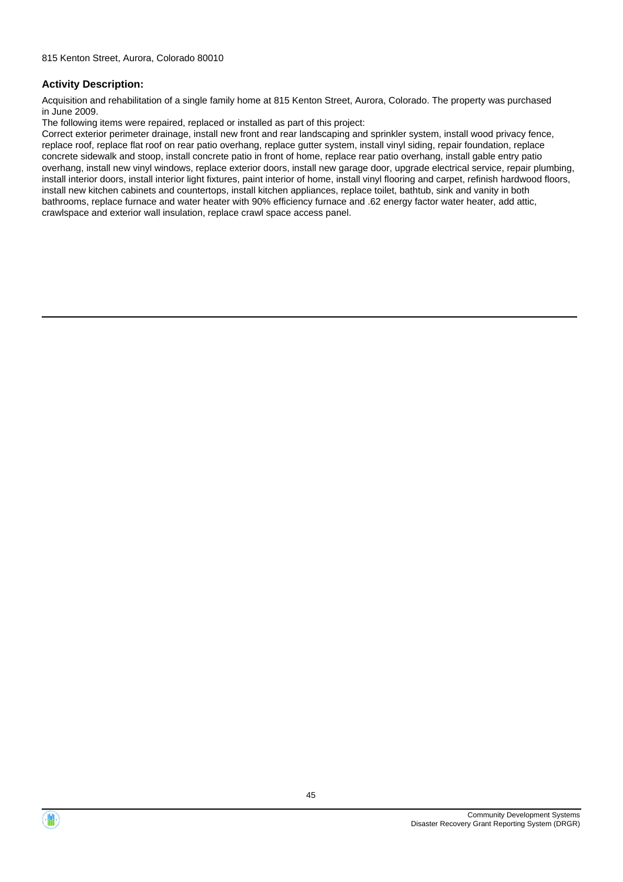815 Kenton Street, Aurora, Colorado 80010

**Activity Description:**

Acquisition and rehabilitation of a single family home at 815 Kenton Street, Aurora, Colorado. The property was purchased in June 2009.

The following items were repaired, replaced or installed as part of this project:

Correct exterior perimeter drainage, install new front and rear landscaping and sprinkler system, install wood privacy fence, replace roof, replace flat roof on rear patio overhang, replace gutter system, install vinyl siding, repair foundation, replace concrete sidewalk and stoop, install concrete patio in front of home, replace rear patio overhang, install gable entry patio overhang, install new vinyl windows, replace exterior doors, install new garage door, upgrade electrical service, repair plumbing, install interior doors, install interior light fixtures, paint interior of home, install vinyl flooring and carpet, refinish hardwood floors, install new kitchen cabinets and countertops, install kitchen appliances, replace toilet, bathtub, sink and vanity in both bathrooms, replace furnace and water heater with 90% efficiency furnace and .62 energy factor water heater, add attic, crawlspace and exterior wall insulation, replace crawl space access panel.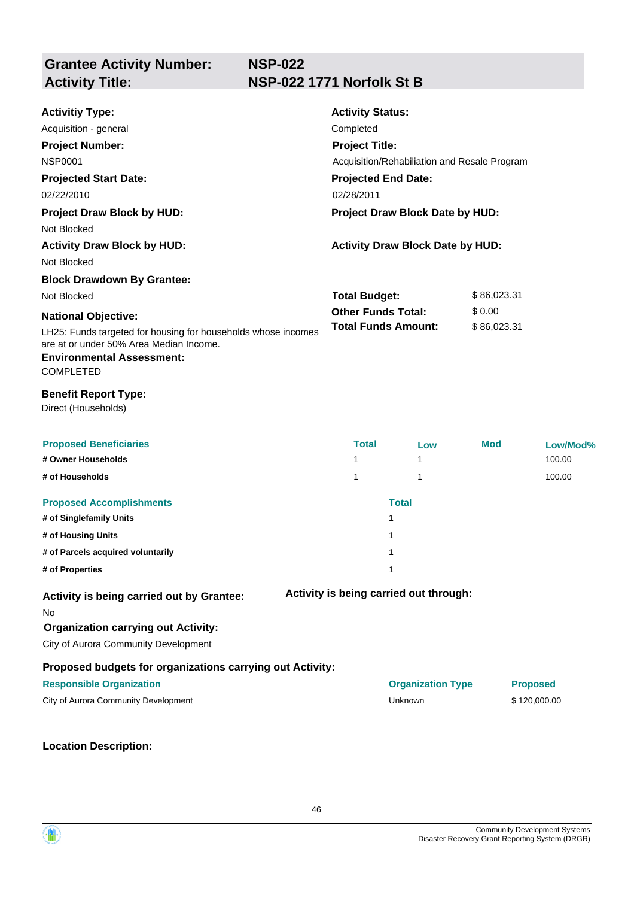## Grantee Activity Number: NSP-022
## Activity Title: NSP-022 1771 Norfolk St B

**Activitiy Type:**
Acquisition - general

**Activity Status:**
Completed

**Project Number:**
NSP0001

**Project Title:**
Acquisition/Rehabiliation and Resale Program

**Projected Start Date:**
02/22/2010

**Projected End Date:**
02/28/2011

**Project Draw Block by HUD:**
Not Blocked

**Project Draw Block Date by HUD:**

**Activity Draw Block by HUD:**
Not Blocked

**Activity Draw Block Date by HUD:**

**Block Drawdown By Grantee:**
Not Blocked

**Total Budget:** $ 86,023.31
**Other Funds Total:** $ 0.00
**Total Funds Amount:** $ 86,023.31

**National Objective:**
LH25: Funds targeted for housing for households whose incomes are at or under 50% Area Median Income.

**Environmental Assessment:**
COMPLETED

**Benefit Report Type:**
Direct (Households)

| Proposed Beneficiaries | Total | Low | Mod | Low/Mod% |
|---|---|---|---|---|
| # Owner Households | 1 | 1 | | 100.00 |
| # of Households | 1 | 1 | | 100.00 |

| Proposed Accomplishments | Total |
|---|---|
| # of Singlefamily Units | 1 |
| # of Housing Units | 1 |
| # of Parcels acquired voluntarily | 1 |
| # of Properties | 1 |

**Activity is being carried out by Grantee:**
No

**Activity is being carried out through:**

**Organization carrying out Activity:**
City of Aurora Community Development

**Proposed budgets for organizations carrying out Activity:**

| Responsible Organization | Organization Type | Proposed |
|---|---|---|
| City of Aurora Community Development | Unknown | $ 120,000.00 |

**Location Description:**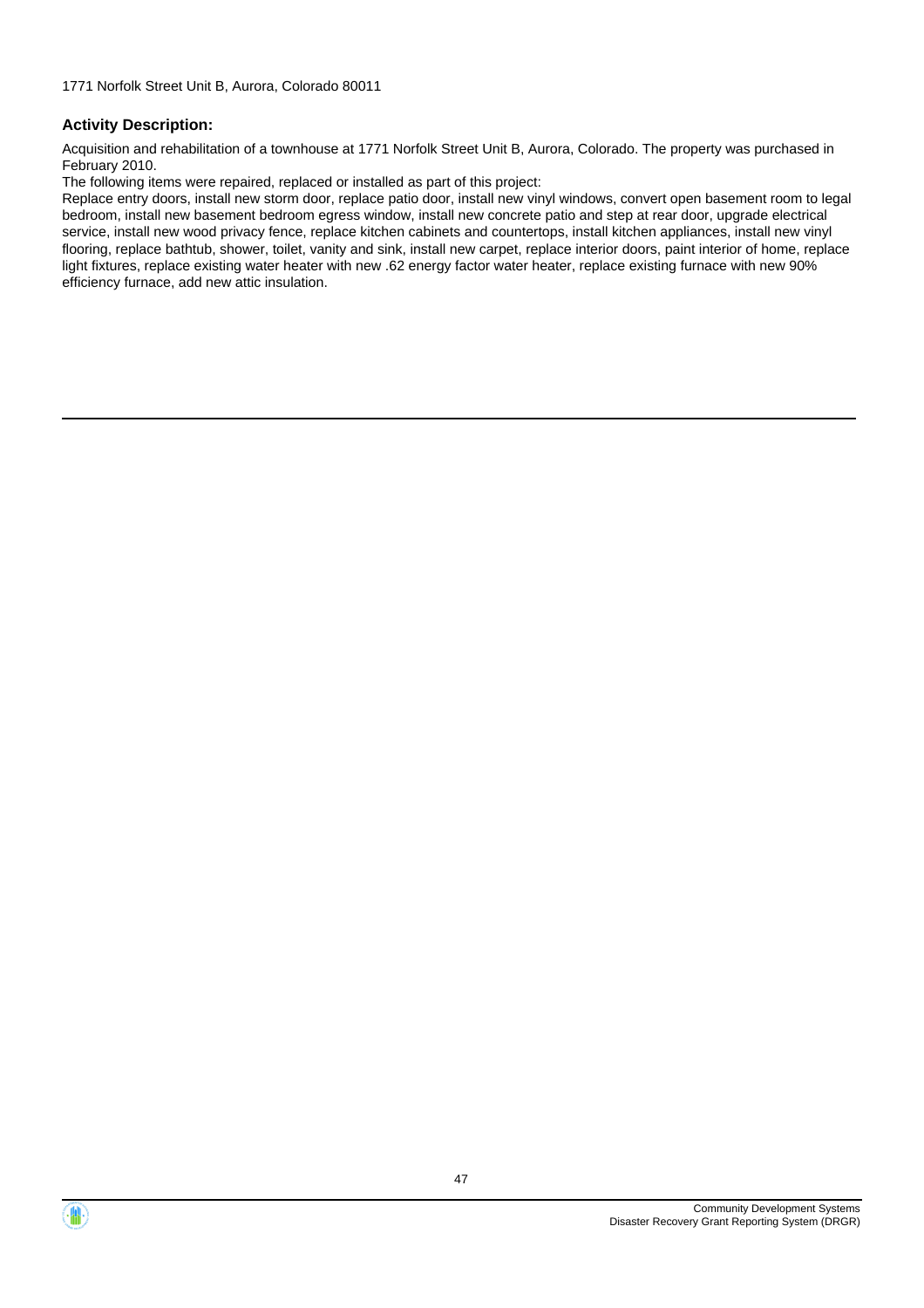1771 Norfolk Street Unit B, Aurora, Colorado 80011

**Activity Description:**

Acquisition and rehabilitation of a townhouse at 1771 Norfolk Street Unit B, Aurora, Colorado. The property was purchased in February 2010.

The following items were repaired, replaced or installed as part of this project:

Replace entry doors, install new storm door, replace patio door, install new vinyl windows, convert open basement room to legal bedroom, install new basement bedroom egress window, install new concrete patio and step at rear door, upgrade electrical service, install new wood privacy fence, replace kitchen cabinets and countertops, install kitchen appliances, install new vinyl flooring, replace bathtub, shower, toilet, vanity and sink, install new carpet, replace interior doors, paint interior of home, replace light fixtures, replace existing water heater with new .62 energy factor water heater, replace existing furnace with new 90% efficiency furnace, add new attic insulation.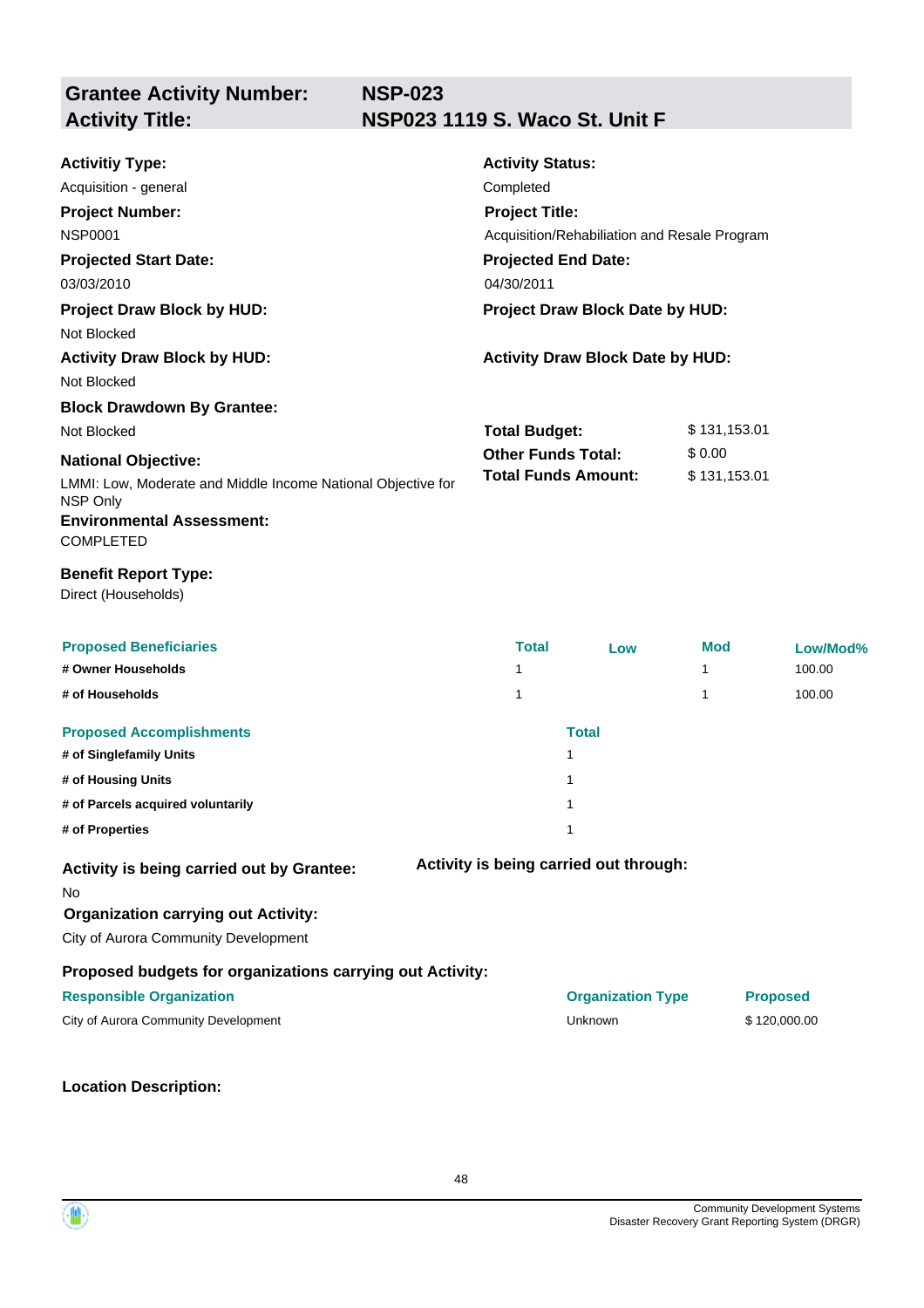## Grantee Activity Number: NSP-023
## Activity Title: NSP023 1119 S. Waco St. Unit F

**Activitiy Type:**
Acquisition - general

**Activity Status:**
Completed

**Project Number:**
NSP0001

**Project Title:**
Acquisition/Rehabiliation and Resale Program

**Projected Start Date:**
03/03/2010

**Projected End Date:**
04/30/2011

**Project Draw Block by HUD:**
Not Blocked

**Project Draw Block Date by HUD:**

**Activity Draw Block by HUD:**
Not Blocked

**Activity Draw Block Date by HUD:**

**Block Drawdown By Grantee:**
Not Blocked

**Total Budget:** $ 131,153.01
**Other Funds Total:** $ 0.00
**Total Funds Amount:** $ 131,153.01

**National Objective:**
LMMI: Low, Moderate and Middle Income National Objective for NSP Only

**Environmental Assessment:**
COMPLETED

**Benefit Report Type:**
Direct (Households)

| Proposed Beneficiaries | Total | Low | Mod | Low/Mod% |
|---|---|---|---|---|
| # Owner Households | 1 | | 1 | 100.00 |
| # of Households | 1 | | 1 | 100.00 |

| Proposed Accomplishments | Total |
|---|---|
| # of Singlefamily Units | 1 |
| # of Housing Units | 1 |
| # of Parcels acquired voluntarily | 1 |
| # of Properties | 1 |

**Activity is being carried out by Grantee:**
No

**Activity is being carried out through:**

**Organization carrying out Activity:**
City of Aurora Community Development

**Proposed budgets for organizations carrying out Activity:**

| Responsible Organization | Organization Type | Proposed |
|---|---|---|
| City of Aurora Community Development | Unknown | $ 120,000.00 |

**Location Description:**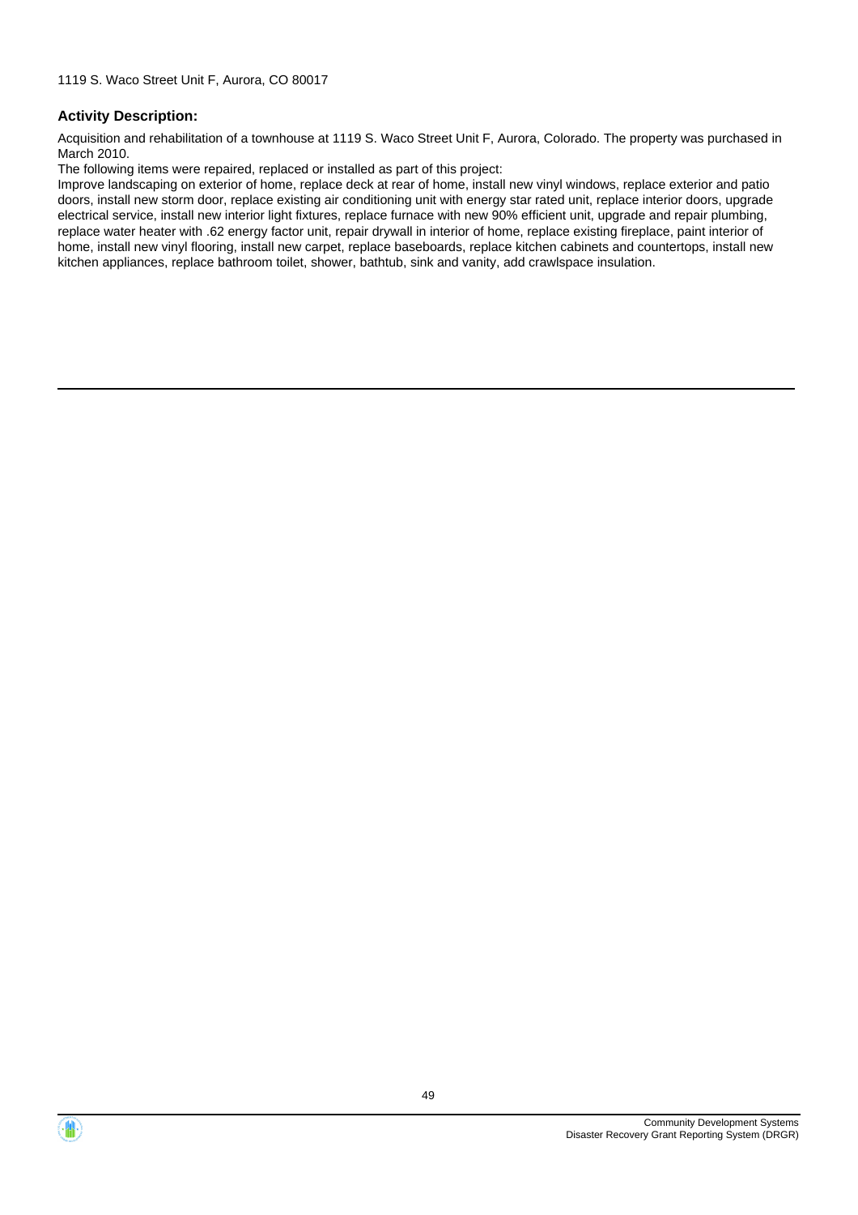1119 S. Waco Street Unit F, Aurora, CO 80017

### Activity Description:

Acquisition and rehabilitation of a townhouse at 1119 S. Waco Street Unit F, Aurora, Colorado. The property was purchased in March 2010.

The following items were repaired, replaced or installed as part of this project:

Improve landscaping on exterior of home, replace deck at rear of home, install new vinyl windows, replace exterior and patio doors, install new storm door, replace existing air conditioning unit with energy star rated unit, replace interior doors, upgrade electrical service, install new interior light fixtures, replace furnace with new 90% efficient unit, upgrade and repair plumbing, replace water heater with .62 energy factor unit, repair drywall in interior of home, replace existing fireplace, paint interior of home, install new vinyl flooring, install new carpet, replace baseboards, replace kitchen cabinets and countertops, install new kitchen appliances, replace bathroom toilet, shower, bathtub, sink and vanity, add crawlspace insulation.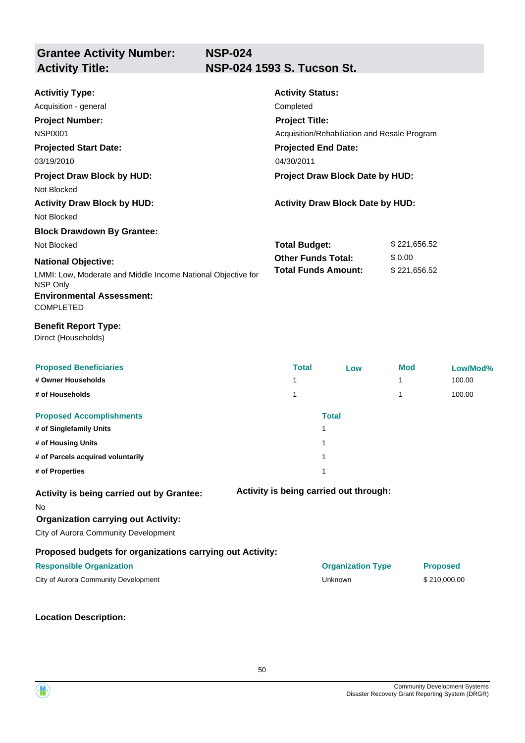## Grantee Activity Number: NSP-024
## Activity Title: NSP-024 1593 S. Tucson St.

**Activitiy Type:**
Acquisition - general

**Activity Status:**
Completed

**Project Number:**
NSP0001

**Project Title:**
Acquisition/Rehabiliation and Resale Program

**Projected Start Date:**
03/19/2010

**Projected End Date:**
04/30/2011

**Project Draw Block by HUD:**
Not Blocked

**Project Draw Block Date by HUD:**

**Activity Draw Block by HUD:**
Not Blocked

**Activity Draw Block Date by HUD:**

**Block Drawdown By Grantee:**
Not Blocked

| | |
|---|---|
| **Total Budget:** | $ 221,656.52 |
| **Other Funds Total:** | $ 0.00 |
| **Total Funds Amount:** | $ 221,656.52 |

**National Objective:**
LMMI: Low, Moderate and Middle Income National Objective for NSP Only

**Environmental Assessment:**
COMPLETED

**Benefit Report Type:**
Direct (Households)

| Proposed Beneficiaries | Total | Low | Mod | Low/Mod% |
|---|---|---|---|---|
| # Owner Households | 1 | | 1 | 100.00 |
| # of Households | 1 | | 1 | 100.00 |

| Proposed Accomplishments | Total |
|---|---|
| # of Singlefamily Units | 1 |
| # of Housing Units | 1 |
| # of Parcels acquired voluntarily | 1 |
| # of Properties | 1 |

**Activity is being carried out by Grantee:**
No

**Activity is being carried out through:**

**Organization carrying out Activity:**
City of Aurora Community Development

**Proposed budgets for organizations carrying out Activity:**

| Responsible Organization | Organization Type | Proposed |
|---|---|---|
| City of Aurora Community Development | Unknown | $ 210,000.00 |

**Location Description:**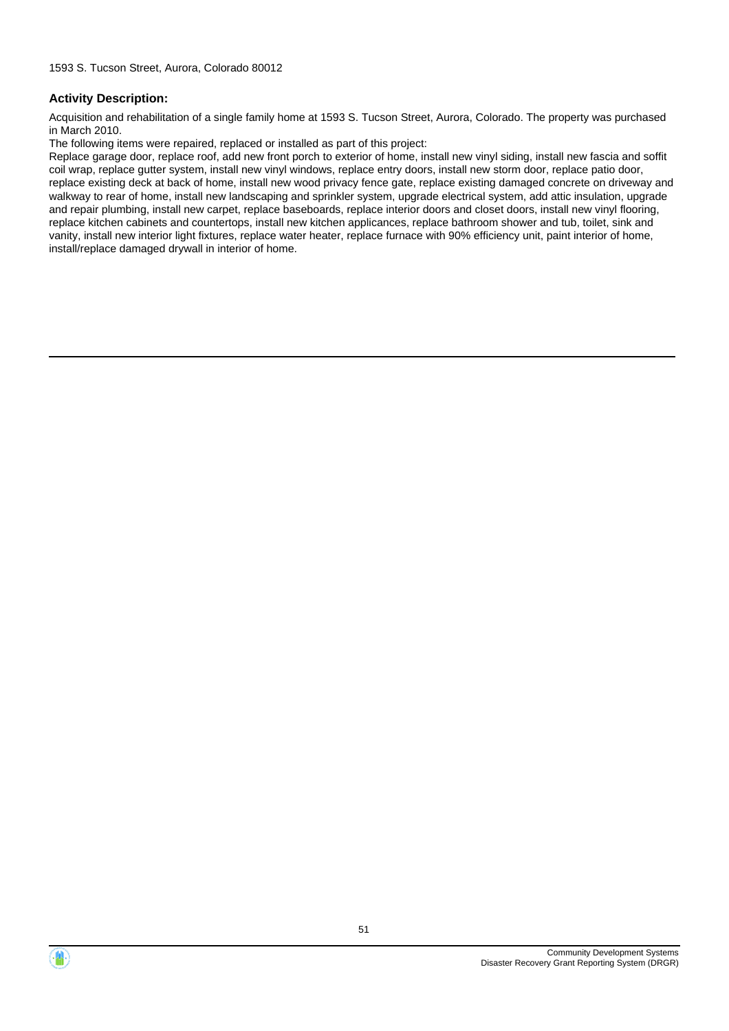1593 S. Tucson Street, Aurora, Colorado 80012

### Activity Description:

Acquisition and rehabilitation of a single family home at 1593 S. Tucson Street, Aurora, Colorado. The property was purchased in March 2010.

The following items were repaired, replaced or installed as part of this project:

Replace garage door, replace roof, add new front porch to exterior of home, install new vinyl siding, install new fascia and soffit coil wrap, replace gutter system, install new vinyl windows, replace entry doors, install new storm door, replace patio door, replace existing deck at back of home, install new wood privacy fence gate, replace existing damaged concrete on driveway and walkway to rear of home, install new landscaping and sprinkler system, upgrade electrical system, add attic insulation, upgrade and repair plumbing, install new carpet, replace baseboards, replace interior doors and closet doors, install new vinyl flooring, replace kitchen cabinets and countertops, install new kitchen applicances, replace bathroom shower and tub, toilet, sink and vanity, install new interior light fixtures, replace water heater, replace furnace with 90% efficiency unit, paint interior of home, install/replace damaged drywall in interior of home.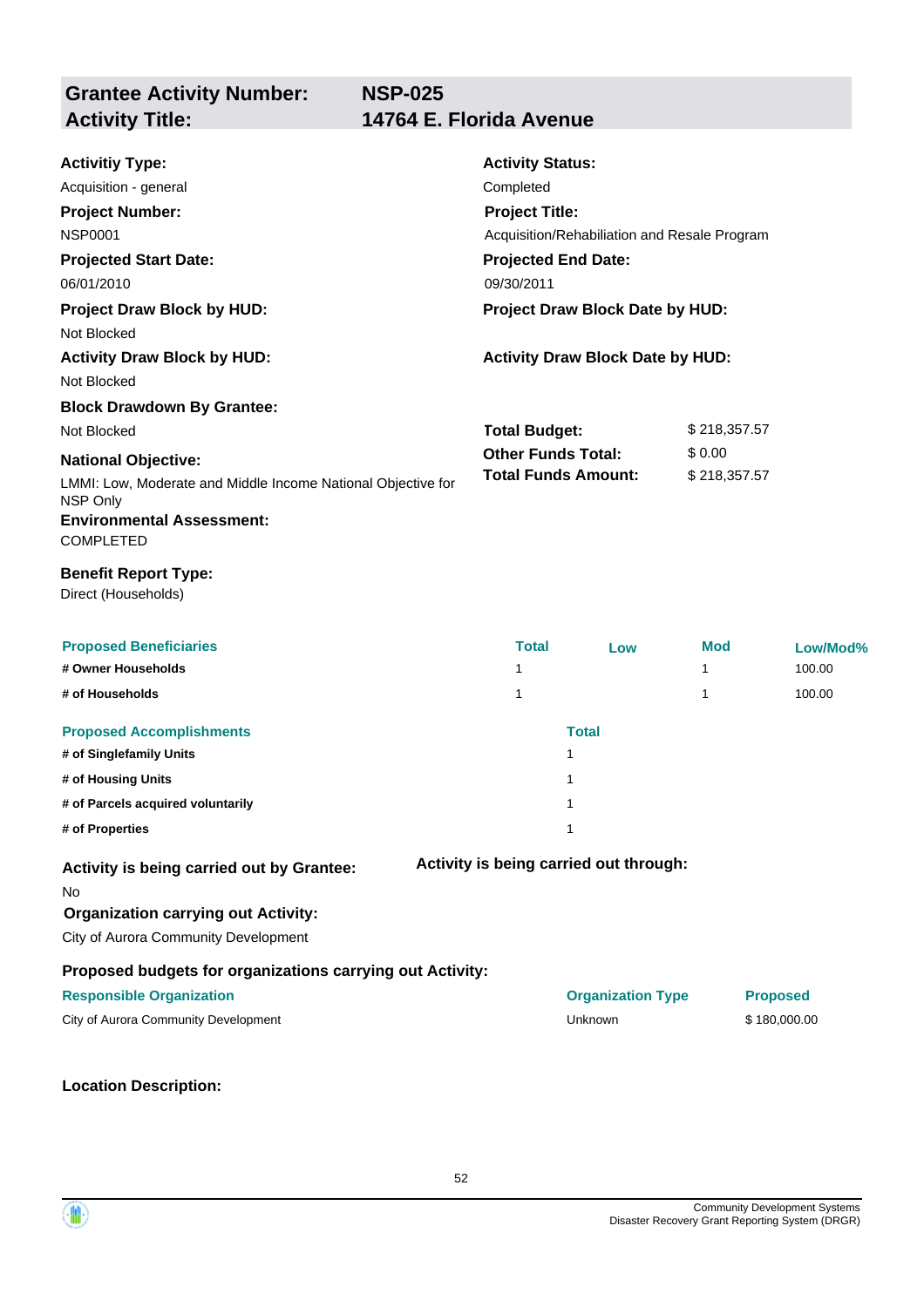## Grantee Activity Number: NSP-025
## Activity Title: 14764 E. Florida Avenue

**Activitiy Type:**
Acquisition - general

**Activity Status:**
Completed

**Project Number:**
NSP0001

**Project Title:**
Acquisition/Rehabiliation and Resale Program

**Projected Start Date:**
06/01/2010

**Projected End Date:**
09/30/2011

**Project Draw Block by HUD:**
Not Blocked

**Project Draw Block Date by HUD:**

**Activity Draw Block by HUD:**
Not Blocked

**Activity Draw Block Date by HUD:**

**Block Drawdown By Grantee:**
Not Blocked

**Total Budget:** $ 218,357.57
**Other Funds Total:** $ 0.00
**Total Funds Amount:** $ 218,357.57

**National Objective:**
LMMI: Low, Moderate and Middle Income National Objective for NSP Only

**Environmental Assessment:**
COMPLETED

**Benefit Report Type:**
Direct (Households)

| Proposed Beneficiaries | Total | Low | Mod | Low/Mod% |
|---|---|---|---|---|
| # Owner Households | 1 | | 1 | 100.00 |
| # of Households | 1 | | 1 | 100.00 |

| Proposed Accomplishments | Total |
|---|---|
| # of Singlefamily Units | 1 |
| # of Housing Units | 1 |
| # of Parcels acquired voluntarily | 1 |
| # of Properties | 1 |

**Activity is being carried out by Grantee:**
No

**Activity is being carried out through:**

**Organization carrying out Activity:**
City of Aurora Community Development

**Proposed budgets for organizations carrying out Activity:**

| Responsible Organization | Organization Type | Proposed |
|---|---|---|
| City of Aurora Community Development | Unknown | $ 180,000.00 |

**Location Description:**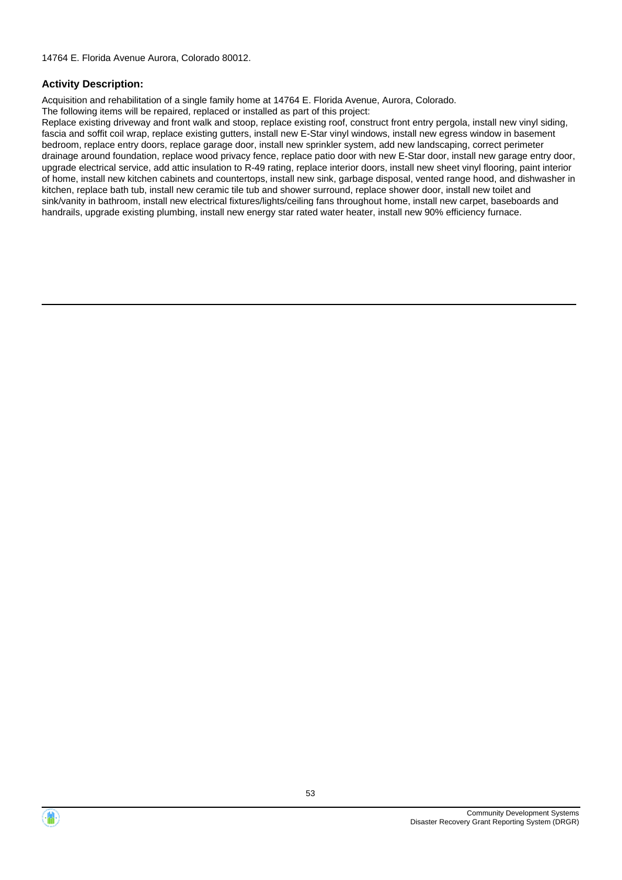14764 E. Florida Avenue Aurora, Colorado 80012.

**Activity Description:**

Acquisition and rehabilitation of a single family home at 14764 E. Florida Avenue, Aurora, Colorado.
The following items will be repaired, replaced or installed as part of this project:
Replace existing driveway and front walk and stoop, replace existing roof, construct front entry pergola, install new vinyl siding, fascia and soffit coil wrap, replace existing gutters, install new E-Star vinyl windows, install new egress window in basement bedroom, replace entry doors, replace garage door, install new sprinkler system, add new landscaping, correct perimeter drainage around foundation, replace wood privacy fence, replace patio door with new E-Star door, install new garage entry door, upgrade electrical service, add attic insulation to R-49 rating, replace interior doors, install new sheet vinyl flooring, paint interior of home, install new kitchen cabinets and countertops, install new sink, garbage disposal, vented range hood, and dishwasher in kitchen, replace bath tub, install new ceramic tile tub and shower surround, replace shower door, install new toilet and sink/vanity in bathroom, install new electrical fixtures/lights/ceiling fans throughout home, install new carpet, baseboards and handrails, upgrade existing plumbing, install new energy star rated water heater, install new 90% efficiency furnace.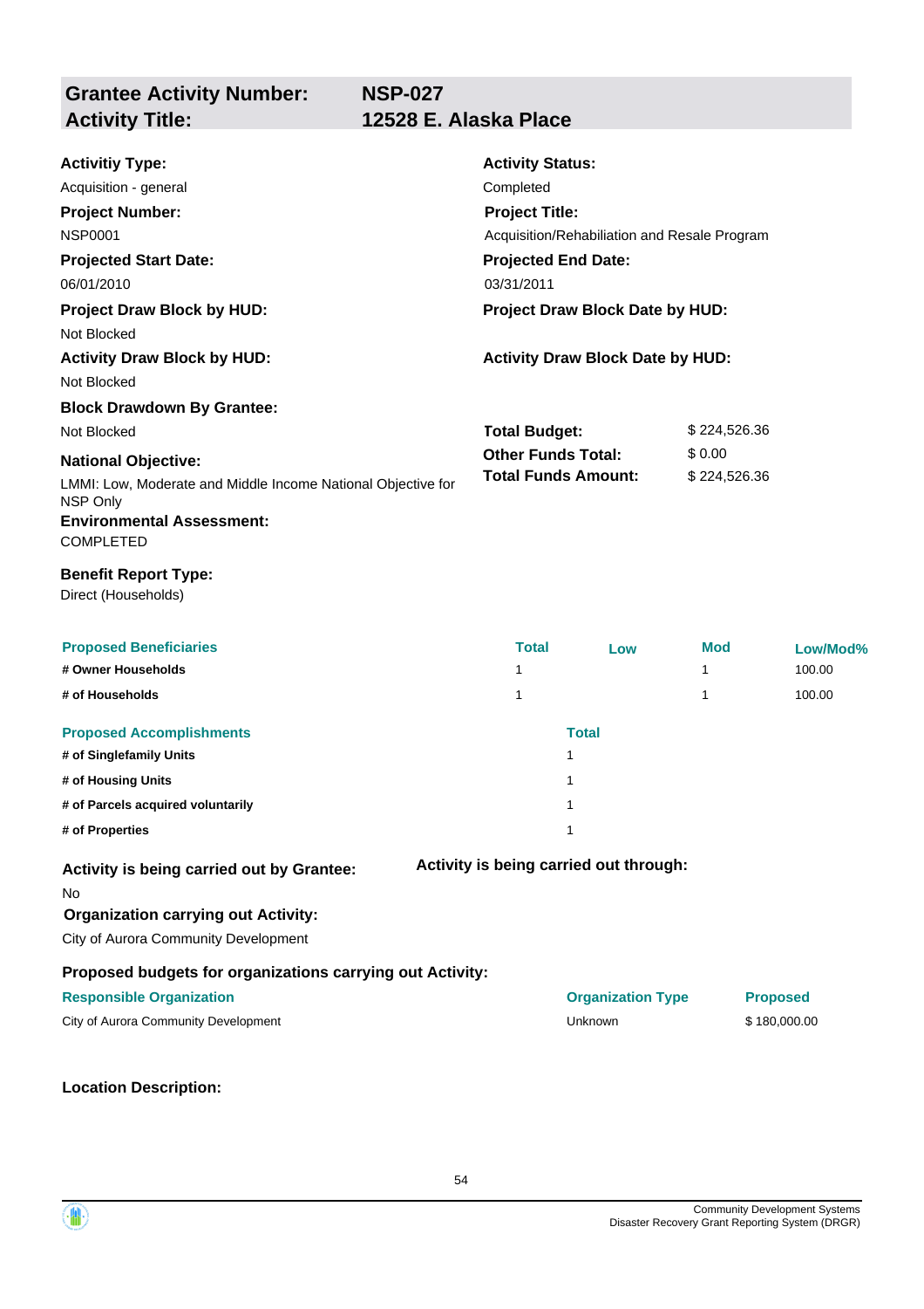## Grantee Activity Number: NSP-027
## Activity Title: 12528 E. Alaska Place

**Activitiy Type:**
Acquisition - general

**Activity Status:**
Completed

**Project Number:**
NSP0001

**Project Title:**
Acquisition/Rehabiliation and Resale Program

**Projected Start Date:**
06/01/2010

**Projected End Date:**
03/31/2011

**Project Draw Block by HUD:**
Not Blocked

**Project Draw Block Date by HUD:**

**Activity Draw Block by HUD:**
Not Blocked

**Activity Draw Block Date by HUD:**

**Block Drawdown By Grantee:**
Not Blocked

**Total Budget:** $ 224,526.36
**Other Funds Total:** $ 0.00
**Total Funds Amount:** $ 224,526.36

**National Objective:**
LMMI: Low, Moderate and Middle Income National Objective for NSP Only

**Environmental Assessment:**
COMPLETED

**Benefit Report Type:**
Direct (Households)

| Proposed Beneficiaries | Total | Low | Mod | Low/Mod% |
|---|---|---|---|---|
| # Owner Households | 1 | | 1 | 100.00 |
| # of Households | 1 | | 1 | 100.00 |

| Proposed Accomplishments | Total |
|---|---|
| # of Singlefamily Units | 1 |
| # of Housing Units | 1 |
| # of Parcels acquired voluntarily | 1 |
| # of Properties | 1 |

**Activity is being carried out by Grantee:**
No

**Activity is being carried out through:**

**Organization carrying out Activity:**
City of Aurora Community Development

**Proposed budgets for organizations carrying out Activity:**

| Responsible Organization | Organization Type | Proposed |
|---|---|---|
| City of Aurora Community Development | Unknown | $ 180,000.00 |

**Location Description:**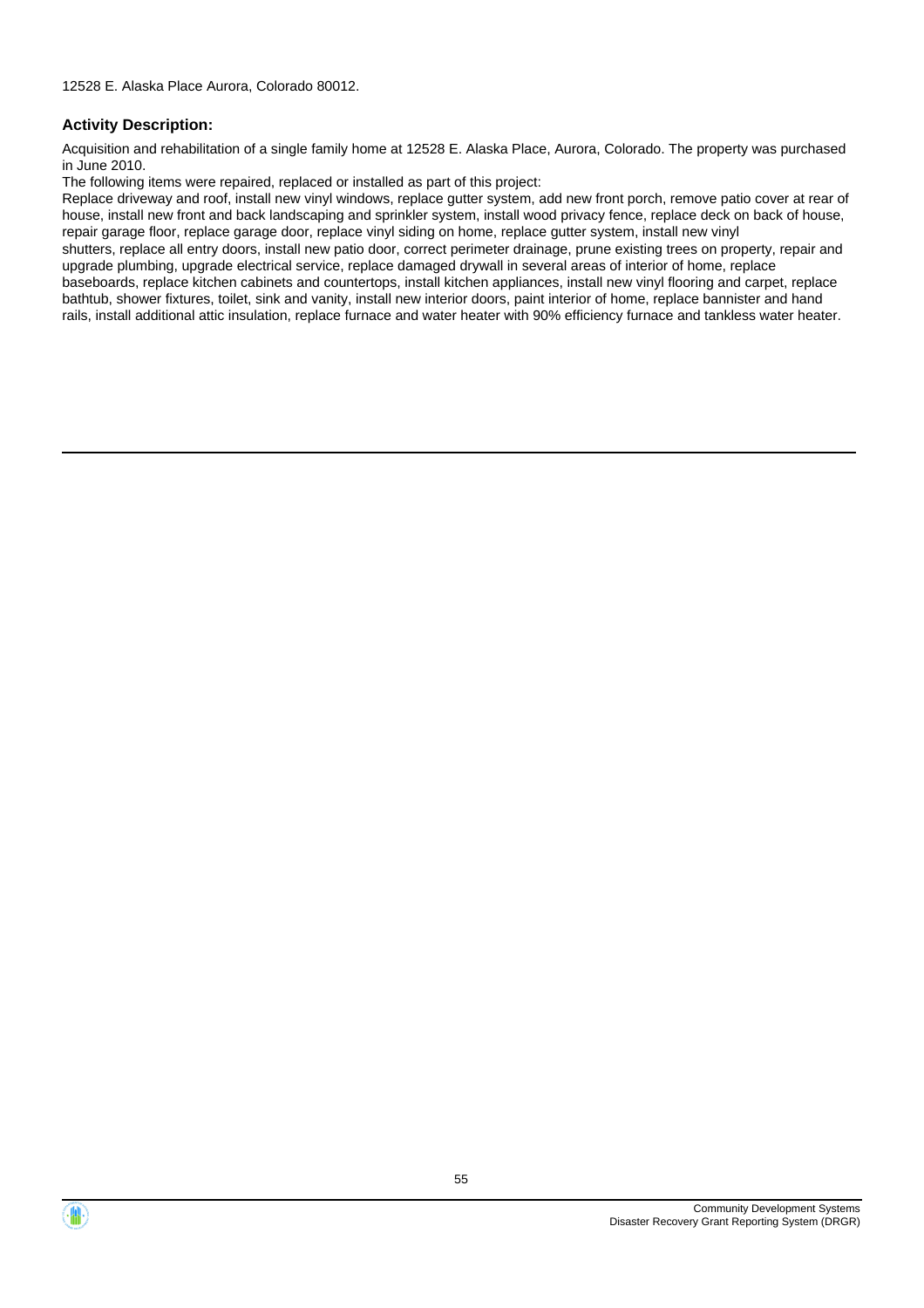12528 E. Alaska Place Aurora, Colorado 80012.

### Activity Description:

Acquisition and rehabilitation of a single family home at 12528 E. Alaska Place, Aurora, Colorado. The property was purchased in June 2010.

The following items were repaired, replaced or installed as part of this project:

Replace driveway and roof, install new vinyl windows, replace gutter system, add new front porch, remove patio cover at rear of house, install new front and back landscaping and sprinkler system, install wood privacy fence, replace deck on back of house, repair garage floor, replace garage door, replace vinyl siding on home, replace gutter system, install new vinyl shutters, replace all entry doors, install new patio door, correct perimeter drainage, prune existing trees on property, repair and upgrade plumbing, upgrade electrical service, replace damaged drywall in several areas of interior of home, replace baseboards, replace kitchen cabinets and countertops, install kitchen appliances, install new vinyl flooring and carpet, replace bathtub, shower fixtures, toilet, sink and vanity, install new interior doors, paint interior of home, replace bannister and hand rails, install additional attic insulation, replace furnace and water heater with 90% efficiency furnace and tankless water heater.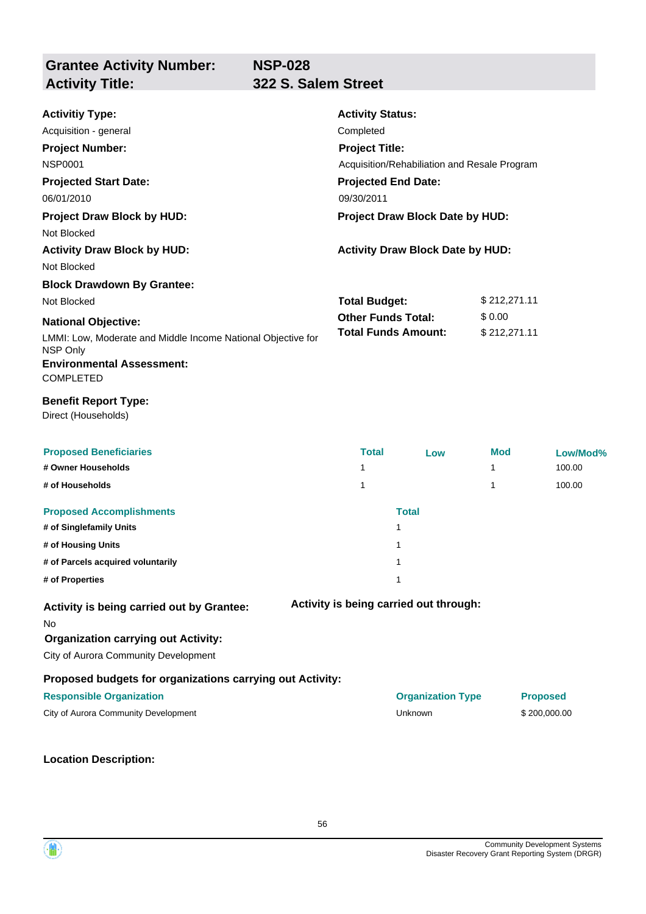| **Grantee Activity Number:** | **NSP-028** |
|---|---|
| **Activity Title:** | **322 S. Salem Street** |

**Activitiy Type:**
Acquisition - general

**Activity Status:**
Completed

**Project Number:**
NSP0001

**Project Title:**
Acquisition/Rehabiliation and Resale Program

**Projected Start Date:**
06/01/2010

**Projected End Date:**
09/30/2011

**Project Draw Block by HUD:**
Not Blocked

**Project Draw Block Date by HUD:**

**Activity Draw Block by HUD:**
Not Blocked

**Activity Draw Block Date by HUD:**

**Block Drawdown By Grantee:**
Not Blocked

| | |
|---|---|
| **Total Budget:** | $ 212,271.11 |
| **Other Funds Total:** | $ 0.00 |
| **Total Funds Amount:** | $ 212,271.11 |

**National Objective:**
LMMI: Low, Moderate and Middle Income National Objective for NSP Only

**Environmental Assessment:**
COMPLETED

**Benefit Report Type:**
Direct (Households)

| Proposed Beneficiaries | Total | Low | Mod | Low/Mod% |
|---|---|---|---|---|
| # Owner Households | 1 | | 1 | 100.00 |
| # of Households | 1 | | 1 | 100.00 |

| Proposed Accomplishments | Total |
|---|---|
| # of Singlefamily Units | 1 |
| # of Housing Units | 1 |
| # of Parcels acquired voluntarily | 1 |
| # of Properties | 1 |

**Activity is being carried out by Grantee:**
No

**Activity is being carried out through:**

**Organization carrying out Activity:**
City of Aurora Community Development

**Proposed budgets for organizations carrying out Activity:**

| Responsible Organization | Organization Type | Proposed |
|---|---|---|
| City of Aurora Community Development | Unknown | $ 200,000.00 |

**Location Description:**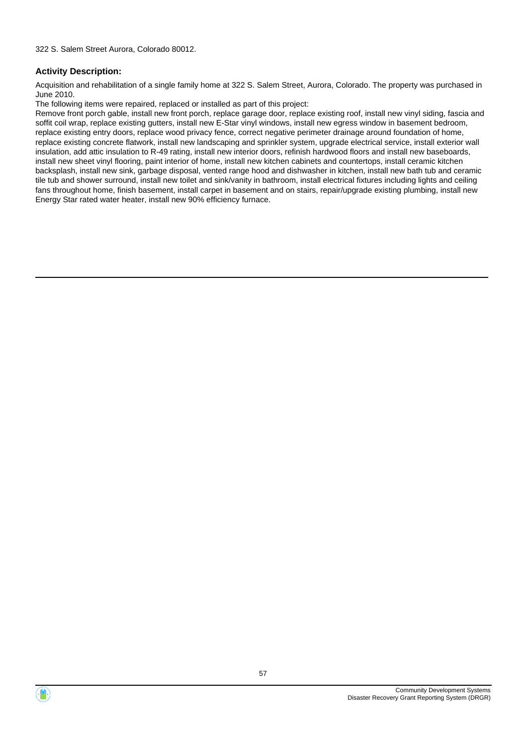322 S. Salem Street Aurora, Colorado 80012.

### Activity Description:

Acquisition and rehabilitation of a single family home at 322 S. Salem Street, Aurora, Colorado. The property was purchased in June 2010.

The following items were repaired, replaced or installed as part of this project:

Remove front porch gable, install new front porch, replace garage door, replace existing roof, install new vinyl siding, fascia and soffit coil wrap, replace existing gutters, install new E-Star vinyl windows, install new egress window in basement bedroom, replace existing entry doors, replace wood privacy fence, correct negative perimeter drainage around foundation of home, replace existing concrete flatwork, install new landscaping and sprinkler system, upgrade electrical service, install exterior wall insulation, add attic insulation to R-49 rating, install new interior doors, refinish hardwood floors and install new baseboards, install new sheet vinyl flooring, paint interior of home, install new kitchen cabinets and countertops, install ceramic kitchen backsplash, install new sink, garbage disposal, vented range hood and dishwasher in kitchen, install new bath tub and ceramic tile tub and shower surround, install new toilet and sink/vanity in bathroom, install electrical fixtures including lights and ceiling fans throughout home, finish basement, install carpet in basement and on stairs, repair/upgrade existing plumbing, install new Energy Star rated water heater, install new 90% efficiency furnace.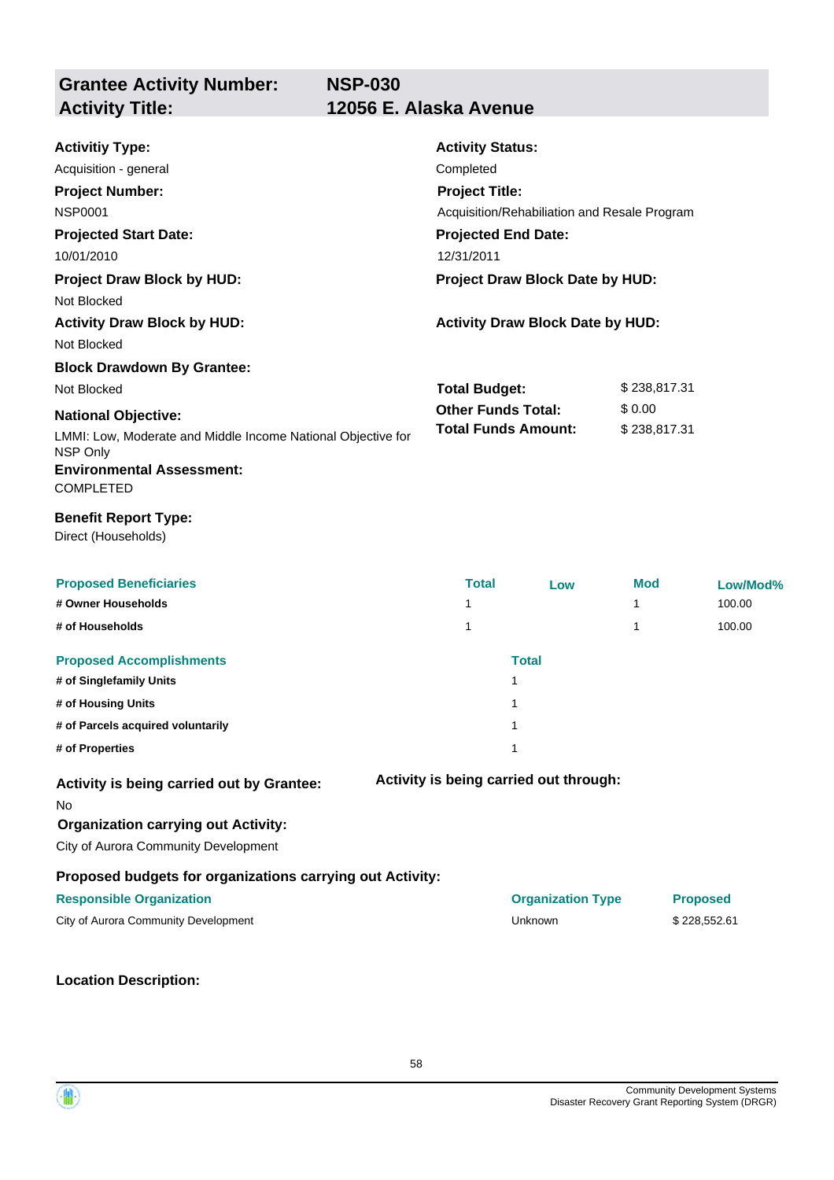| **Grantee Activity Number:** | **NSP-030** |
| --- | --- |
| **Activity Title:** | **12056 E. Alaska Avenue** |

**Activitiy Type:**
Acquisition - general

**Activity Status:**
Completed

**Project Number:**
NSP0001

**Project Title:**
Acquisition/Rehabilitation and Resale Program

**Projected Start Date:**
10/01/2010

**Projected End Date:**
12/31/2011

**Project Draw Block by HUD:**
Not Blocked

**Project Draw Block Date by HUD:**

**Activity Draw Block by HUD:**
Not Blocked

**Activity Draw Block Date by HUD:**

**Block Drawdown By Grantee:**
Not Blocked

**Total Budget:** $ 238,817.31
**Other Funds Total:** $ 0.00
**Total Funds Amount:** $ 238,817.31

**National Objective:**
LMMI: Low, Moderate and Middle Income National Objective for NSP Only

**Environmental Assessment:**
COMPLETED

**Benefit Report Type:**
Direct (Households)

| Proposed Beneficiaries | Total | Low | Mod | Low/Mod% |
| --- | --- | --- | --- | --- |
| # Owner Households | 1 | | 1 | 100.00 |
| # of Households | 1 | | 1 | 100.00 |

| Proposed Accomplishments | Total |
| --- | --- |
| # of Singlefamily Units | 1 |
| # of Housing Units | 1 |
| # of Parcels acquired voluntarily | 1 |
| # of Properties | 1 |

**Activity is being carried out by Grantee:**
No

**Activity is being carried out through:**

**Organization carrying out Activity:**
City of Aurora Community Development

**Proposed budgets for organizations carrying out Activity:**

| Responsible Organization | Organization Type | Proposed |
| --- | --- | --- |
| City of Aurora Community Development | Unknown | $ 228,552.61 |

**Location Description:**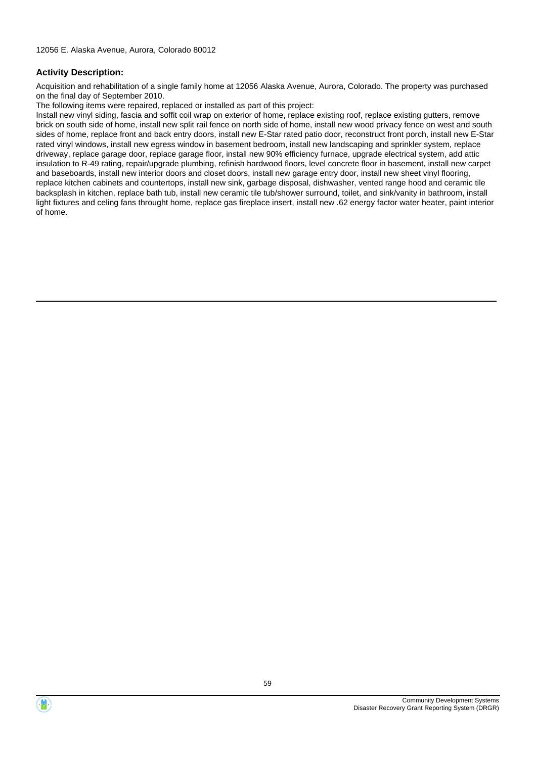12056 E. Alaska Avenue, Aurora, Colorado 80012

### Activity Description:

Acquisition and rehabilitation of a single family home at 12056 Alaska Avenue, Aurora, Colorado. The property was purchased on the final day of September 2010.

The following items were repaired, replaced or installed as part of this project:

Install new vinyl siding, fascia and soffit coil wrap on exterior of home, replace existing roof, replace existing gutters, remove brick on south side of home, install new split rail fence on north side of home, install new wood privacy fence on west and south sides of home, replace front and back entry doors, install new E-Star rated patio door, reconstruct front porch, install new E-Star rated vinyl windows, install new egress window in basement bedroom, install new landscaping and sprinkler system, replace driveway, replace garage door, replace garage floor, install new 90% efficiency furnace, upgrade electrical system, add attic insulation to R-49 rating, repair/upgrade plumbing, refinish hardwood floors, level concrete floor in basement, install new carpet and baseboards, install new interior doors and closet doors, install new garage entry door, install new sheet vinyl flooring, replace kitchen cabinets and countertops, install new sink, garbage disposal, dishwasher, vented range hood and ceramic tile backsplash in kitchen, replace bath tub, install new ceramic tile tub/shower surround, toilet, and sink/vanity in bathroom, install light fixtures and celing fans throught home, replace gas fireplace insert, install new .62 energy factor water heater, paint interior of home.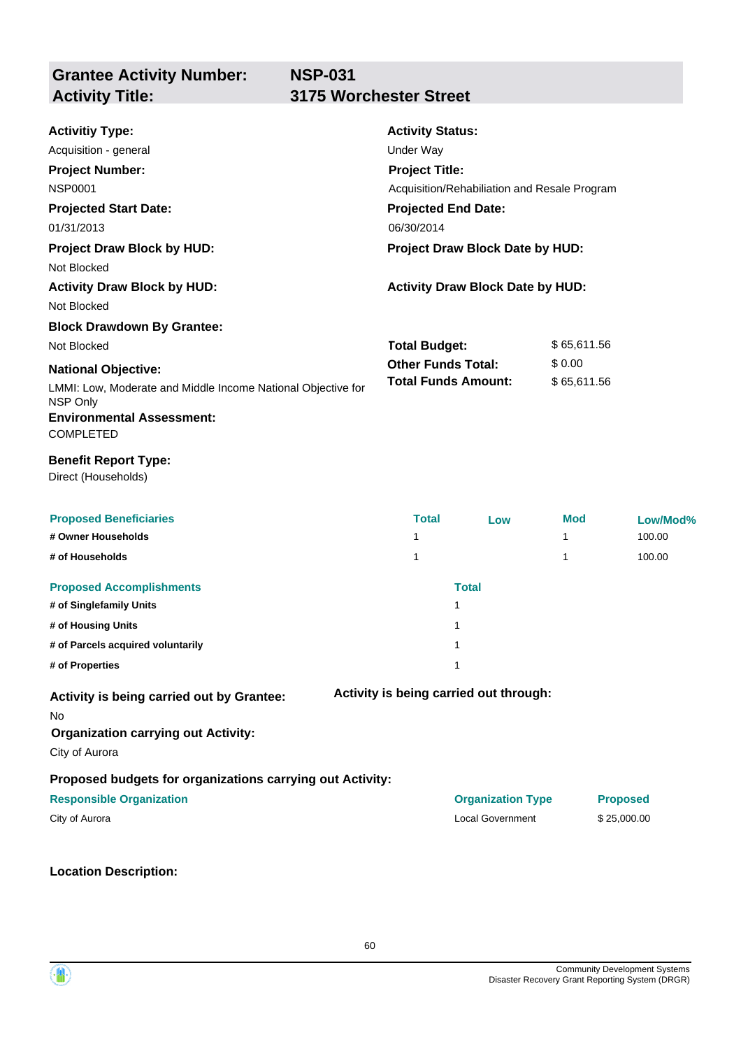## Grantee Activity Number: NSP-031
## Activity Title: 3175 Worchester Street

**Activitiy Type:**
Acquisition - general

**Activity Status:**
Under Way

**Project Number:**
NSP0001

**Project Title:**
Acquisition/Rehabiliation and Resale Program

**Projected Start Date:**
01/31/2013

**Projected End Date:**
06/30/2014

**Project Draw Block by HUD:**
Not Blocked

**Project Draw Block Date by HUD:**

**Activity Draw Block by HUD:**
Not Blocked

**Activity Draw Block Date by HUD:**

**Block Drawdown By Grantee:**
Not Blocked

**Total Budget:** $ 65,611.56
**Other Funds Total:** $ 0.00
**Total Funds Amount:** $ 65,611.56

**National Objective:**
LMMI: Low, Moderate and Middle Income National Objective for NSP Only

**Environmental Assessment:**
COMPLETED

**Benefit Report Type:**
Direct (Households)

| Proposed Beneficiaries | Total | Low | Mod | Low/Mod% |
|---|---|---|---|---|
| # Owner Households | 1 | | 1 | 100.00 |
| # of Households | 1 | | 1 | 100.00 |

| Proposed Accomplishments | Total |
|---|---|
| # of Singlefamily Units | 1 |
| # of Housing Units | 1 |
| # of Parcels acquired voluntarily | 1 |
| # of Properties | 1 |

**Activity is being carried out by Grantee:**
No

**Activity is being carried out through:**

**Organization carrying out Activity:**
City of Aurora

**Proposed budgets for organizations carrying out Activity:**

| Responsible Organization | Organization Type | Proposed |
|---|---|---|
| City of Aurora | Local Government | $ 25,000.00 |

**Location Description:**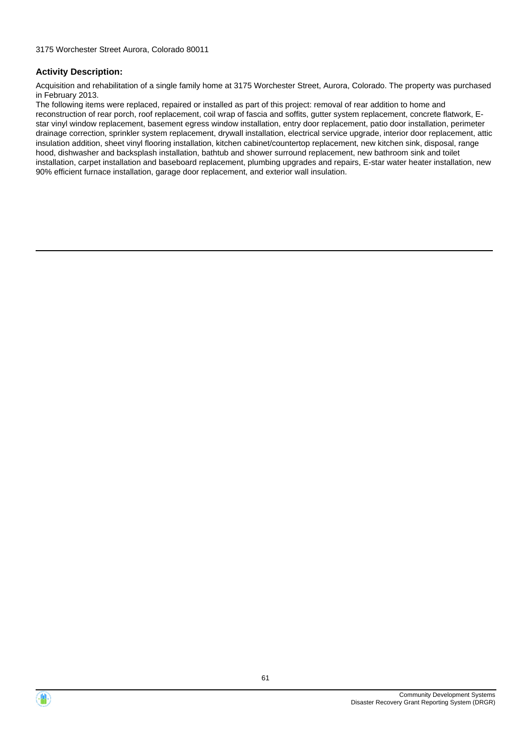3175 Worchester Street Aurora, Colorado 80011

### Activity Description:

Acquisition and rehabilitation of a single family home at 3175 Worchester Street, Aurora, Colorado. The property was purchased in February 2013.
The following items were replaced, repaired or installed as part of this project: removal of rear addition to home and reconstruction of rear porch, roof replacement, coil wrap of fascia and soffits, gutter system replacement, concrete flatwork, E-star vinyl window replacement, basement egress window installation, entry door replacement, patio door installation, perimeter drainage correction, sprinkler system replacement, drywall installation, electrical service upgrade, interior door replacement, attic insulation addition, sheet vinyl flooring installation, kitchen cabinet/countertop replacement, new kitchen sink, disposal, range hood, dishwasher and backsplash installation, bathtub and shower surround replacement, new bathroom sink and toilet installation, carpet installation and baseboard replacement, plumbing upgrades and repairs, E-star water heater installation, new 90% efficient furnace installation, garage door replacement, and exterior wall insulation.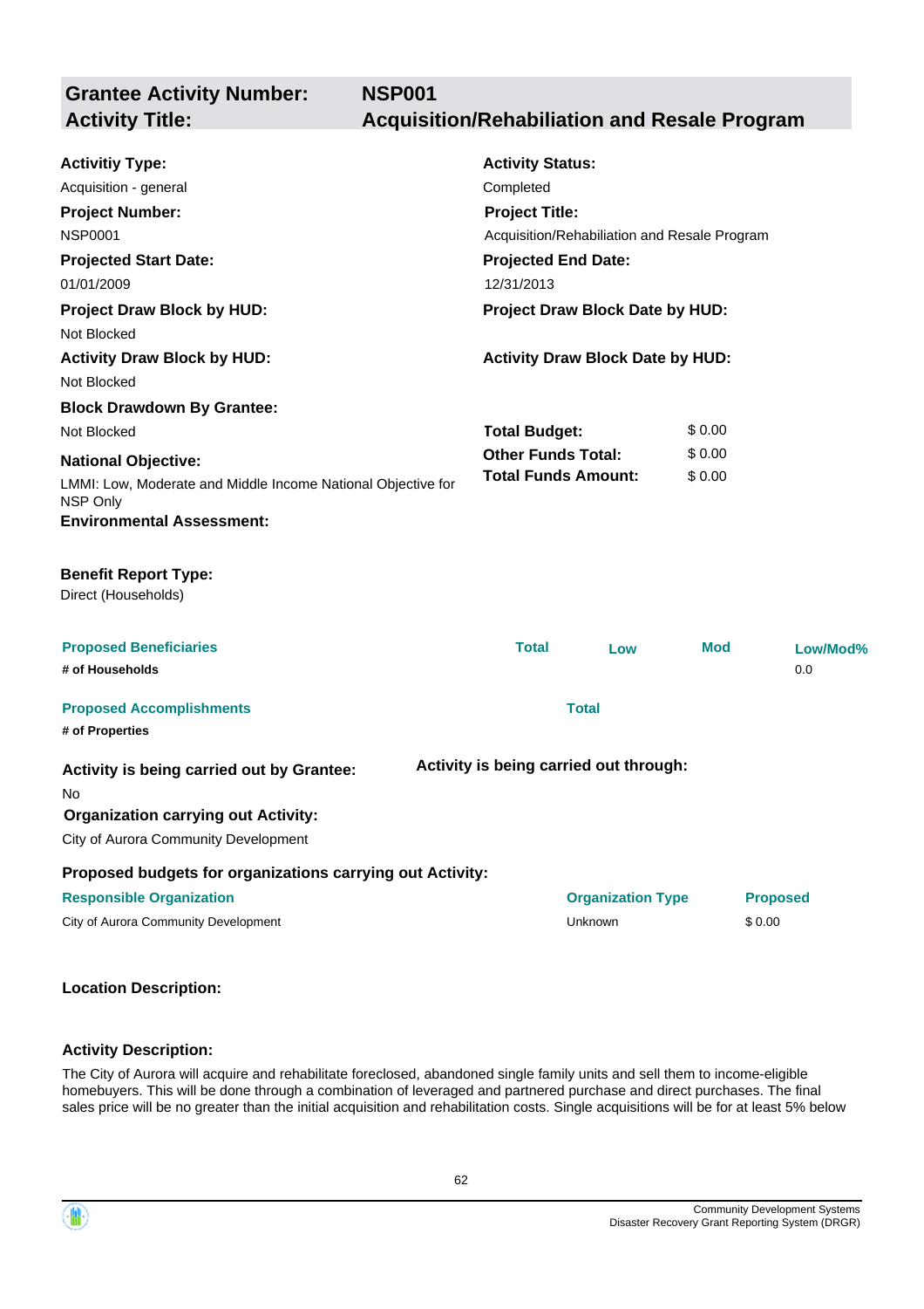| **Grantee Activity Number:** | **NSP001** |
| --- | --- |
| **Activity Title:** | **Acquisition/Rehabiliation and Resale Program** |

**Activitiy Type:**
Acquisition - general

**Activity Status:**
Completed

**Project Number:**
NSP0001

**Project Title:**
Acquisition/Rehabiliation and Resale Program

**Projected Start Date:**
01/01/2009

**Projected End Date:**
12/31/2013

**Project Draw Block by HUD:**
Not Blocked

**Project Draw Block Date by HUD:**

**Activity Draw Block by HUD:**
Not Blocked

**Activity Draw Block Date by HUD:**

**Block Drawdown By Grantee:**
Not Blocked

| | |
| --- | --- |
| **Total Budget:** | $ 0.00 |
| **Other Funds Total:** | $ 0.00 |
| **Total Funds Amount:** | $ 0.00 |

**National Objective:**
LMMI: Low, Moderate and Middle Income National Objective for NSP Only

**Environmental Assessment:**

**Benefit Report Type:**
Direct (Households)

| Proposed Beneficiaries | Total | Low | Mod | Low/Mod% |
| --- | --- | --- | --- | --- |
| # of Households | | | | 0.0 |

| Proposed Accomplishments | Total |
| --- | --- |
| # of Properties | |

**Activity is being carried out by Grantee:**
No

**Activity is being carried out through:**

**Organization carrying out Activity:**
City of Aurora Community Development

**Proposed budgets for organizations carrying out Activity:**

| Responsible Organization | Organization Type | Proposed |
| --- | --- | --- |
| City of Aurora Community Development | Unknown | $ 0.00 |

**Location Description:**

**Activity Description:**

The City of Aurora will acquire and rehabilitate foreclosed, abandoned single family units and sell them to income-eligible homebuyers. This will be done through a combination of leveraged and partnered purchase and direct purchases. The final sales price will be no greater than the initial acquisition and rehabilitation costs. Single acquisitions will be for at least 5% below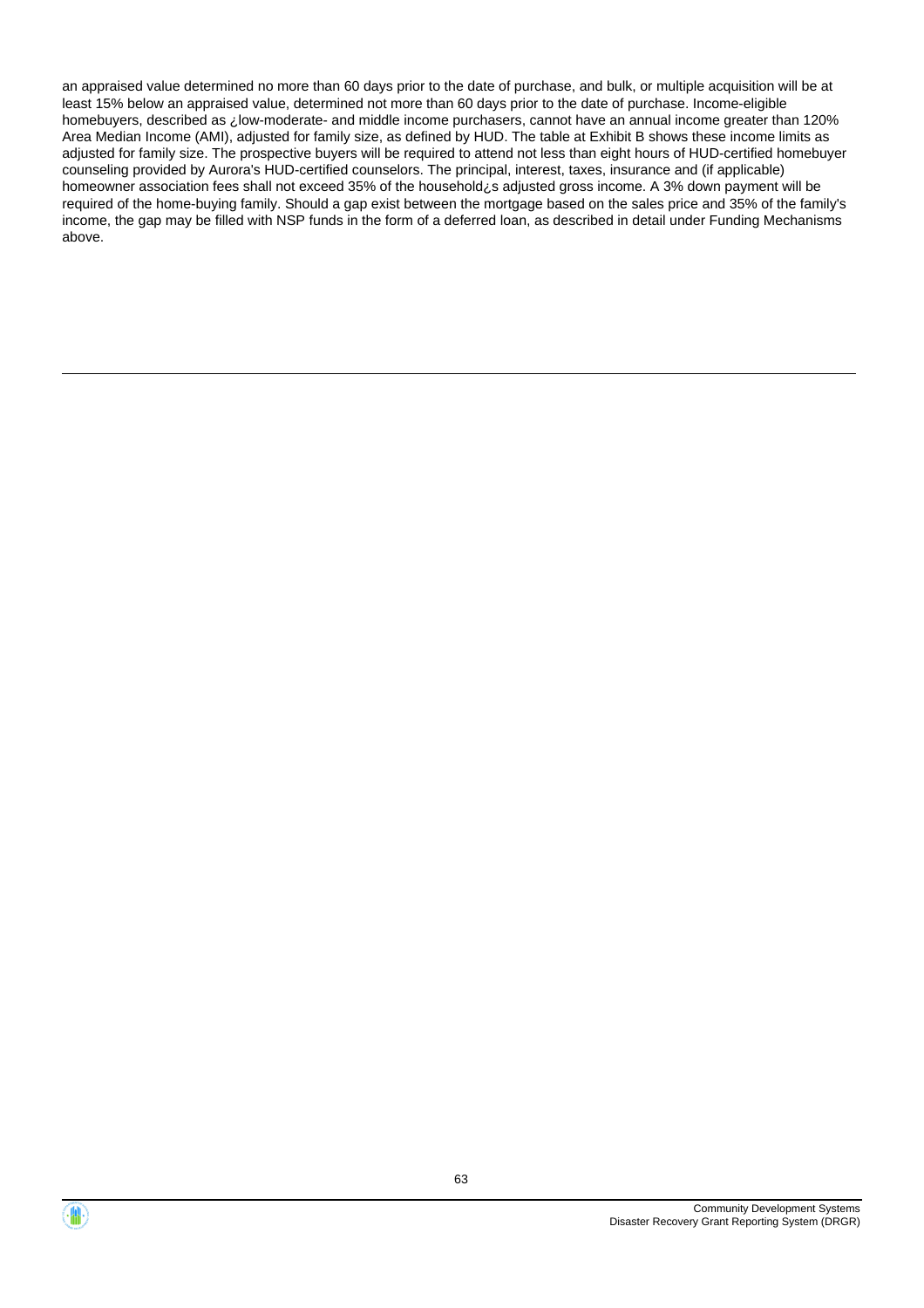an appraised value determined no more than 60 days prior to the date of purchase, and bulk, or multiple acquisition will be at least 15% below an appraised value, determined not more than 60 days prior to the date of purchase. Income-eligible homebuyers, described as ¿low-moderate- and middle income purchasers, cannot have an annual income greater than 120% Area Median Income (AMI), adjusted for family size, as defined by HUD. The table at Exhibit B shows these income limits as adjusted for family size. The prospective buyers will be required to attend not less than eight hours of HUD-certified homebuyer counseling provided by Aurora's HUD-certified counselors. The principal, interest, taxes, insurance and (if applicable) homeowner association fees shall not exceed 35% of the household¿s adjusted gross income. A 3% down payment will be required of the home-buying family. Should a gap exist between the mortgage based on the sales price and 35% of the family's income, the gap may be filled with NSP funds in the form of a deferred loan, as described in detail under Funding Mechanisms above.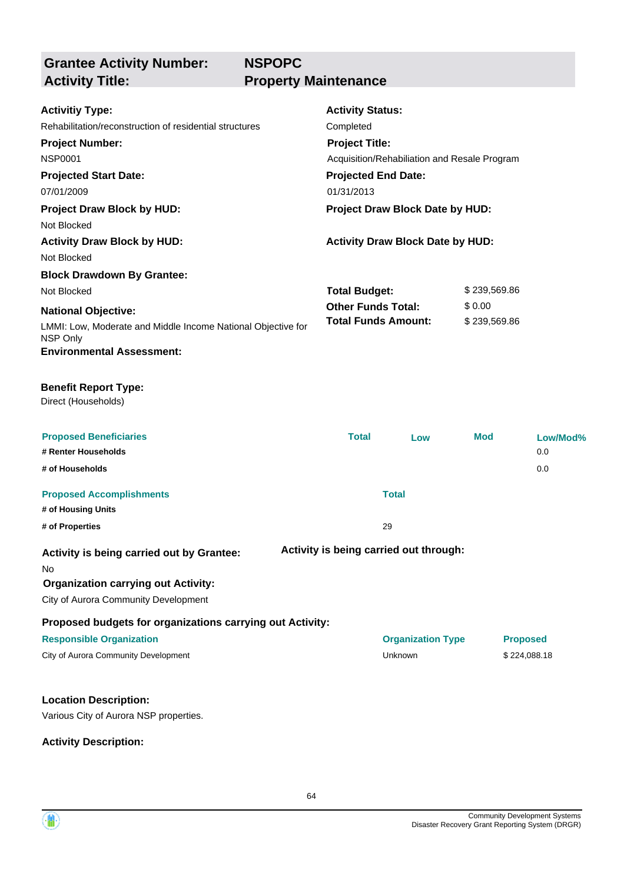| **Grantee Activity Number:** | **NSPOPC** |
|---|---|
| **Activity Title:** | **Property Maintenance** |

**Activitiy Type:**
Rehabilitation/reconstruction of residential structures

**Activity Status:**
Completed

**Project Number:**
NSP0001

**Project Title:**
Acquisition/Rehabiliation and Resale Program

**Projected Start Date:**
07/01/2009

**Projected End Date:**
01/31/2013

**Project Draw Block by HUD:**
Not Blocked

**Project Draw Block Date by HUD:**

**Activity Draw Block by HUD:**
Not Blocked

**Activity Draw Block Date by HUD:**

**Block Drawdown By Grantee:**
Not Blocked

| | |
|---|---|
| **Total Budget:** | $ 239,569.86 |
| **Other Funds Total:** | $ 0.00 |
| **Total Funds Amount:** | $ 239,569.86 |

**National Objective:**
LMMI: Low, Moderate and Middle Income National Objective for NSP Only

**Environmental Assessment:**

**Benefit Report Type:**
Direct (Households)

| Proposed Beneficiaries | Total | Low | Mod | Low/Mod% |
|---|---|---|---|---|
| # Renter Households | | | | 0.0 |
| # of Households | | | | 0.0 |

| Proposed Accomplishments | Total |
|---|---|
| # of Housing Units | |
| # of Properties | 29 |

**Activity is being carried out by Grantee:**
No

**Activity is being carried out through:**

**Organization carrying out Activity:**
City of Aurora Community Development

**Proposed budgets for organizations carrying out Activity:**

| Responsible Organization | Organization Type | Proposed |
|---|---|---|
| City of Aurora Community Development | Unknown | $ 224,088.18 |

**Location Description:**
Various City of Aurora NSP properties.

**Activity Description:**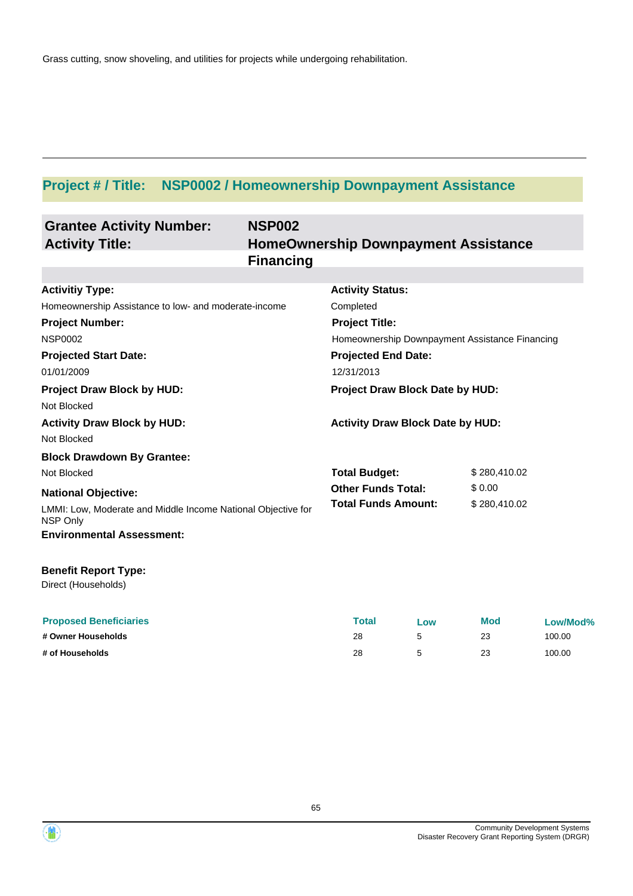Grass cutting, snow shoveling, and utilities for projects while undergoing rehabilitation.

---

## Project # / Title: NSP0002 / Homeownership Downpayment Assistance

**Grantee Activity Number:** NSP002

**Activity Title:** HomeOwnership Downpayment Assistance Financing

**Activitiy Type:**
Homeownership Assistance to low- and moderate-income

**Activity Status:**
Completed

**Project Number:**
NSP0002

**Project Title:**
Homeownership Downpayment Assistance Financing

**Projected Start Date:**
01/01/2009

**Projected End Date:**
12/31/2013

**Project Draw Block by HUD:**
Not Blocked

**Project Draw Block Date by HUD:**

**Activity Draw Block by HUD:**
Not Blocked

**Activity Draw Block Date by HUD:**

**Block Drawdown By Grantee:**
Not Blocked

**Total Budget:** $ 280,410.02

**Other Funds Total:** $ 0.00

**Total Funds Amount:** $ 280,410.02

**National Objective:**
LMMI: Low, Moderate and Middle Income National Objective for NSP Only

**Environmental Assessment:**

**Benefit Report Type:**
Direct (Households)

| Proposed Beneficiaries | Total | Low | Mod | Low/Mod% |
|---|---|---|---|---|
| # Owner Households | 28 | 5 | 23 | 100.00 |
| # of Households | 28 | 5 | 23 | 100.00 |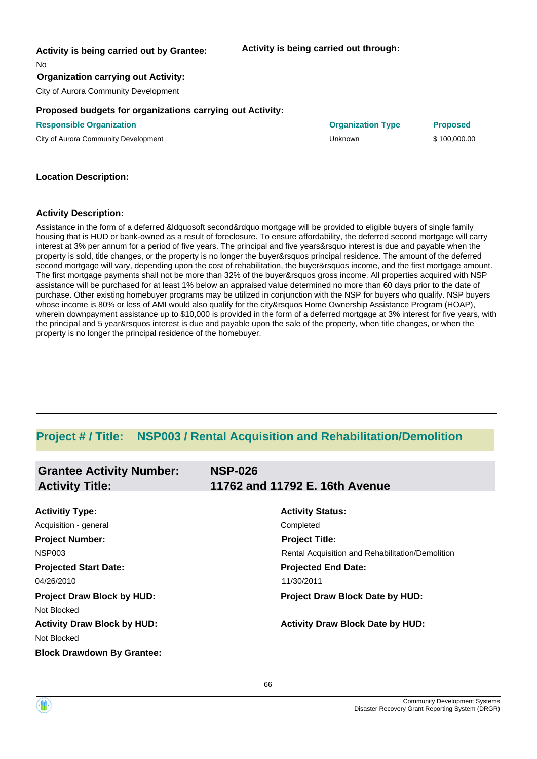**Activity is being carried out by Grantee:**

No

**Activity is being carried out through:**

**Organization carrying out Activity:**

City of Aurora Community Development

**Proposed budgets for organizations carrying out Activity:**

| Responsible Organization | Organization Type | Proposed |
| --- | --- | --- |
| City of Aurora Community Development | Unknown | $ 100,000.00 |

**Location Description:**

**Activity Description:**

Assistance in the form of a deferred &ldquosoft second&rdquo mortgage will be provided to eligible buyers of single family housing that is HUD or bank-owned as a result of foreclosure. To ensure affordability, the deferred second mortgage will carry interest at 3% per annum for a period of five years. The principal and five years&rsquo interest is due and payable when the property is sold, title changes, or the property is no longer the buyer&rsquos principal residence. The amount of the deferred second mortgage will vary, depending upon the cost of rehabilitation, the buyer&rsquos income, and the first mortgage amount. The first mortgage payments shall not be more than 32% of the buyer&rsquos gross income. All properties acquired with NSP assistance will be purchased for at least 1% below an appraised value determined no more than 60 days prior to the date of purchase. Other existing homebuyer programs may be utilized in conjunction with the NSP for buyers who qualify. NSP buyers whose income is 80% or less of AMI would also qualify for the city&rsquos Home Ownership Assistance Program (HOAP), wherein downpayment assistance up to $10,000 is provided in the form of a deferred mortgage at 3% interest for five years, with the principal and 5 year&rsquos interest is due and payable upon the sale of the property, when title changes, or when the property is no longer the principal residence of the homebuyer.

---

## Project # / Title: NSP003 / Rental Acquisition and Rehabilitation/Demolition

### Grantee Activity Number: NSP-026
### Activity Title: 11762 and 11792 E. 16th Avenue

**Activitiy Type:**

Acquisition - general

**Activity Status:**

Completed

**Project Number:**

NSP003

**Project Title:**

Rental Acquisition and Rehabilitation/Demolition

**Projected Start Date:**

04/26/2010

**Projected End Date:**

11/30/2011

**Project Draw Block by HUD:**

Not Blocked

**Project Draw Block Date by HUD:**

**Activity Draw Block by HUD:**

Not Blocked

**Activity Draw Block Date by HUD:**

**Block Drawdown By Grantee:**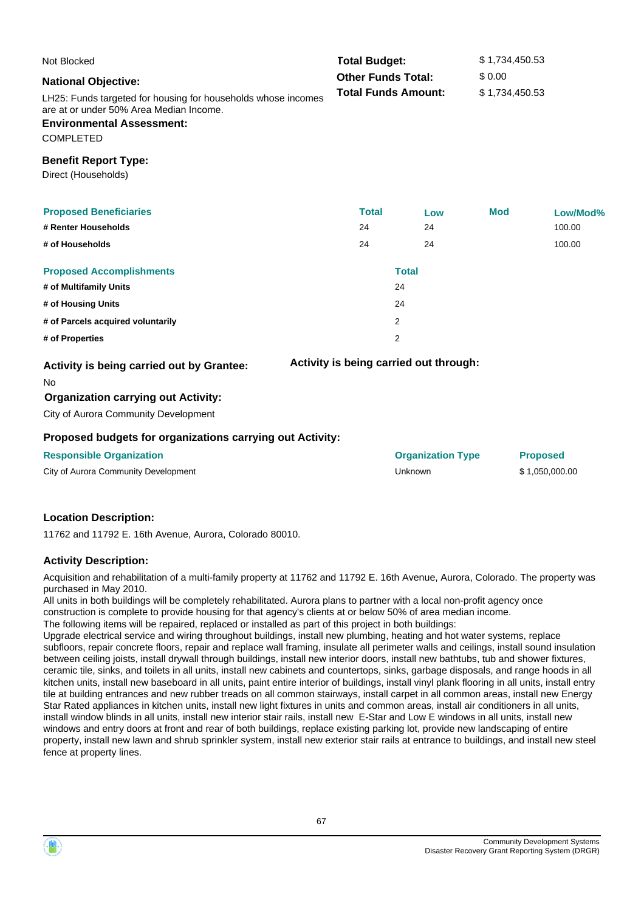Not Blocked

| | |
|---|---|
| **Total Budget:** | $ 1,734,450.53 |
| **Other Funds Total:** | $ 0.00 |
| **Total Funds Amount:** | $ 1,734,450.53 |

**National Objective:**

LH25: Funds targeted for housing for households whose incomes are at or under 50% Area Median Income.

**Environmental Assessment:**

COMPLETED

**Benefit Report Type:**

Direct (Households)

| Proposed Beneficiaries | Total | Low | Mod | Low/Mod% |
|---|---|---|---|---|
| # Renter Households | 24 | 24 | | 100.00 |
| # of Households | 24 | 24 | | 100.00 |

| Proposed Accomplishments | Total |
|---|---|
| # of Multifamily Units | 24 |
| # of Housing Units | 24 |
| # of Parcels acquired voluntarily | 2 |
| # of Properties | 2 |

**Activity is being carried out by Grantee:**

No

**Activity is being carried out through:**

**Organization carrying out Activity:**

City of Aurora Community Development

**Proposed budgets for organizations carrying out Activity:**

| Responsible Organization | Organization Type | Proposed |
|---|---|---|
| City of Aurora Community Development | Unknown | $ 1,050,000.00 |

**Location Description:**

11762 and 11792 E. 16th Avenue, Aurora, Colorado 80010.

**Activity Description:**

Acquisition and rehabilitation of a multi-family property at 11762 and 11792 E. 16th Avenue, Aurora, Colorado. The property was purchased in May 2010.

All units in both buildings will be completely rehabilitated. Aurora plans to partner with a local non-profit agency once construction is complete to provide housing for that agency's clients at or below 50% of area median income.

The following items will be repaired, replaced or installed as part of this project in both buildings:

Upgrade electrical service and wiring throughout buildings, install new plumbing, heating and hot water systems, replace subfloors, repair concrete floors, repair and replace wall framing, insulate all perimeter walls and ceilings, install sound insulation between ceiling joists, install drywall through buildings, install new interior doors, install new bathtubs, tub and shower fixtures, ceramic tile, sinks, and toilets in all units, install new cabinets and countertops, sinks, garbage disposals, and range hoods in all kitchen units, install new baseboard in all units, paint entire interior of buildings, install vinyl plank flooring in all units, install entry tile at building entrances and new rubber treads on all common stairways, install carpet in all common areas, install new Energy Star Rated appliances in kitchen units, install new light fixtures in units and common areas, install air conditioners in all units, install window blinds in all units, install new interior stair rails, install new E-Star and Low E windows in all units, install new windows and entry doors at front and rear of both buildings, replace existing parking lot, provide new landscaping of entire property, install new lawn and shrub sprinkler system, install new exterior stair rails at entrance to buildings, and install new steel fence at property lines.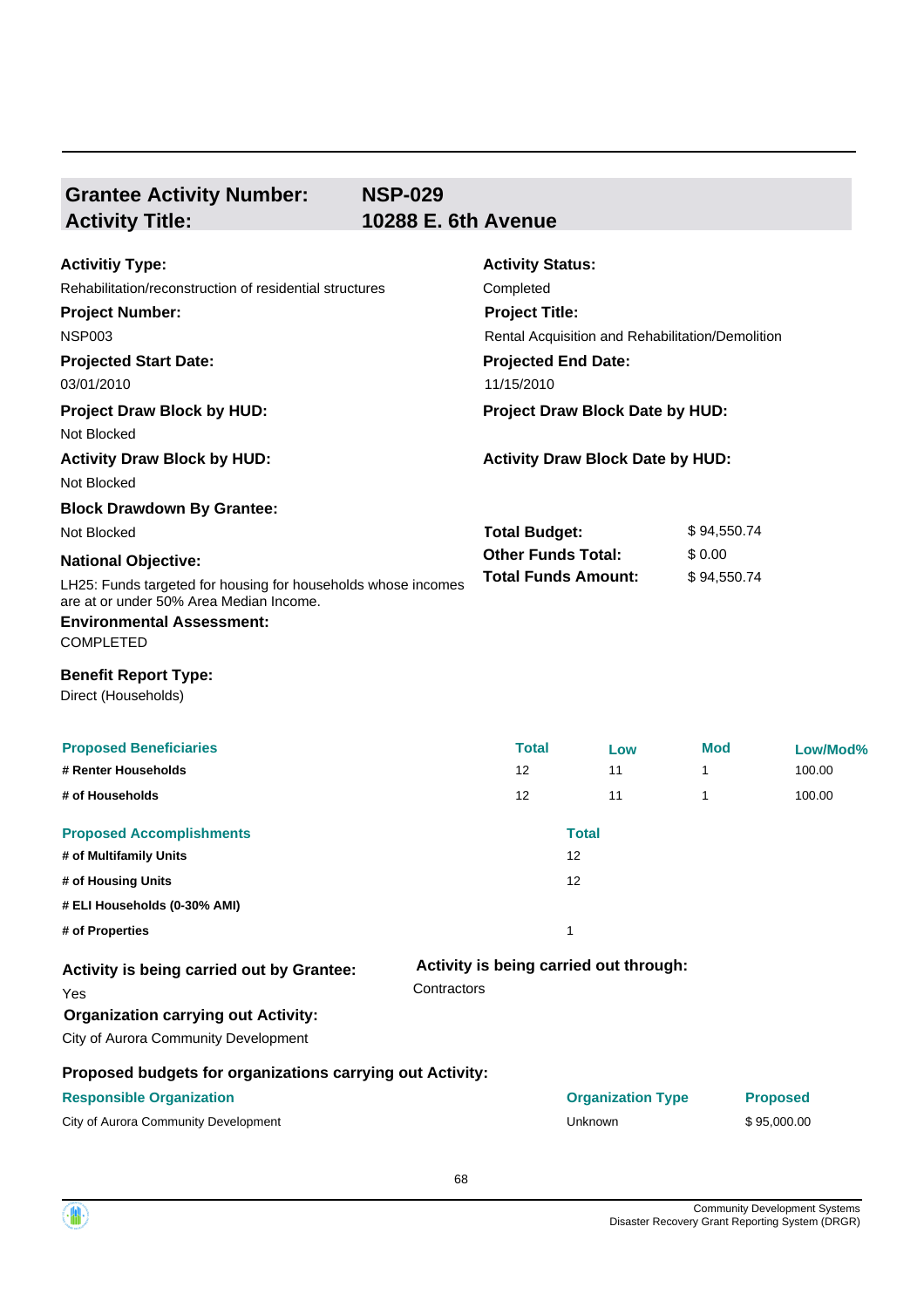## Grantee Activity Number: NSP-029
## Activity Title: 10288 E. 6th Avenue

**Activitiy Type:**
Rehabilitation/reconstruction of residential structures

**Activity Status:**
Completed

**Project Number:**
NSP003

**Project Title:**
Rental Acquisition and Rehabilitation/Demolition

**Projected Start Date:**
03/01/2010

**Projected End Date:**
11/15/2010

**Project Draw Block by HUD:**
Not Blocked

**Project Draw Block Date by HUD:**

**Activity Draw Block by HUD:**
Not Blocked

**Activity Draw Block Date by HUD:**

**Block Drawdown By Grantee:**
Not Blocked

| | |
|---|---|
| **Total Budget:** | $ 94,550.74 |
| **Other Funds Total:** | $ 0.00 |
| **Total Funds Amount:** | $ 94,550.74 |

**National Objective:**
LH25: Funds targeted for housing for households whose incomes are at or under 50% Area Median Income.

**Environmental Assessment:**
COMPLETED

**Benefit Report Type:**
Direct (Households)

| Proposed Beneficiaries | Total | Low | Mod | Low/Mod% |
|---|---|---|---|---|
| # Renter Households | 12 | 11 | 1 | 100.00 |
| # of Households | 12 | 11 | 1 | 100.00 |

| Proposed Accomplishments | Total |
|---|---|
| # of Multifamily Units | 12 |
| # of Housing Units | 12 |
| # ELI Households (0-30% AMI) | |
| # of Properties | 1 |

**Activity is being carried out by Grantee:**
Yes

**Activity is being carried out through:**
Contractors

**Organization carrying out Activity:**
City of Aurora Community Development

**Proposed budgets for organizations carrying out Activity:**

| Responsible Organization | Organization Type | Proposed |
|---|---|---|
| City of Aurora Community Development | Unknown | $ 95,000.00 |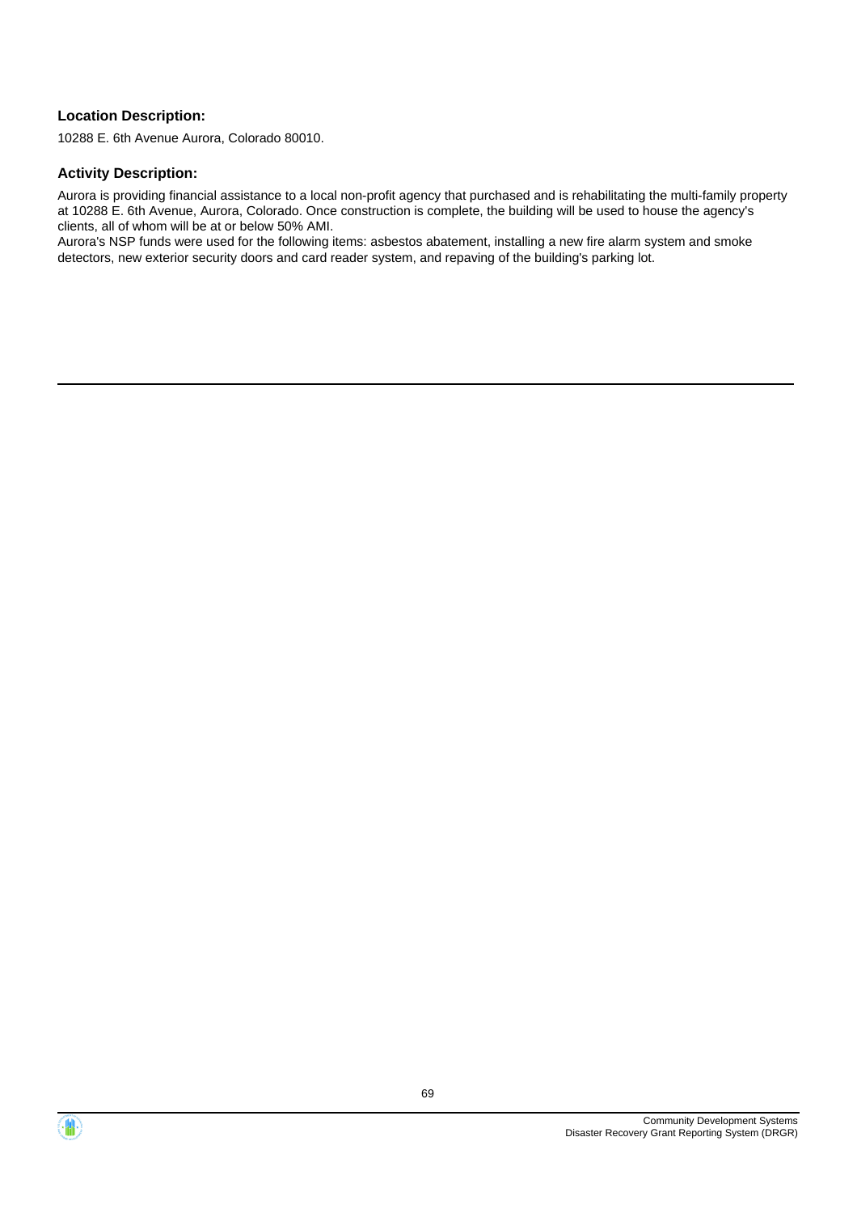**Location Description:**

10288 E. 6th Avenue Aurora, Colorado 80010.

**Activity Description:**

Aurora is providing financial assistance to a local non-profit agency that purchased and is rehabilitating the multi-family property at 10288 E. 6th Avenue, Aurora, Colorado. Once construction is complete, the building will be used to house the agency's clients, all of whom will be at or below 50% AMI.
Aurora's NSP funds were used for the following items: asbestos abatement, installing a new fire alarm system and smoke detectors, new exterior security doors and card reader system, and repaving of the building's parking lot.

---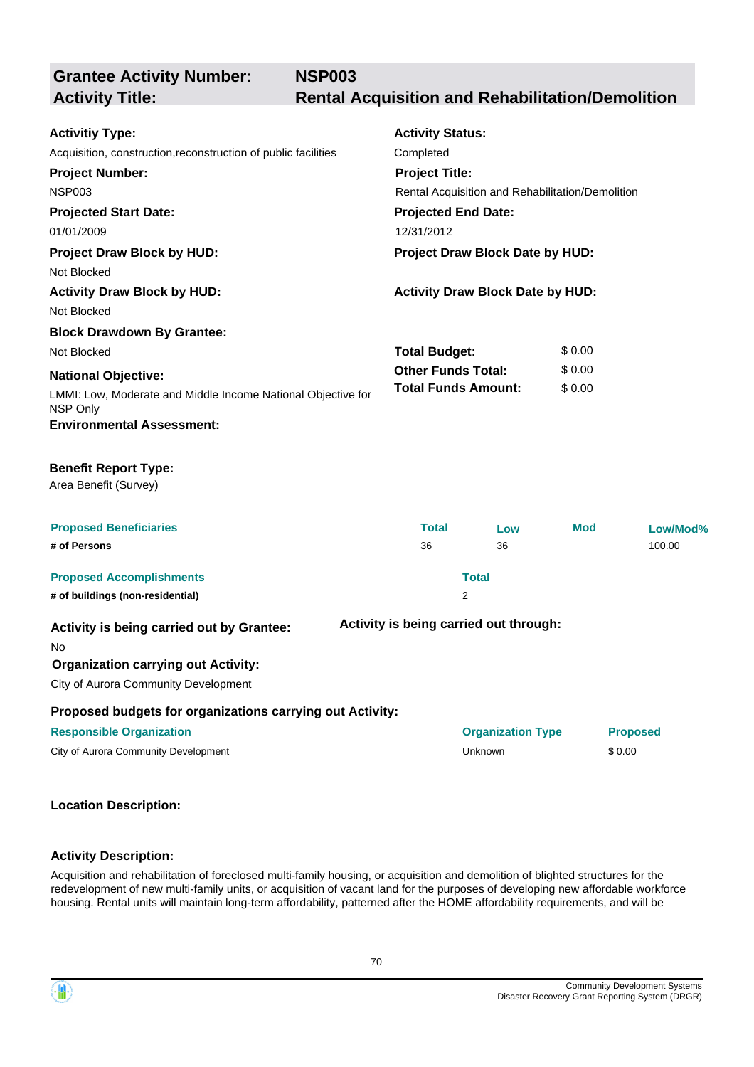## Grantee Activity Number: NSP003
## Activity Title: Rental Acquisition and Rehabilitation/Demolition

**Activitiy Type:**
Acquisition, construction,reconstruction of public facilities

**Activity Status:**
Completed

**Project Number:**
NSP003

**Project Title:**
Rental Acquisition and Rehabilitation/Demolition

**Projected Start Date:**
01/01/2009

**Projected End Date:**
12/31/2012

**Project Draw Block by HUD:**
Not Blocked

**Project Draw Block Date by HUD:**

**Activity Draw Block by HUD:**
Not Blocked

**Activity Draw Block Date by HUD:**

**Block Drawdown By Grantee:**
Not Blocked

| | |
|---|---|
| **Total Budget:** | $ 0.00 |
| **Other Funds Total:** | $ 0.00 |
| **Total Funds Amount:** | $ 0.00 |

**National Objective:**
LMMI: Low, Moderate and Middle Income National Objective for NSP Only

**Environmental Assessment:**

**Benefit Report Type:**
Area Benefit (Survey)

| Proposed Beneficiaries | Total | Low | Mod | Low/Mod% |
|---|---|---|---|---|
| # of Persons | 36 | 36 | | 100.00 |

| Proposed Accomplishments | Total |
|---|---|
| # of buildings (non-residential) | 2 |

**Activity is being carried out by Grantee:**
No

**Activity is being carried out through:**

**Organization carrying out Activity:**
City of Aurora Community Development

**Proposed budgets for organizations carrying out Activity:**

| Responsible Organization | Organization Type | Proposed |
|---|---|---|
| City of Aurora Community Development | Unknown | $ 0.00 |

**Location Description:**

**Activity Description:**

Acquisition and rehabilitation of foreclosed multi-family housing, or acquisition and demolition of blighted structures for the redevelopment of new multi-family units, or acquisition of vacant land for the purposes of developing new affordable workforce housing. Rental units will maintain long-term affordability, patterned after the HOME affordability requirements, and will be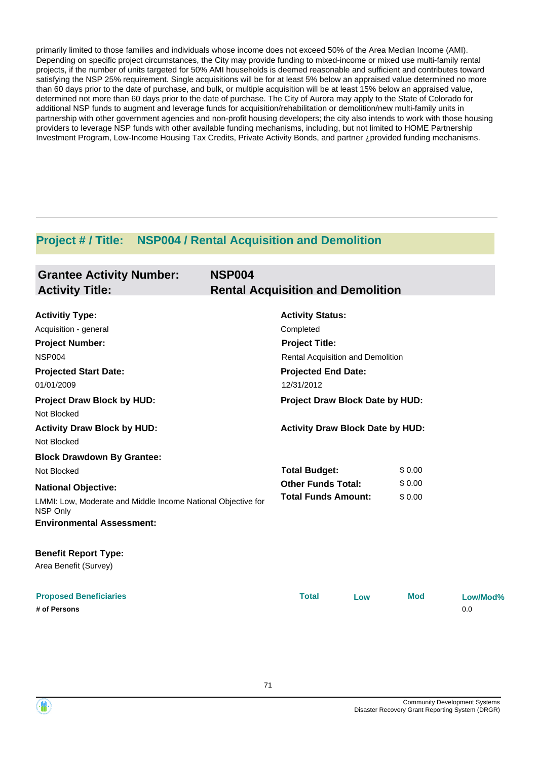primarily limited to those families and individuals whose income does not exceed 50% of the Area Median Income (AMI). Depending on specific project circumstances, the City may provide funding to mixed-income or mixed use multi-family rental projects, if the number of units targeted for 50% AMI households is deemed reasonable and sufficient and contributes toward satisfying the NSP 25% requirement. Single acquisitions will be for at least 5% below an appraised value determined no more than 60 days prior to the date of purchase, and bulk, or multiple acquisition will be at least 15% below an appraised value, determined not more than 60 days prior to the date of purchase. The City of Aurora may apply to the State of Colorado for additional NSP funds to augment and leverage funds for acquisition/rehabilitation or demolition/new multi-family units in partnership with other government agencies and non-profit housing developers; the city also intends to work with those housing providers to leverage NSP funds with other available funding mechanisms, including, but not limited to HOME Partnership Investment Program, Low-Income Housing Tax Credits, Private Activity Bonds, and partner ¿provided funding mechanisms.

---

## Project # / Title: NSP004 / Rental Acquisition and Demolition

**Grantee Activity Number:** NSP004
**Activity Title:** Rental Acquisition and Demolition

**Activitiy Type:**
Acquisition - general

**Activity Status:**
Completed

**Project Number:**
NSP004

**Project Title:**
Rental Acquisition and Demolition

**Projected Start Date:**
01/01/2009

**Projected End Date:**
12/31/2012

**Project Draw Block by HUD:**
Not Blocked

**Project Draw Block Date by HUD:**

**Activity Draw Block by HUD:**
Not Blocked

**Activity Draw Block Date by HUD:**

**Block Drawdown By Grantee:**
Not Blocked

| | |
|---|---|
| **Total Budget:** | $ 0.00 |
| **Other Funds Total:** | $ 0.00 |
| **Total Funds Amount:** | $ 0.00 |

**National Objective:**
LMMI: Low, Moderate and Middle Income National Objective for NSP Only

**Environmental Assessment:**

**Benefit Report Type:**
Area Benefit (Survey)

| Proposed Beneficiaries | Total | Low | Mod | Low/Mod% |
|---|---|---|---|---|
| # of Persons | | | | 0.0 |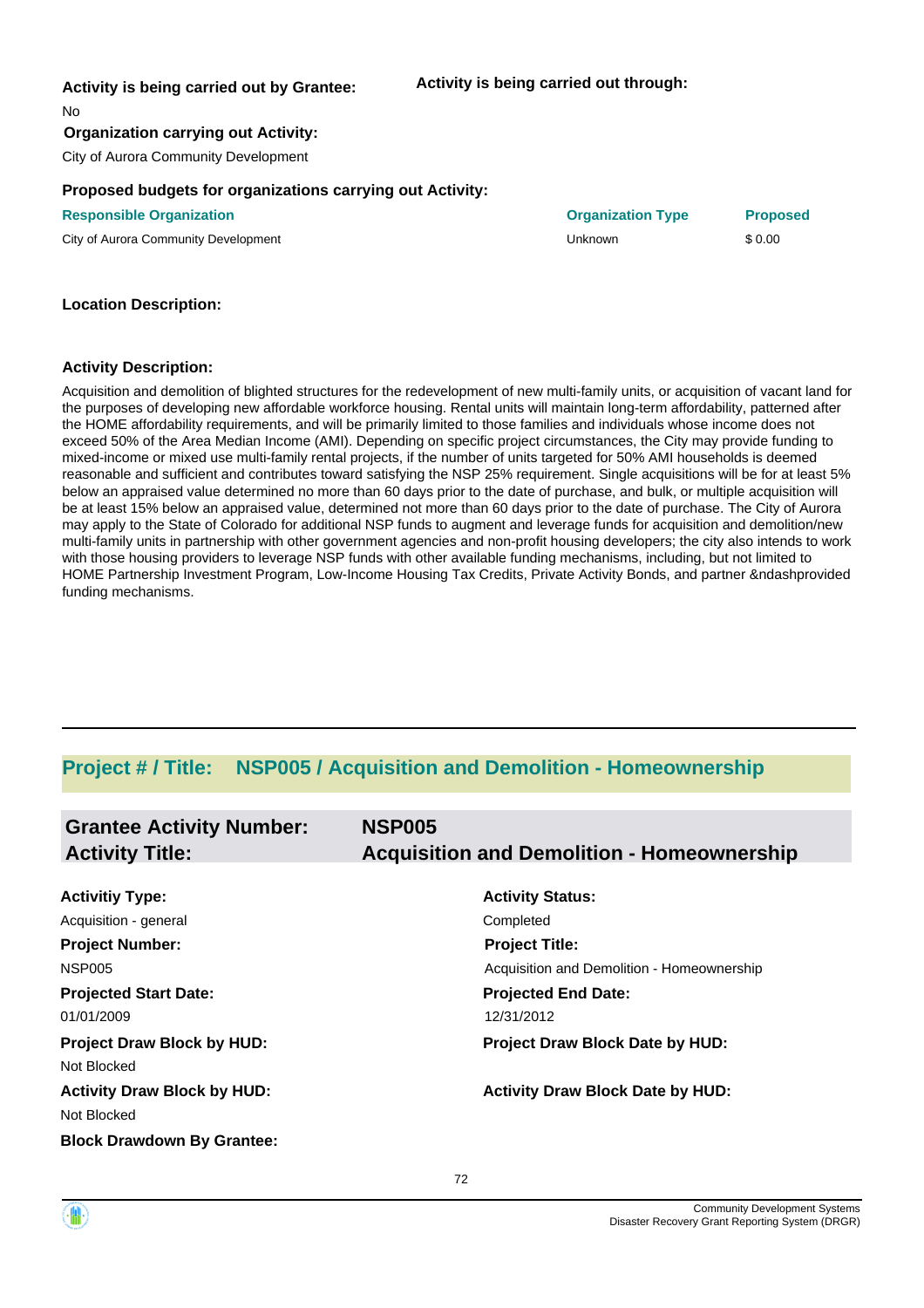**Activity is being carried out by Grantee:**

No

**Activity is being carried out through:**

**Organization carrying out Activity:**

City of Aurora Community Development

**Proposed budgets for organizations carrying out Activity:**

| Responsible Organization | Organization Type | Proposed |
|---|---|---|
| City of Aurora Community Development | Unknown | $ 0.00 |

**Location Description:**

**Activity Description:**

Acquisition and demolition of blighted structures for the redevelopment of new multi-family units, or acquisition of vacant land for the purposes of developing new affordable workforce housing. Rental units will maintain long-term affordability, patterned after the HOME affordability requirements, and will be primarily limited to those families and individuals whose income does not exceed 50% of the Area Median Income (AMI). Depending on specific project circumstances, the City may provide funding to mixed-income or mixed use multi-family rental projects, if the number of units targeted for 50% AMI households is deemed reasonable and sufficient and contributes toward satisfying the NSP 25% requirement. Single acquisitions will be for at least 5% below an appraised value determined no more than 60 days prior to the date of purchase, and bulk, or multiple acquisition will be at least 15% below an appraised value, determined not more than 60 days prior to the date of purchase. The City of Aurora may apply to the State of Colorado for additional NSP funds to augment and leverage funds for acquisition and demolition/new multi-family units in partnership with other government agencies and non-profit housing developers; the city also intends to work with those housing providers to leverage NSP funds with other available funding mechanisms, including, but not limited to HOME Partnership Investment Program, Low-Income Housing Tax Credits, Private Activity Bonds, and partner &ndashprovided funding mechanisms.

---

## Project # / Title: NSP005 / Acquisition and Demolition - Homeownership

| | |
|---|---|
| **Grantee Activity Number:** | **NSP005** |
| **Activity Title:** | **Acquisition and Demolition - Homeownership** |

**Activitiy Type:**

Acquisition - general

**Activity Status:**

Completed

**Project Number:**

NSP005

**Project Title:**

Acquisition and Demolition - Homeownership

**Projected Start Date:**

01/01/2009

**Projected End Date:**

12/31/2012

**Project Draw Block by HUD:**

Not Blocked

**Project Draw Block Date by HUD:**

**Activity Draw Block by HUD:**

Not Blocked

**Activity Draw Block Date by HUD:**

**Block Drawdown By Grantee:**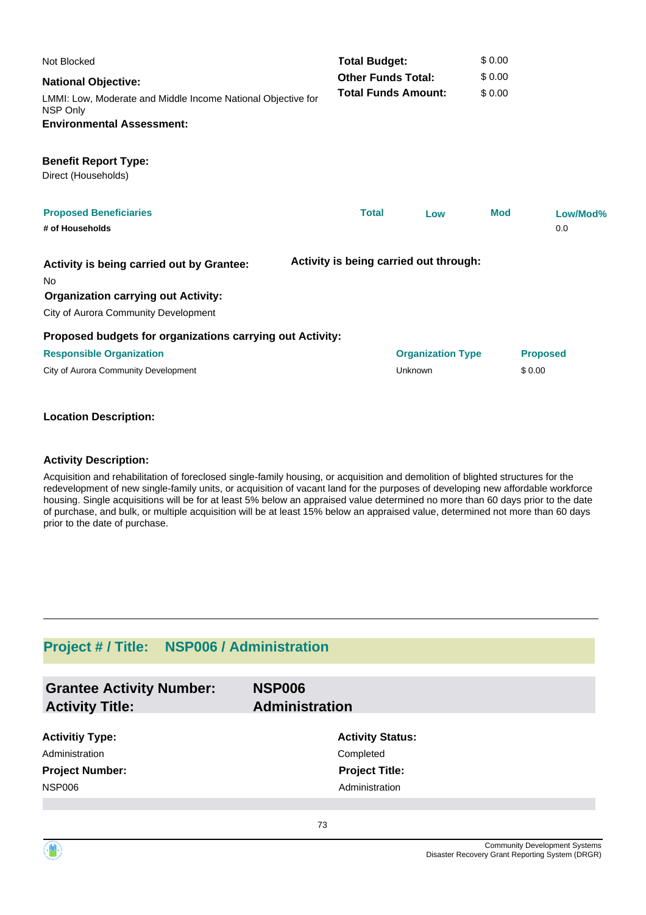Not Blocked

**National Objective:**

LMMI: Low, Moderate and Middle Income National Objective for NSP Only

**Environmental Assessment:**

| | |
|---|---|
| **Total Budget:** | $ 0.00 |
| **Other Funds Total:** | $ 0.00 |
| **Total Funds Amount:** | $ 0.00 |

**Benefit Report Type:**

Direct (Households)

| Proposed Beneficiaries | Total | Low | Mod | Low/Mod% |
|---|---|---|---|---|
| # of Households | | | | 0.0 |

**Activity is being carried out by Grantee:**

No

**Activity is being carried out through:**

**Organization carrying out Activity:**

City of Aurora Community Development

**Proposed budgets for organizations carrying out Activity:**

| Responsible Organization | Organization Type | Proposed |
|---|---|---|
| City of Aurora Community Development | Unknown | $ 0.00 |

**Location Description:**

**Activity Description:**

Acquisition and rehabilitation of foreclosed single-family housing, or acquisition and demolition of blighted structures for the redevelopment of new single-family units, or acquisition of vacant land for the purposes of developing new affordable workforce housing. Single acquisitions will be for at least 5% below an appraised value determined no more than 60 days prior to the date of purchase, and bulk, or multiple acquisition will be at least 15% below an appraised value, determined not more than 60 days prior to the date of purchase.

## Project # / Title: NSP006 / Administration

| | |
|---|---|
| **Grantee Activity Number:** | **NSP006** |
| **Activity Title:** | **Administration** |

**Activitiy Type:**

Administration

**Activity Status:**

Completed

**Project Number:**

NSP006

**Project Title:**

Administration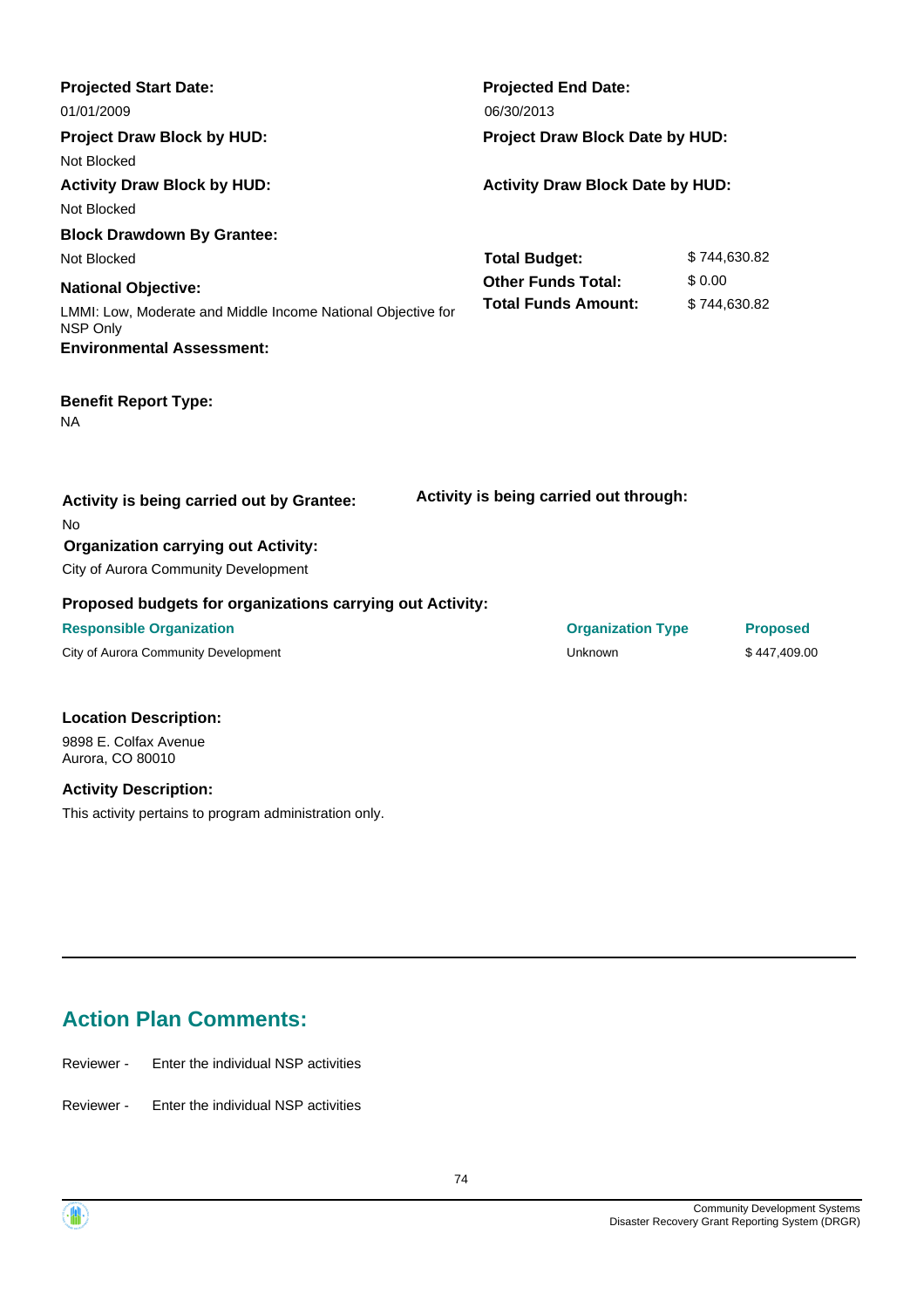**Projected Start Date:**
01/01/2009

**Projected End Date:**
06/30/2013

**Project Draw Block by HUD:**
Not Blocked

**Project Draw Block Date by HUD:**

**Activity Draw Block by HUD:**
Not Blocked

**Activity Draw Block Date by HUD:**

**Block Drawdown By Grantee:**
Not Blocked

| | |
|---|---|
| **Total Budget:** | $ 744,630.82 |
| **Other Funds Total:** | $ 0.00 |
| **Total Funds Amount:** | $ 744,630.82 |

**National Objective:**
LMMI: Low, Moderate and Middle Income National Objective for NSP Only

**Environmental Assessment:**

**Benefit Report Type:**
NA

**Activity is being carried out by Grantee:**
No

**Activity is being carried out through:**

**Organization carrying out Activity:**
City of Aurora Community Development

**Proposed budgets for organizations carrying out Activity:**

| Responsible Organization | Organization Type | Proposed |
|---|---|---|
| City of Aurora Community Development | Unknown | $ 447,409.00 |

**Location Description:**
9898 E. Colfax Avenue
Aurora, CO 80010

**Activity Description:**
This activity pertains to program administration only.

## Action Plan Comments:

Reviewer - Enter the individual NSP activities

Reviewer - Enter the individual NSP activities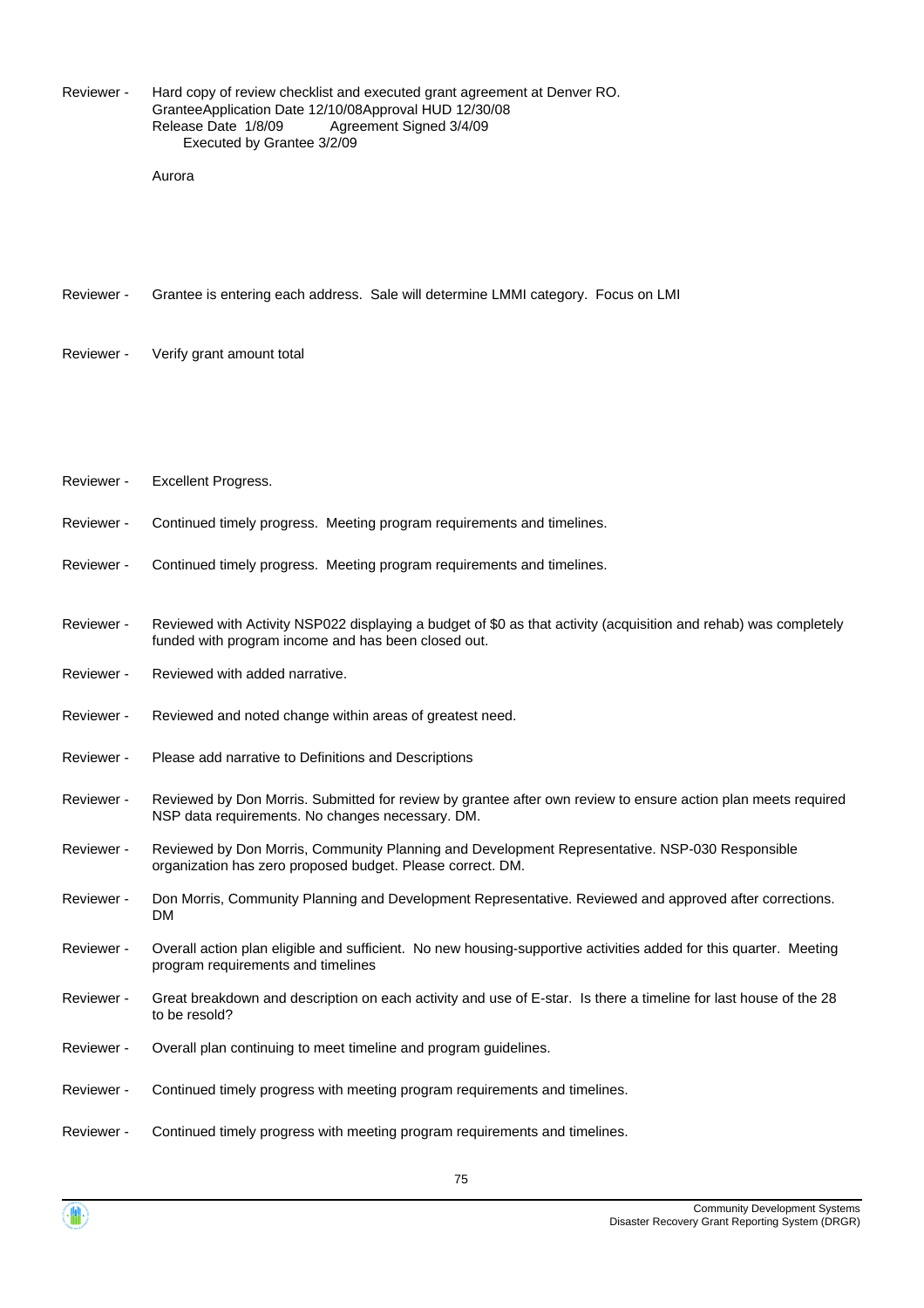Reviewer - Hard copy of review checklist and executed grant agreement at Denver RO.
GranteeApplication Date 12/10/08Approval HUD 12/30/08
Release Date 1/8/09 Agreement Signed 3/4/09
Executed by Grantee 3/2/09

Aurora

Reviewer - Grantee is entering each address. Sale will determine LMMI category. Focus on LMI

Reviewer - Verify grant amount total

Reviewer - Excellent Progress.

Reviewer - Continued timely progress. Meeting program requirements and timelines.

Reviewer - Continued timely progress. Meeting program requirements and timelines.

Reviewer - Reviewed with Activity NSP022 displaying a budget of $0 as that activity (acquisition and rehab) was completely funded with program income and has been closed out.

Reviewer - Reviewed with added narrative.

Reviewer - Reviewed and noted change within areas of greatest need.

Reviewer - Please add narrative to Definitions and Descriptions

Reviewer - Reviewed by Don Morris. Submitted for review by grantee after own review to ensure action plan meets required NSP data requirements. No changes necessary. DM.

Reviewer - Reviewed by Don Morris, Community Planning and Development Representative. NSP-030 Responsible organization has zero proposed budget. Please correct. DM.

Reviewer - Don Morris, Community Planning and Development Representative. Reviewed and approved after corrections. DM

Reviewer - Overall action plan eligible and sufficient. No new housing-supportive activities added for this quarter. Meeting program requirements and timelines

Reviewer - Great breakdown and description on each activity and use of E-star. Is there a timeline for last house of the 28 to be resold?

Reviewer - Overall plan continuing to meet timeline and program guidelines.

Reviewer - Continued timely progress with meeting program requirements and timelines.

Reviewer - Continued timely progress with meeting program requirements and timelines.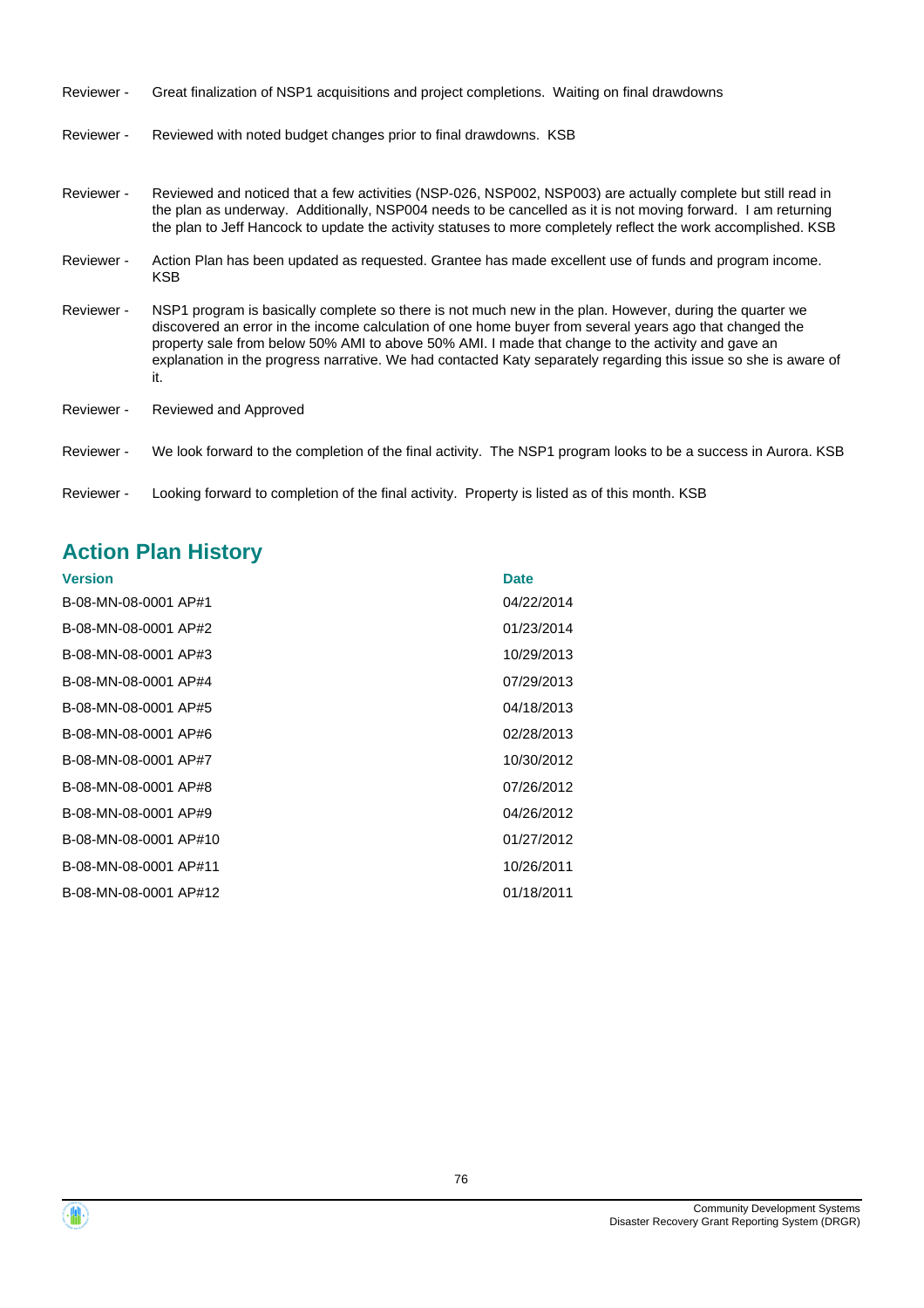Reviewer - Great finalization of NSP1 acquisitions and project completions. Waiting on final drawdowns

Reviewer - Reviewed with noted budget changes prior to final drawdowns. KSB

Reviewer - Reviewed and noticed that a few activities (NSP-026, NSP002, NSP003) are actually complete but still read in the plan as underway. Additionally, NSP004 needs to be cancelled as it is not moving forward. I am returning the plan to Jeff Hancock to update the activity statuses to more completely reflect the work accomplished. KSB

Reviewer - Action Plan has been updated as requested. Grantee has made excellent use of funds and program income. KSB

Reviewer - NSP1 program is basically complete so there is not much new in the plan. However, during the quarter we discovered an error in the income calculation of one home buyer from several years ago that changed the property sale from below 50% AMI to above 50% AMI. I made that change to the activity and gave an explanation in the progress narrative. We had contacted Katy separately regarding this issue so she is aware of it.

Reviewer - Reviewed and Approved

Reviewer - We look forward to the completion of the final activity. The NSP1 program looks to be a success in Aurora. KSB

Reviewer - Looking forward to completion of the final activity. Property is listed as of this month. KSB

## Action Plan History

| Version | Date |
|---|---|
| B-08-MN-08-0001 AP#1 | 04/22/2014 |
| B-08-MN-08-0001 AP#2 | 01/23/2014 |
| B-08-MN-08-0001 AP#3 | 10/29/2013 |
| B-08-MN-08-0001 AP#4 | 07/29/2013 |
| B-08-MN-08-0001 AP#5 | 04/18/2013 |
| B-08-MN-08-0001 AP#6 | 02/28/2013 |
| B-08-MN-08-0001 AP#7 | 10/30/2012 |
| B-08-MN-08-0001 AP#8 | 07/26/2012 |
| B-08-MN-08-0001 AP#9 | 04/26/2012 |
| B-08-MN-08-0001 AP#10 | 01/27/2012 |
| B-08-MN-08-0001 AP#11 | 10/26/2011 |
| B-08-MN-08-0001 AP#12 | 01/18/2011 |